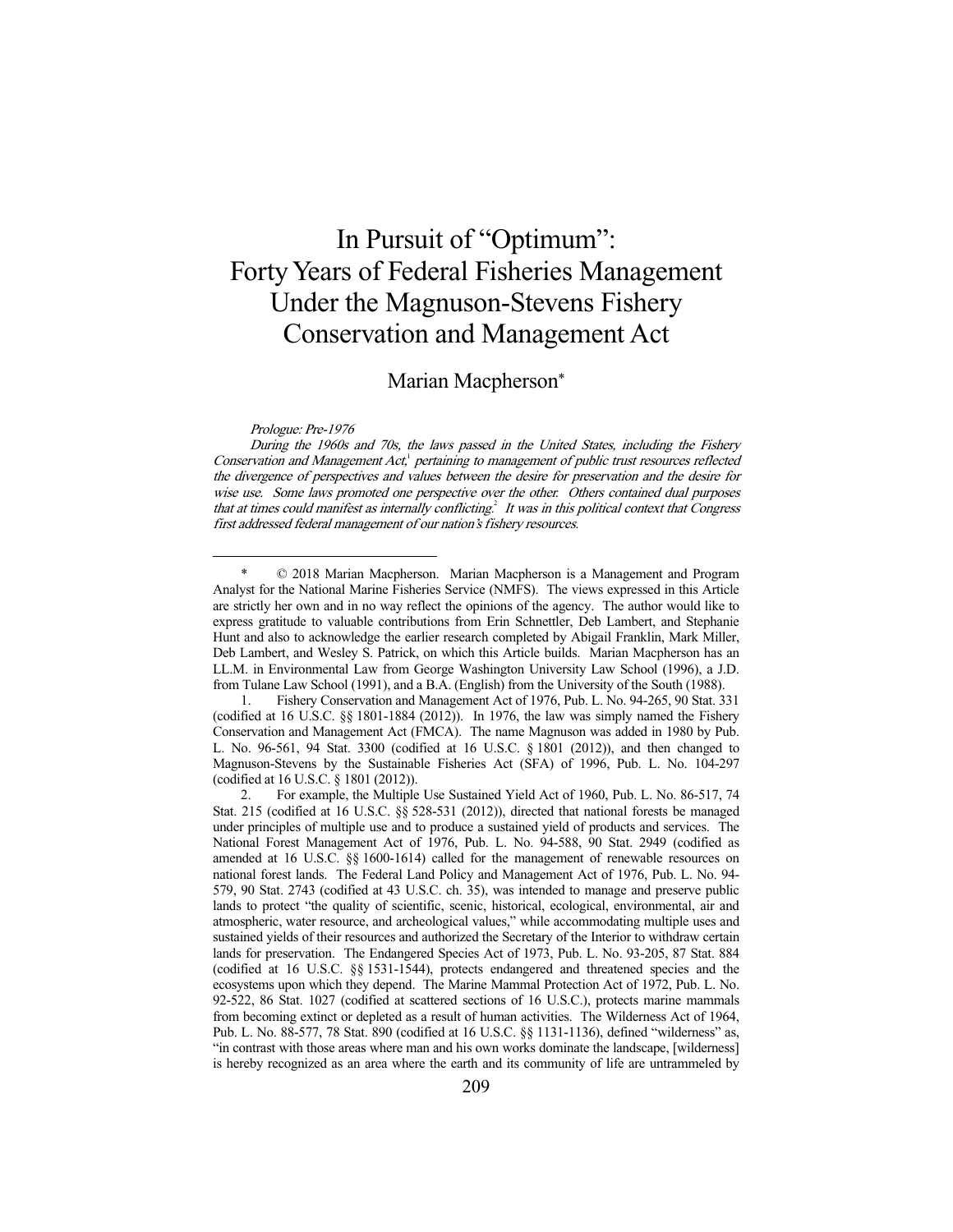# In Pursuit of "Optimum": Forty Years of Federal Fisheries Management Under the Magnuson-Stevens Fishery Conservation and Management Act

Marian Macpherson*

*Prologue: Pre-1976*

*During the 1960s and 70s, the laws passed in the United States, including the Fishery Conservation and Management Act,*[1] *pertaining to management of public trust resources reflected the divergence of perspectives and values between the desire for preservation and the desire for wise use. Some laws promoted one perspective over the other. Others contained dual purposes that at times could manifest as internally conflicting.*[2] *It was in this political context that Congress first addressed federal management of our nation's fishery resources.*

---

\* © 2018 Marian Macpherson. Marian Macpherson is a Management and Program Analyst for the National Marine Fisheries Service (NMFS). The views expressed in this Article are strictly her own and in no way reflect the opinions of the agency. The author would like to express gratitude to valuable contributions from Erin Schnettler, Deb Lambert, and Stephanie Hunt and also to acknowledge the earlier research completed by Abigail Franklin, Mark Miller, Deb Lambert, and Wesley S. Patrick, on which this Article builds. Marian Macpherson has an LL.M. in Environmental Law from George Washington University Law School (1996), a J.D. from Tulane Law School (1991), and a B.A. (English) from the University of the South (1988).

1. Fishery Conservation and Management Act of 1976, Pub. L. No. 94-265, 90 Stat. 331 (codified at 16 U.S.C. §§ 1801-1884 (2012)). In 1976, the law was simply named the Fishery Conservation and Management Act (FMCA). The name Magnuson was added in 1980 by Pub. L. No. 96-561, 94 Stat. 3300 (codified at 16 U.S.C. § 1801 (2012)), and then changed to Magnuson-Stevens by the Sustainable Fisheries Act (SFA) of 1996, Pub. L. No. 104-297 (codified at 16 U.S.C. § 1801 (2012)).

2. For example, the Multiple Use Sustained Yield Act of 1960, Pub. L. No. 86-517, 74 Stat. 215 (codified at 16 U.S.C. §§ 528-531 (2012)), directed that national forests be managed under principles of multiple use and to produce a sustained yield of products and services. The National Forest Management Act of 1976, Pub. L. No. 94-588, 90 Stat. 2949 (codified as amended at 16 U.S.C. §§ 1600-1614) called for the management of renewable resources on national forest lands. The Federal Land Policy and Management Act of 1976, Pub. L. No. 94-579, 90 Stat. 2743 (codified at 43 U.S.C. ch. 35), was intended to manage and preserve public lands to protect "the quality of scientific, scenic, historical, ecological, environmental, air and atmospheric, water resource, and archeological values," while accommodating multiple uses and sustained yields of their resources and authorized the Secretary of the Interior to withdraw certain lands for preservation. The Endangered Species Act of 1973, Pub. L. No. 93-205, 87 Stat. 884 (codified at 16 U.S.C. §§ 1531-1544), protects endangered and threatened species and the ecosystems upon which they depend. The Marine Mammal Protection Act of 1972, Pub. L. No. 92-522, 86 Stat. 1027 (codified at scattered sections of 16 U.S.C.), protects marine mammals from becoming extinct or depleted as a result of human activities. The Wilderness Act of 1964, Pub. L. No. 88-577, 78 Stat. 890 (codified at 16 U.S.C. §§ 1131-1136), defined "wilderness" as, "in contrast with those areas where man and his own works dominate the landscape, [wilderness] is hereby recognized as an area where the earth and its community of life are untrammeled by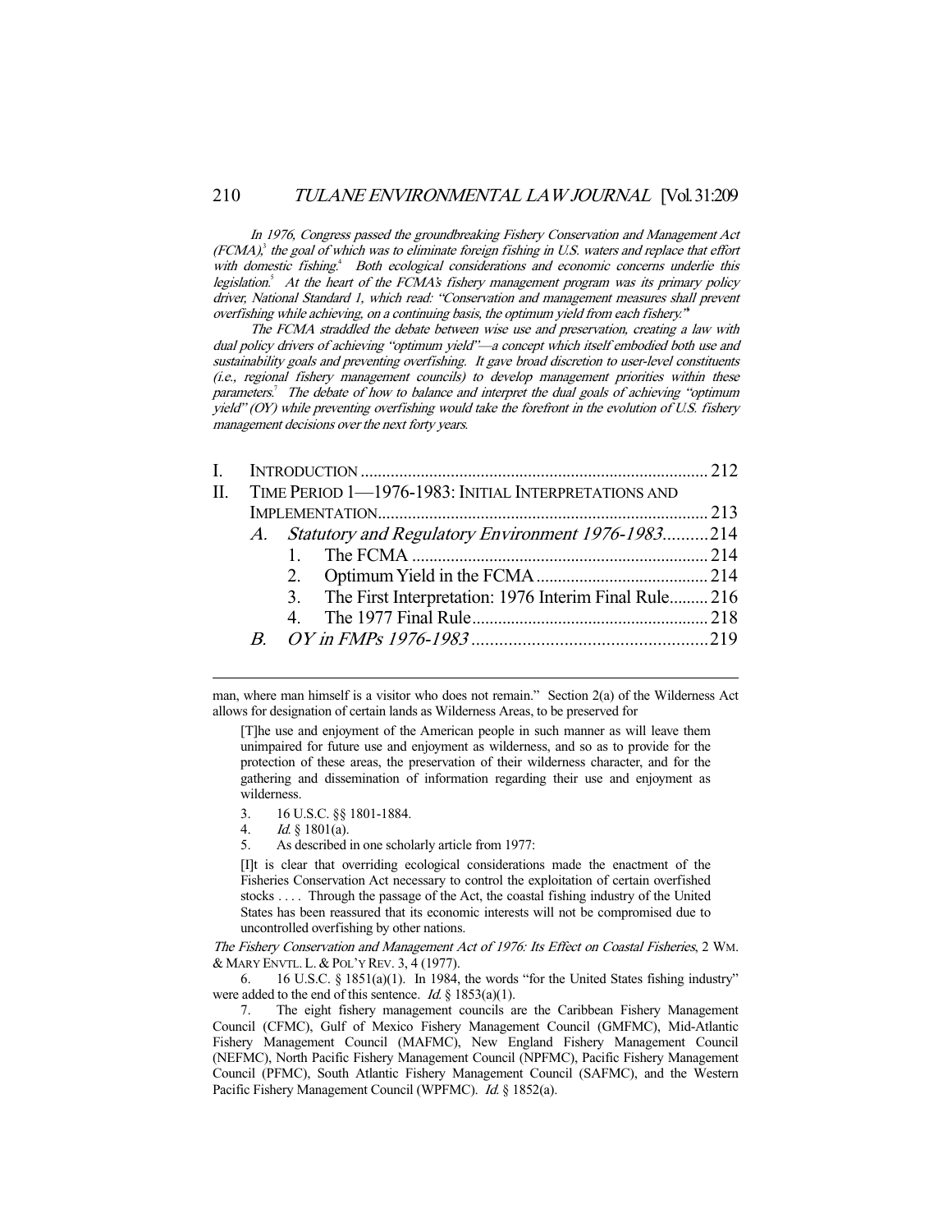*In 1976, Congress passed the groundbreaking Fishery Conservation and Management Act (FCMA),[3] the goal of which was to eliminate foreign fishing in U.S. waters and replace that effort with domestic fishing.[4] Both ecological considerations and economic concerns underlie this legislation.[5] At the heart of the FCMA's fishery management program was its primary policy driver, National Standard 1, which read: "Conservation and management measures shall prevent overfishing while achieving, on a continuing basis, the optimum yield from each fishery."[6]*

*The FCMA straddled the debate between wise use and preservation, creating a law with dual policy drivers of achieving "optimum yield"—a concept which itself embodied both use and sustainability goals and preventing overfishing. It gave broad discretion to user-level constituents (i.e., regional fishery management councils) to develop management priorities within these parameters.[7] The debate of how to balance and interpret the dual goals of achieving "optimum yield" (OY) while preventing overfishing would take the forefront in the evolution of U.S. fishery management decisions over the next forty years.*

I. INTRODUCTION ..... 212
II. TIME PERIOD 1—1976-1983: INITIAL INTERPRETATIONS AND IMPLEMENTATION ..... 213
  A. *Statutory and Regulatory Environment 1976-1983* ..... 214
    1. The FCMA ..... 214
    2. Optimum Yield in the FCMA ..... 214
    3. The First Interpretation: 1976 Interim Final Rule ..... 216
    4. The 1977 Final Rule ..... 218
  B. *OY in FMPs 1976-1983* ..... 219

---

man, where man himself is a visitor who does not remain." Section 2(a) of the Wilderness Act allows for designation of certain lands as Wilderness Areas, to be preserved for

> [T]he use and enjoyment of the American people in such manner as will leave them unimpaired for future use and enjoyment as wilderness, and so as to provide for the protection of these areas, the preservation of their wilderness character, and for the gathering and dissemination of information regarding their use and enjoyment as wilderness.

3. 16 U.S.C. §§ 1801-1884.
4. *Id.* § 1801(a).
5. As described in one scholarly article from 1977:

> [I]t is clear that overriding ecological considerations made the enactment of the Fisheries Conservation Act necessary to control the exploitation of certain overfished stocks . . . . Through the passage of the Act, the coastal fishing industry of the United States has been reassured that its economic interests will not be compromised due to uncontrolled overfishing by other nations.

*The Fishery Conservation and Management Act of 1976: Its Effect on Coastal Fisheries*, 2 WM. & MARY ENVTL. L. & POL'Y REV. 3, 4 (1977).

6. 16 U.S.C. § 1851(a)(1). In 1984, the words "for the United States fishing industry" were added to the end of this sentence. *Id.* § 1853(a)(1).

7. The eight fishery management councils are the Caribbean Fishery Management Council (CFMC), Gulf of Mexico Fishery Management Council (GMFMC), Mid-Atlantic Fishery Management Council (MAFMC), New England Fishery Management Council (NEFMC), North Pacific Fishery Management Council (NPFMC), Pacific Fishery Management Council (PFMC), South Atlantic Fishery Management Council (SAFMC), and the Western Pacific Fishery Management Council (WPFMC). *Id.* § 1852(a).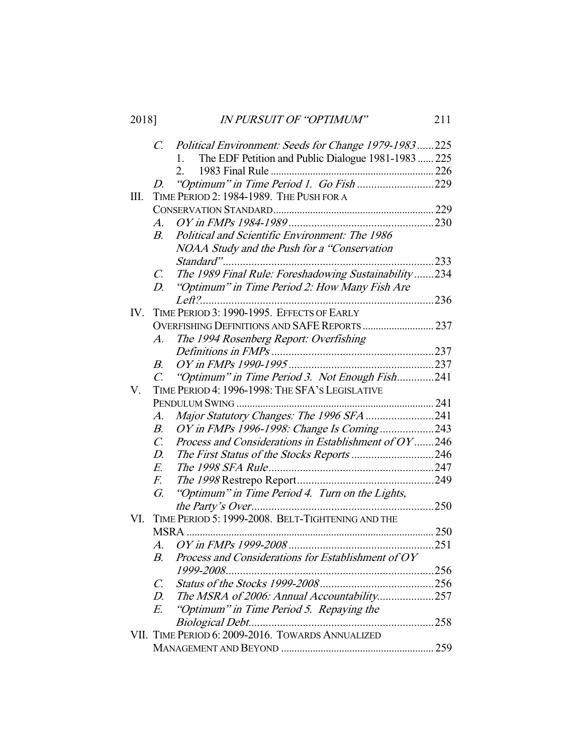C. *Political Environment: Seeds for Change 1979-1983* ......225
   1. The EDF Petition and Public Dialogue 1981-1983 ...... 225
   2. 1983 Final Rule ............................................................. 226

D. *"Optimum" in Time Period 1. Go Fish* ...........................229

III. TIME PERIOD 2: 1984-1989. THE PUSH FOR A CONSERVATION STANDARD............................................................ 229

A. *OY in FMPs 1984-1989*...................................................230

B. *Political and Scientific Environment: The 1986 NOAA Study and the Push for a "Conservation Standard"*...........................................................................233

C. *The 1989 Final Rule: Foreshadowing Sustainability* .......234

D. *"Optimum" in Time Period 2: How Many Fish Are Left?*..................................................................................236

IV. TIME PERIOD 3: 1990-1995. EFFECTS OF EARLY OVERFISHING DEFINITIONS AND SAFE REPORTS ........................... 237

A. *The 1994 Rosenberg Report: Overfishing Definitions in FMPs* .........................................................237

B. *OY in FMPs 1990-1995* ...................................................237

C. *"Optimum" in Time Period 3. Not Enough Fish*.............241

V. TIME PERIOD 4: 1996-1998: THE SFA'S LEGISLATIVE PENDULUM SWING .......................................................................... 241

A. *Major Statutory Changes: The 1996 SFA* ........................241

B. *OY in FMPs 1996-1998: Change Is Coming* ...................243

C. *Process and Considerations in Establishment of OY* .......246

D. *The First Status of the Stocks Reports* .............................246

E. *The 1998 SFA Rule*..........................................................247

F. *The 1998* Restrepo Report................................................249

G. *"Optimum" in Time Period 4. Turn on the Lights, the Party's Over*................................................................250

VI. TIME PERIOD 5: 1999-2008. BELT-TIGHTENING AND THE MSRA ............................................................................................. 250

A. *OY in FMPs 1999-2008*...................................................251

B. *Process and Considerations for Establishment of OY 1999-2008*..........................................................................256

C. *Status of the Stocks 1999-2008*........................................256

D. *The MSRA of 2006: Annual Accountability*....................257

E. *"Optimum" in Time Period 5. Repaying the Biological Debt*.................................................................258

VII. TIME PERIOD 6: 2009-2016. TOWARDS ANNUALIZED MANAGEMENT AND BEYOND ......................................................... 259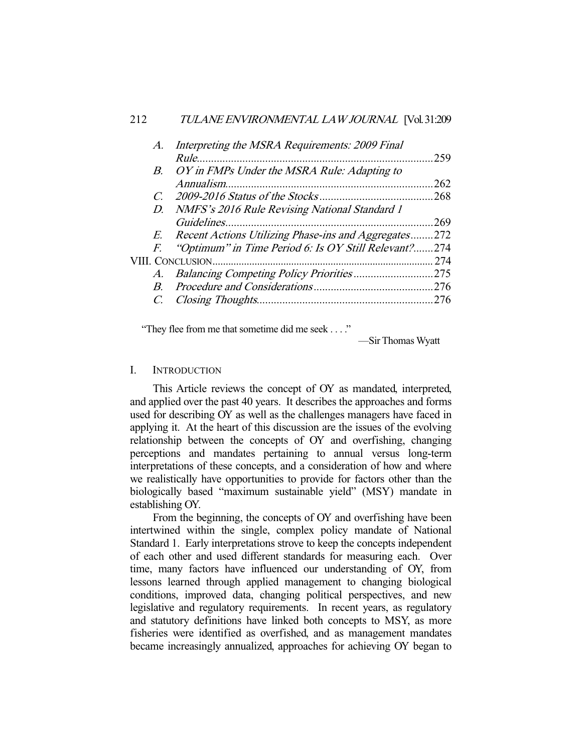A. *Interpreting the MSRA Requirements: 2009 Final Rule* ........ 259
B. *OY in FMPs Under the MSRA Rule: Adapting to Annualism* ........ 262
C. *2009-2016 Status of the Stocks* ........ 268
D. *NMFS's 2016 Rule Revising National Standard 1 Guidelines* ........ 269
E. *Recent Actions Utilizing Phase-ins and Aggregates* ........ 272
F. *"Optimum" in Time Period 6: Is OY Still Relevant?* ........ 274

VIII. CONCLUSION ........ 274
A. *Balancing Competing Policy Priorities* ........ 275
B. *Procedure and Considerations* ........ 276
C. *Closing Thoughts* ........ 276

"They flee from me that sometime did me seek . . . ."

—Sir Thomas Wyatt

## I. INTRODUCTION

This Article reviews the concept of OY as mandated, interpreted, and applied over the past 40 years. It describes the approaches and forms used for describing OY as well as the challenges managers have faced in applying it. At the heart of this discussion are the issues of the evolving relationship between the concepts of OY and overfishing, changing perceptions and mandates pertaining to annual versus long-term interpretations of these concepts, and a consideration of how and where we realistically have opportunities to provide for factors other than the biologically based "maximum sustainable yield" (MSY) mandate in establishing OY.

From the beginning, the concepts of OY and overfishing have been intertwined within the single, complex policy mandate of National Standard 1. Early interpretations strove to keep the concepts independent of each other and used different standards for measuring each. Over time, many factors have influenced our understanding of OY, from lessons learned through applied management to changing biological conditions, improved data, changing political perspectives, and new legislative and regulatory requirements. In recent years, as regulatory and statutory definitions have linked both concepts to MSY, as more fisheries were identified as overfished, and as management mandates became increasingly annualized, approaches for achieving OY began to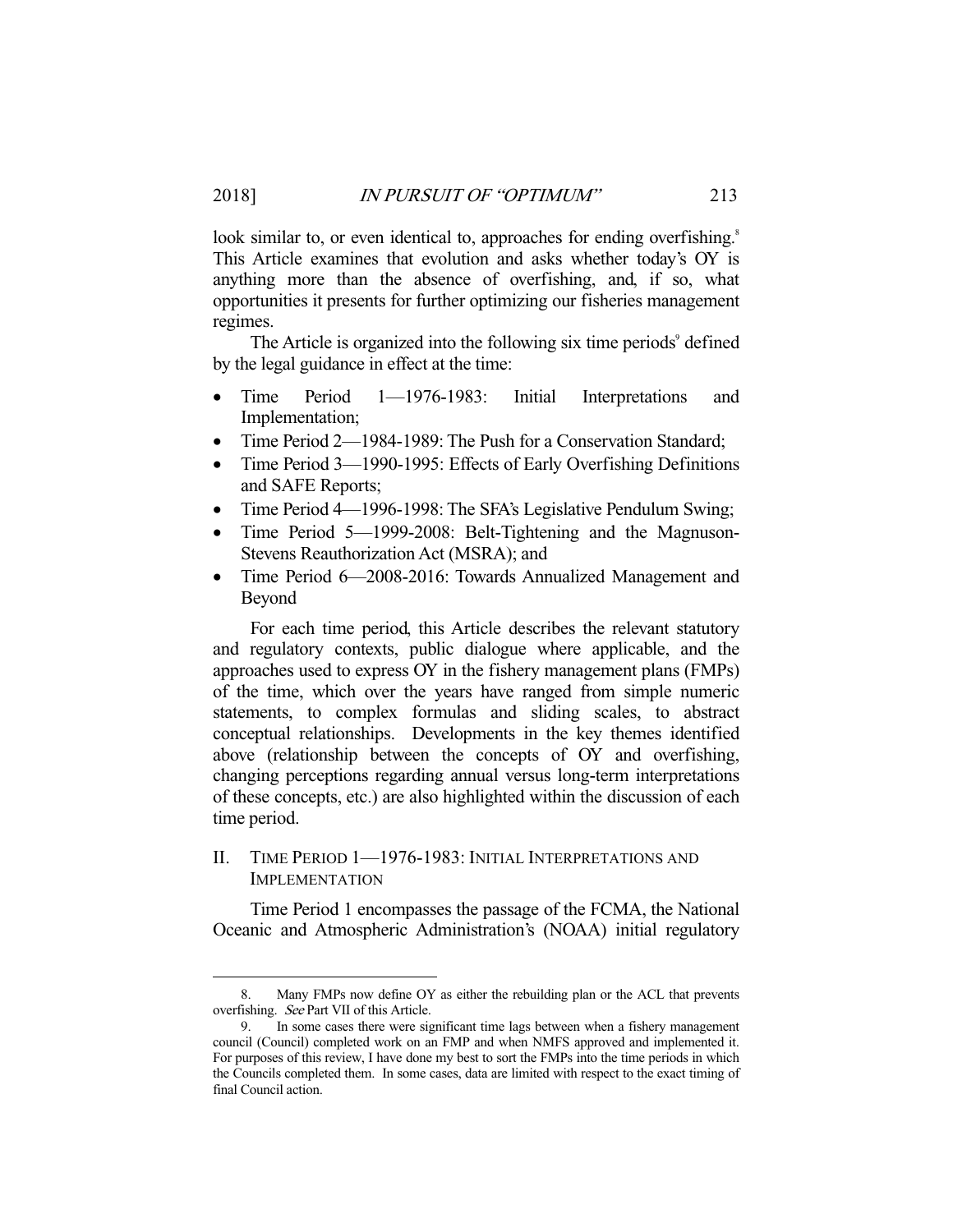look similar to, or even identical to, approaches for ending overfishing.[8] This Article examines that evolution and asks whether today's OY is anything more than the absence of overfishing, and, if so, what opportunities it presents for further optimizing our fisheries management regimes.

The Article is organized into the following six time periods[9] defined by the legal guidance in effect at the time:

- Time Period 1—1976-1983: Initial Interpretations and Implementation;
- Time Period 2—1984-1989: The Push for a Conservation Standard;
- Time Period 3—1990-1995: Effects of Early Overfishing Definitions and SAFE Reports;
- Time Period 4—1996-1998: The SFA's Legislative Pendulum Swing;
- Time Period 5—1999-2008: Belt-Tightening and the Magnuson-Stevens Reauthorization Act (MSRA); and
- Time Period 6—2008-2016: Towards Annualized Management and Beyond

For each time period, this Article describes the relevant statutory and regulatory contexts, public dialogue where applicable, and the approaches used to express OY in the fishery management plans (FMPs) of the time, which over the years have ranged from simple numeric statements, to complex formulas and sliding scales, to abstract conceptual relationships. Developments in the key themes identified above (relationship between the concepts of OY and overfishing, changing perceptions regarding annual versus long-term interpretations of these concepts, etc.) are also highlighted within the discussion of each time period.

## II. Time Period 1—1976-1983: Initial Interpretations and Implementation

Time Period 1 encompasses the passage of the FCMA, the National Oceanic and Atmospheric Administration's (NOAA) initial regulatory

---

8. Many FMPs now define OY as either the rebuilding plan or the ACL that prevents overfishing. *See* Part VII of this Article.

9. In some cases there were significant time lags between when a fishery management council (Council) completed work on an FMP and when NMFS approved and implemented it. For purposes of this review, I have done my best to sort the FMPs into the time periods in which the Councils completed them. In some cases, data are limited with respect to the exact timing of final Council action.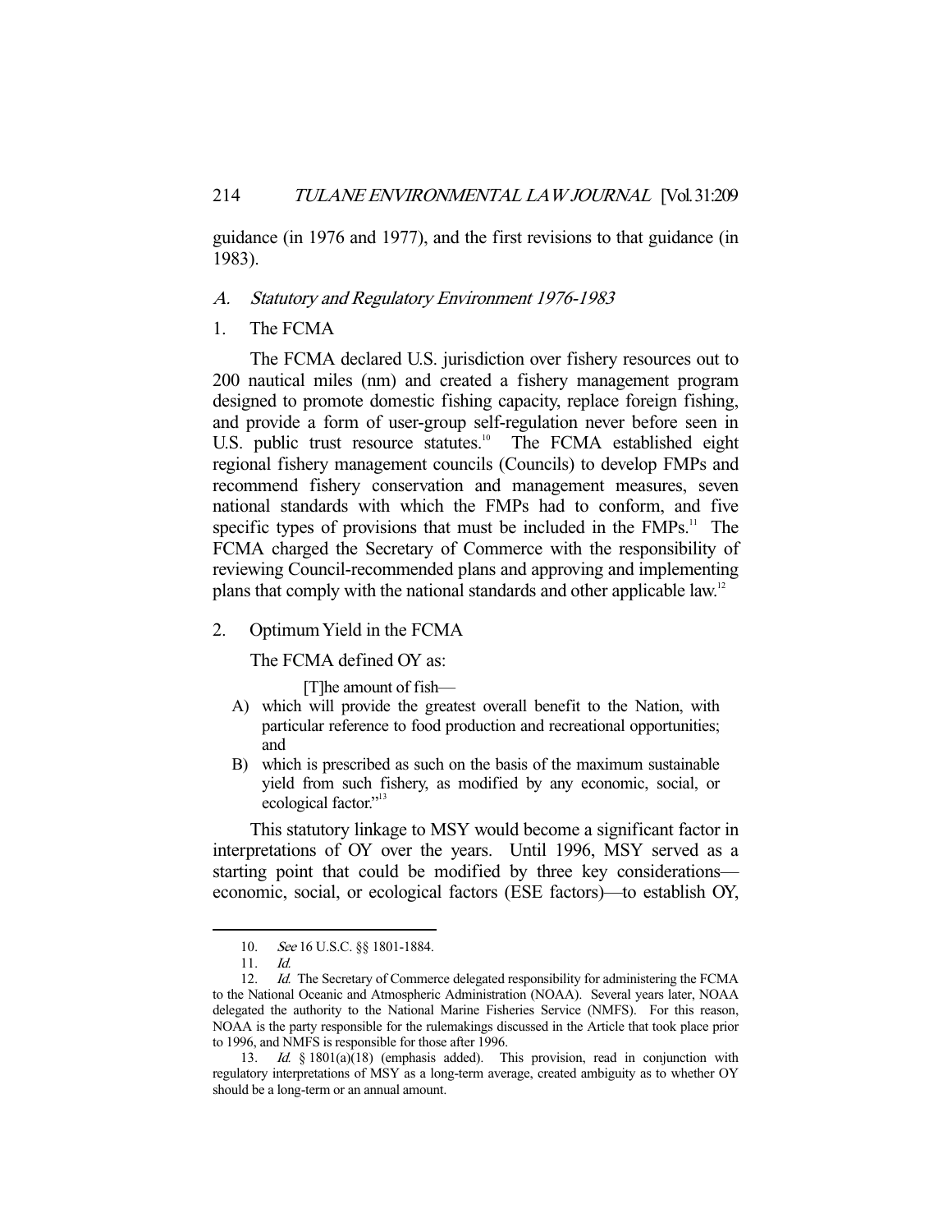guidance (in 1976 and 1977), and the first revisions to that guidance (in 1983).

### *A. Statutory and Regulatory Environment 1976-1983*

#### 1. The FCMA

The FCMA declared U.S. jurisdiction over fishery resources out to 200 nautical miles (nm) and created a fishery management program designed to promote domestic fishing capacity, replace foreign fishing, and provide a form of user-group self-regulation never before seen in U.S. public trust resource statutes.[10] The FCMA established eight regional fishery management councils (Councils) to develop FMPs and recommend fishery conservation and management measures, seven national standards with which the FMPs had to conform, and five specific types of provisions that must be included in the FMPs.[11] The FCMA charged the Secretary of Commerce with the responsibility of reviewing Council-recommended plans and approving and implementing plans that comply with the national standards and other applicable law.[12]

#### 2. Optimum Yield in the FCMA

The FCMA defined OY as:

> [T]he amount of fish—
>
> A) which will provide the greatest overall benefit to the Nation, with particular reference to food production and recreational opportunities; and
>
> B) which is prescribed as such on the basis of the maximum sustainable yield from such fishery, as modified by any economic, social, or ecological factor."[13]

This statutory linkage to MSY would become a significant factor in interpretations of OY over the years. Until 1996, MSY served as a starting point that could be modified by three key considerations—economic, social, or ecological factors (ESE factors)—to establish OY,

---

10. *See* 16 U.S.C. §§ 1801-1884.

11. *Id.*

12. *Id.* The Secretary of Commerce delegated responsibility for administering the FCMA to the National Oceanic and Atmospheric Administration (NOAA). Several years later, NOAA delegated the authority to the National Marine Fisheries Service (NMFS). For this reason, NOAA is the party responsible for the rulemakings discussed in the Article that took place prior to 1996, and NMFS is responsible for those after 1996.

13. *Id.* § 1801(a)(18) (emphasis added). This provision, read in conjunction with regulatory interpretations of MSY as a long-term average, created ambiguity as to whether OY should be a long-term or an annual amount.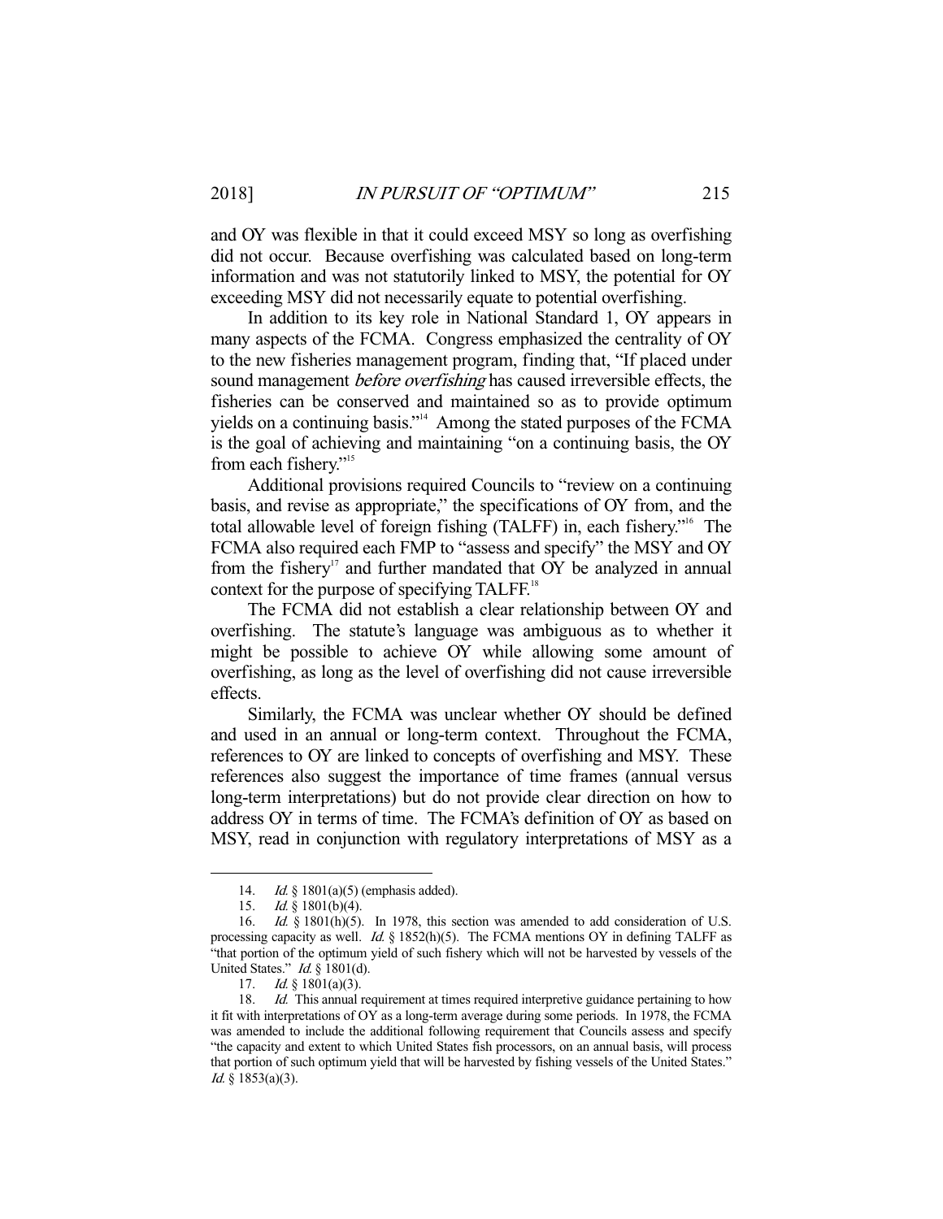and OY was flexible in that it could exceed MSY so long as overfishing did not occur. Because overfishing was calculated based on long-term information and was not statutorily linked to MSY, the potential for OY exceeding MSY did not necessarily equate to potential overfishing.

In addition to its key role in National Standard 1, OY appears in many aspects of the FCMA. Congress emphasized the centrality of OY to the new fisheries management program, finding that, "If placed under sound management *before overfishing* has caused irreversible effects, the fisheries can be conserved and maintained so as to provide optimum yields on a continuing basis."[14] Among the stated purposes of the FCMA is the goal of achieving and maintaining "on a continuing basis, the OY from each fishery."[15]

Additional provisions required Councils to "review on a continuing basis, and revise as appropriate," the specifications of OY from, and the total allowable level of foreign fishing (TALFF) in, each fishery."[16] The FCMA also required each FMP to "assess and specify" the MSY and OY from the fishery[17] and further mandated that OY be analyzed in annual context for the purpose of specifying TALFF.[18]

The FCMA did not establish a clear relationship between OY and overfishing. The statute's language was ambiguous as to whether it might be possible to achieve OY while allowing some amount of overfishing, as long as the level of overfishing did not cause irreversible effects.

Similarly, the FCMA was unclear whether OY should be defined and used in an annual or long-term context. Throughout the FCMA, references to OY are linked to concepts of overfishing and MSY. These references also suggest the importance of time frames (annual versus long-term interpretations) but do not provide clear direction on how to address OY in terms of time. The FCMA's definition of OY as based on MSY, read in conjunction with regulatory interpretations of MSY as a

---

14. *Id.* § 1801(a)(5) (emphasis added).

15. *Id.* § 1801(b)(4).

16. *Id.* § 1801(h)(5). In 1978, this section was amended to add consideration of U.S. processing capacity as well. *Id.* § 1852(h)(5). The FCMA mentions OY in defining TALFF as "that portion of the optimum yield of such fishery which will not be harvested by vessels of the United States." *Id.* § 1801(d).

17. *Id.* § 1801(a)(3).

18. *Id.* This annual requirement at times required interpretive guidance pertaining to how it fit with interpretations of OY as a long-term average during some periods. In 1978, the FCMA was amended to include the additional following requirement that Councils assess and specify "the capacity and extent to which United States fish processors, on an annual basis, will process that portion of such optimum yield that will be harvested by fishing vessels of the United States." *Id.* § 1853(a)(3).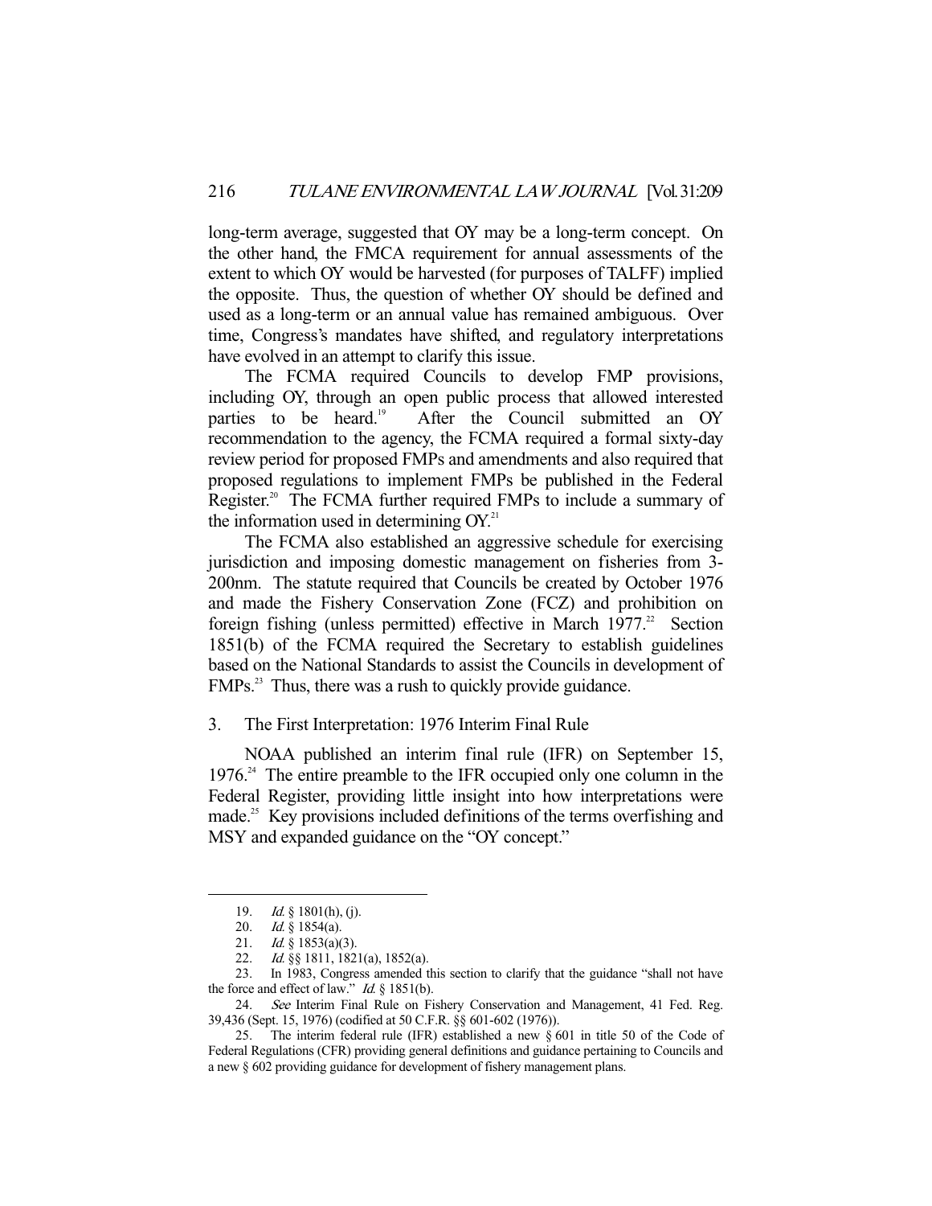long-term average, suggested that OY may be a long-term concept. On the other hand, the FMCA requirement for annual assessments of the extent to which OY would be harvested (for purposes of TALFF) implied the opposite. Thus, the question of whether OY should be defined and used as a long-term or an annual value has remained ambiguous. Over time, Congress's mandates have shifted, and regulatory interpretations have evolved in an attempt to clarify this issue.

The FCMA required Councils to develop FMP provisions, including OY, through an open public process that allowed interested parties to be heard.[19] After the Council submitted an OY recommendation to the agency, the FCMA required a formal sixty-day review period for proposed FMPs and amendments and also required that proposed regulations to implement FMPs be published in the Federal Register.[20] The FCMA further required FMPs to include a summary of the information used in determining OY.[21]

The FCMA also established an aggressive schedule for exercising jurisdiction and imposing domestic management on fisheries from 3-200nm. The statute required that Councils be created by October 1976 and made the Fishery Conservation Zone (FCZ) and prohibition on foreign fishing (unless permitted) effective in March 1977.[22] Section 1851(b) of the FCMA required the Secretary to establish guidelines based on the National Standards to assist the Councils in development of FMPs.[23] Thus, there was a rush to quickly provide guidance.

### 3. The First Interpretation: 1976 Interim Final Rule

NOAA published an interim final rule (IFR) on September 15, 1976.[24] The entire preamble to the IFR occupied only one column in the Federal Register, providing little insight into how interpretations were made.[25] Key provisions included definitions of the terms overfishing and MSY and expanded guidance on the "OY concept."

---

19. *Id.* § 1801(h), (j).

20. *Id.* § 1854(a).

21. *Id.* § 1853(a)(3).

22. *Id.* §§ 1811, 1821(a), 1852(a).

23. In 1983, Congress amended this section to clarify that the guidance "shall not have the force and effect of law." *Id.* § 1851(b).

24. *See* Interim Final Rule on Fishery Conservation and Management, 41 Fed. Reg. 39,436 (Sept. 15, 1976) (codified at 50 C.F.R. §§ 601-602 (1976)).

25. The interim federal rule (IFR) established a new § 601 in title 50 of the Code of Federal Regulations (CFR) providing general definitions and guidance pertaining to Councils and a new § 602 providing guidance for development of fishery management plans.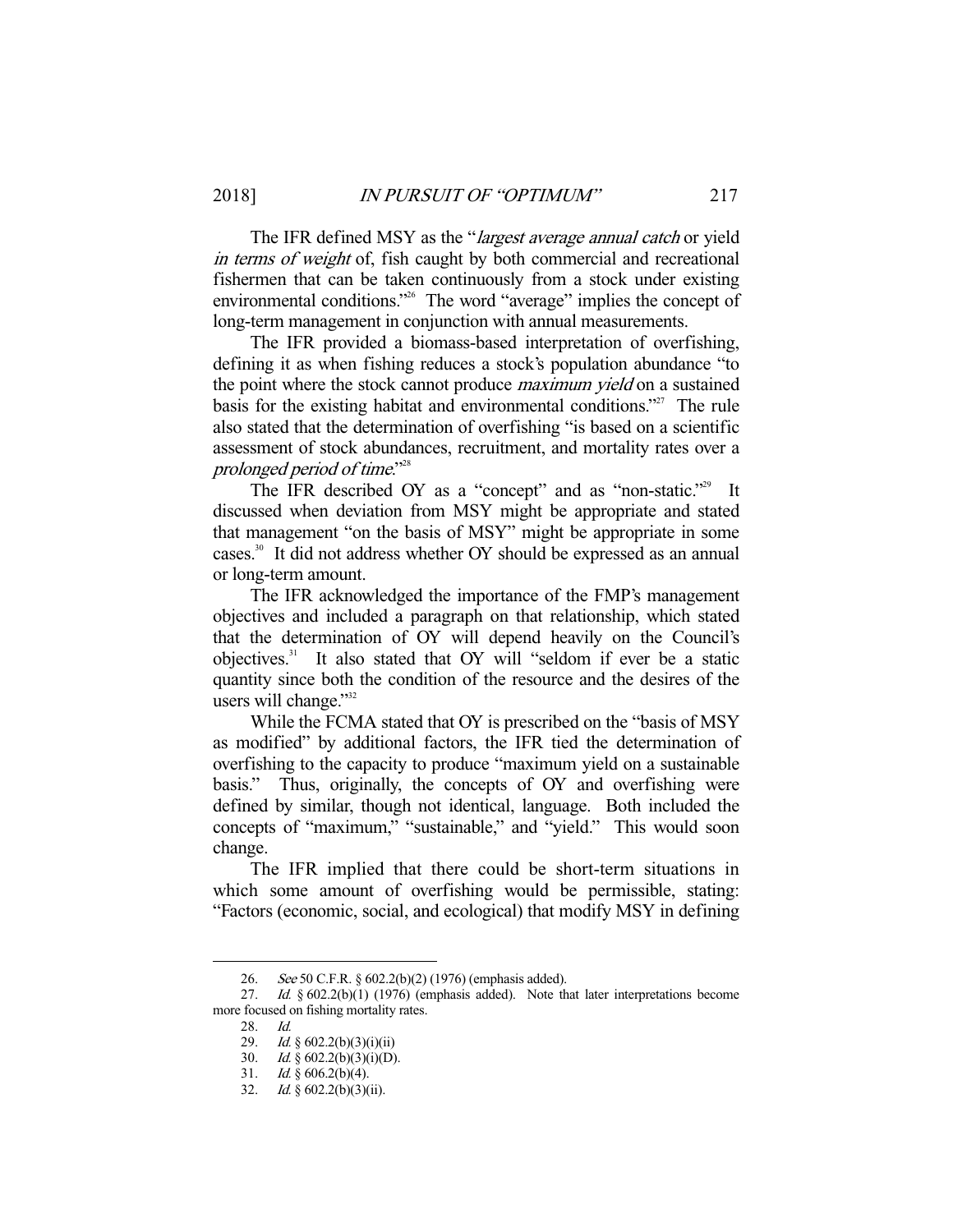The IFR defined MSY as the "*largest average annual catch* or yield *in terms of weight* of, fish caught by both commercial and recreational fishermen that can be taken continuously from a stock under existing environmental conditions."[26] The word "average" implies the concept of long-term management in conjunction with annual measurements.

The IFR provided a biomass-based interpretation of overfishing, defining it as when fishing reduces a stock's population abundance "to the point where the stock cannot produce *maximum yield* on a sustained basis for the existing habitat and environmental conditions."[27] The rule also stated that the determination of overfishing "is based on a scientific assessment of stock abundances, recruitment, and mortality rates over a *prolonged period of time*."[28]

The IFR described OY as a "concept" and as "non-static."[29] It discussed when deviation from MSY might be appropriate and stated that management "on the basis of MSY" might be appropriate in some cases.[30] It did not address whether OY should be expressed as an annual or long-term amount.

The IFR acknowledged the importance of the FMP's management objectives and included a paragraph on that relationship, which stated that the determination of OY will depend heavily on the Council's objectives.[31] It also stated that OY will "seldom if ever be a static quantity since both the condition of the resource and the desires of the users will change."[32]

While the FCMA stated that OY is prescribed on the "basis of MSY as modified" by additional factors, the IFR tied the determination of overfishing to the capacity to produce "maximum yield on a sustainable basis." Thus, originally, the concepts of OY and overfishing were defined by similar, though not identical, language. Both included the concepts of "maximum," "sustainable," and "yield." This would soon change.

The IFR implied that there could be short-term situations in which some amount of overfishing would be permissible, stating: "Factors (economic, social, and ecological) that modify MSY in defining

---

26. *See* 50 C.F.R. § 602.2(b)(2) (1976) (emphasis added).

27. *Id.* § 602.2(b)(1) (1976) (emphasis added). Note that later interpretations become more focused on fishing mortality rates.

28. *Id.*

29. *Id.* § 602.2(b)(3)(i)(ii)

30. *Id.* § 602.2(b)(3)(i)(D).

31. *Id.* § 606.2(b)(4).

32. *Id.* § 602.2(b)(3)(ii).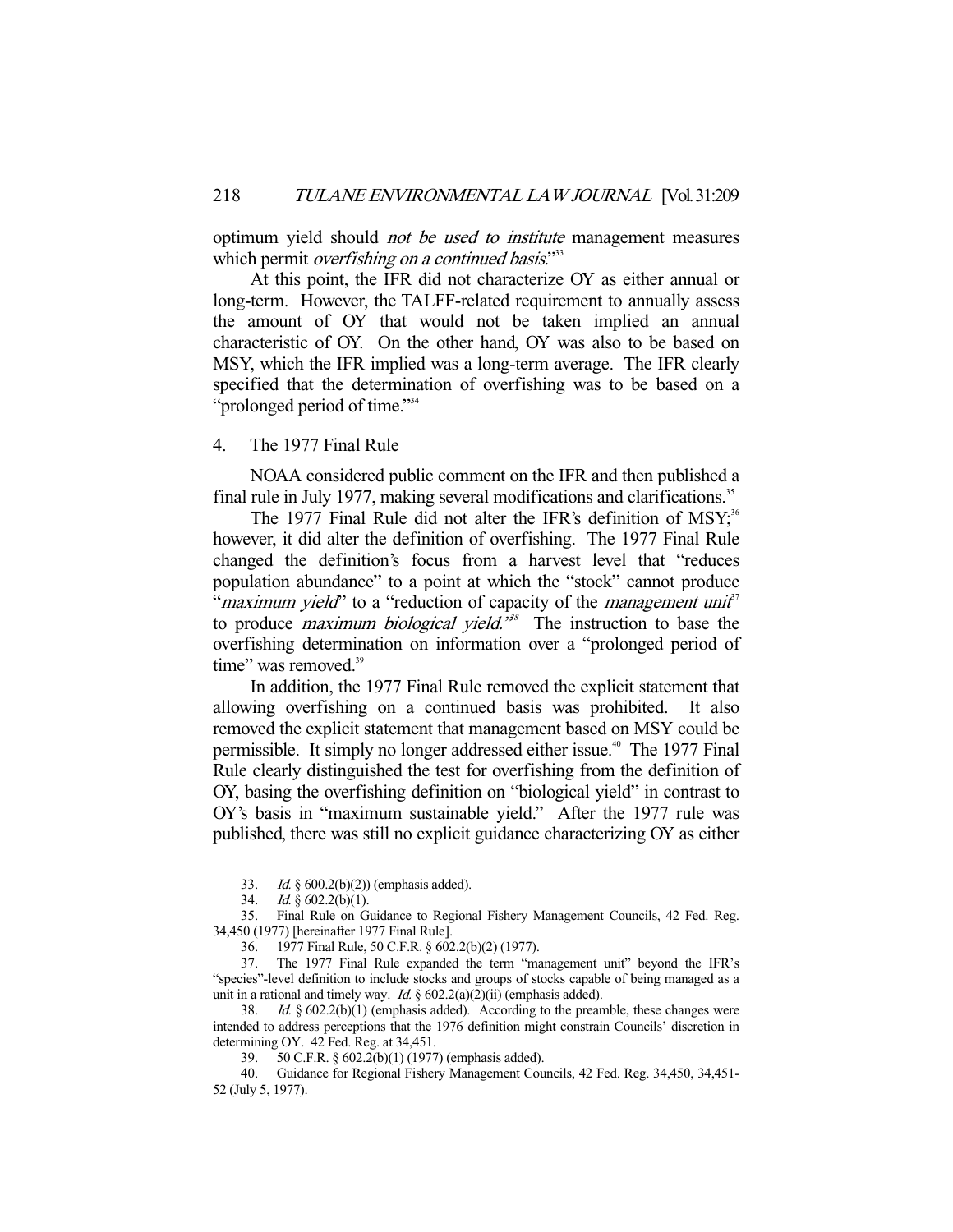optimum yield should *not be used to institute* management measures which permit *overfishing on a continued basis*."[33]

At this point, the IFR did not characterize OY as either annual or long-term. However, the TALFF-related requirement to annually assess the amount of OY that would not be taken implied an annual characteristic of OY. On the other hand, OY was also to be based on MSY, which the IFR implied was a long-term average. The IFR clearly specified that the determination of overfishing was to be based on a "prolonged period of time."[34]

#### 4. The 1977 Final Rule

NOAA considered public comment on the IFR and then published a final rule in July 1977, making several modifications and clarifications.[35]

The 1977 Final Rule did not alter the IFR's definition of MSY;[36] however, it did alter the definition of overfishing. The 1977 Final Rule changed the definition's focus from a harvest level that "reduces population abundance" to a point at which the "stock" cannot produce "*maximum yield*" to a "reduction of capacity of the *management unit*[37] to produce *maximum biological yield*."[38] The instruction to base the overfishing determination on information over a "prolonged period of time" was removed.[39]

In addition, the 1977 Final Rule removed the explicit statement that allowing overfishing on a continued basis was prohibited. It also removed the explicit statement that management based on MSY could be permissible. It simply no longer addressed either issue.[40] The 1977 Final Rule clearly distinguished the test for overfishing from the definition of OY, basing the overfishing definition on "biological yield" in contrast to OY's basis in "maximum sustainable yield." After the 1977 rule was published, there was still no explicit guidance characterizing OY as either

---

33. *Id.* § 600.2(b)(2)) (emphasis added).

34. *Id.* § 602.2(b)(1).

35. Final Rule on Guidance to Regional Fishery Management Councils, 42 Fed. Reg. 34,450 (1977) [hereinafter 1977 Final Rule].

36. 1977 Final Rule, 50 C.F.R. § 602.2(b)(2) (1977).

37. The 1977 Final Rule expanded the term "management unit" beyond the IFR's "species"-level definition to include stocks and groups of stocks capable of being managed as a unit in a rational and timely way. *Id.* § 602.2(a)(2)(ii) (emphasis added).

38. *Id.* § 602.2(b)(1) (emphasis added). According to the preamble, these changes were intended to address perceptions that the 1976 definition might constrain Councils' discretion in determining OY. 42 Fed. Reg. at 34,451.

39. 50 C.F.R. § 602.2(b)(1) (1977) (emphasis added).

40. Guidance for Regional Fishery Management Councils, 42 Fed. Reg. 34,450, 34,451-52 (July 5, 1977).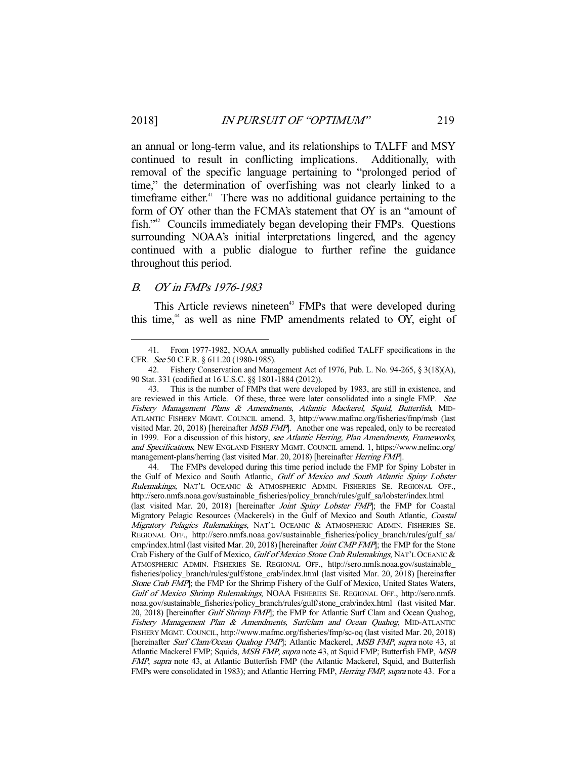an annual or long-term value, and its relationships to TALFF and MSY continued to result in conflicting implications. Additionally, with removal of the specific language pertaining to "prolonged period of time," the determination of overfishing was not clearly linked to a timeframe either.[41] There was no additional guidance pertaining to the form of OY other than the FCMA's statement that OY is an "amount of fish."[42] Councils immediately began developing their FMPs. Questions surrounding NOAA's initial interpretations lingered, and the agency continued with a public dialogue to further refine the guidance throughout this period.

## B. *OY in FMPs 1976-1983*

This Article reviews nineteen[43] FMPs that were developed during this time,[44] as well as nine FMP amendments related to OY, eight of

---

41. From 1977-1982, NOAA annually published codified TALFF specifications in the CFR. *See* 50 C.F.R. § 611.20 (1980-1985).

42. Fishery Conservation and Management Act of 1976, Pub. L. No. 94-265, § 3(18)(A), 90 Stat. 331 (codified at 16 U.S.C. §§ 1801-1884 (2012)).

43. This is the number of FMPs that were developed by 1983, are still in existence, and are reviewed in this Article. Of these, three were later consolidated into a single FMP. *See Fishery Management Plans & Amendments, Atlantic Mackerel, Squid, Butterfish*, MID-ATLANTIC FISHERY MGMT. COUNCIL amend. 3, http://www.mafmc.org/fisheries/fmp/msb (last visited Mar. 20, 2018) [hereinafter *MSB FMP*]. Another one was repealed, only to be recreated in 1999. For a discussion of this history, *see Atlantic Herring, Plan Amendments, Frameworks, and Specifications*, NEW ENGLAND FISHERY MGMT. COUNCIL amend. 1, https://www.nefmc.org/management-plans/herring (last visited Mar. 20, 2018) [hereinafter *Herring FMP*].

44. The FMPs developed during this time period include the FMP for Spiny Lobster in the Gulf of Mexico and South Atlantic, *Gulf of Mexico and South Atlantic Spiny Lobster Rulemakings*, NAT'L OCEANIC & ATMOSPHERIC ADMIN. FISHERIES SE. REGIONAL OFF., http://sero.nmfs.noaa.gov/sustainable_fisheries/policy_branch/rules/gulf_sa/lobster/index.html (last visited Mar. 20, 2018) [hereinafter *Joint Spiny Lobster FMP*]; the FMP for Coastal Migratory Pelagic Resources (Mackerels) in the Gulf of Mexico and South Atlantic, *Coastal Migratory Pelagics Rulemakings*, NAT'L OCEANIC & ATMOSPHERIC ADMIN. FISHERIES SE. REGIONAL OFF., http://sero.nmfs.noaa.gov/sustainable_fisheries/policy_branch/rules/gulf_sa/cmp/index.html (last visited Mar. 20, 2018) [hereinafter *Joint CMP FMP*]; the FMP for the Stone Crab Fishery of the Gulf of Mexico, *Gulf of Mexico Stone Crab Rulemakings*, NAT'L OCEANIC & ATMOSPHERIC ADMIN. FISHERIES SE. REGIONAL OFF., http://sero.nmfs.noaa.gov/sustainable_fisheries/policy_branch/rules/gulf/stone_crab/index.html (last visited Mar. 20, 2018) [hereinafter *Stone Crab FMP*]; the FMP for the Shrimp Fishery of the Gulf of Mexico, United States Waters, *Gulf of Mexico Shrimp Rulemakings*, NOAA FISHERIES SE. REGIONAL OFF., http://sero.nmfs.noaa.gov/sustainable_fisheries/policy_branch/rules/gulf/stone_crab/index.html (last visited Mar. 20, 2018) [hereinafter *Gulf Shrimp FMP*]; the FMP for Atlantic Surf Clam and Ocean Quahog, *Fishery Management Plan & Amendments, Surfclam and Ocean Quahog*, MID-ATLANTIC FISHERY MGMT. COUNCIL, http://www.mafmc.org/fisheries/fmp/sc-oq (last visited Mar. 20, 2018) [hereinafter *Surf Clam/Ocean Quahog FMP*]; Atlantic Mackerel, *MSB FMP*, *supra* note 43, at Atlantic Mackerel FMP; Squids, *MSB FMP*, *supra* note 43, at Squid FMP; Butterfish FMP, *MSB FMP*, *supra* note 43, at Atlantic Butterfish FMP (the Atlantic Mackerel, Squid, and Butterfish FMPs were consolidated in 1983); and Atlantic Herring FMP, *Herring FMP*, *supra* note 43. For a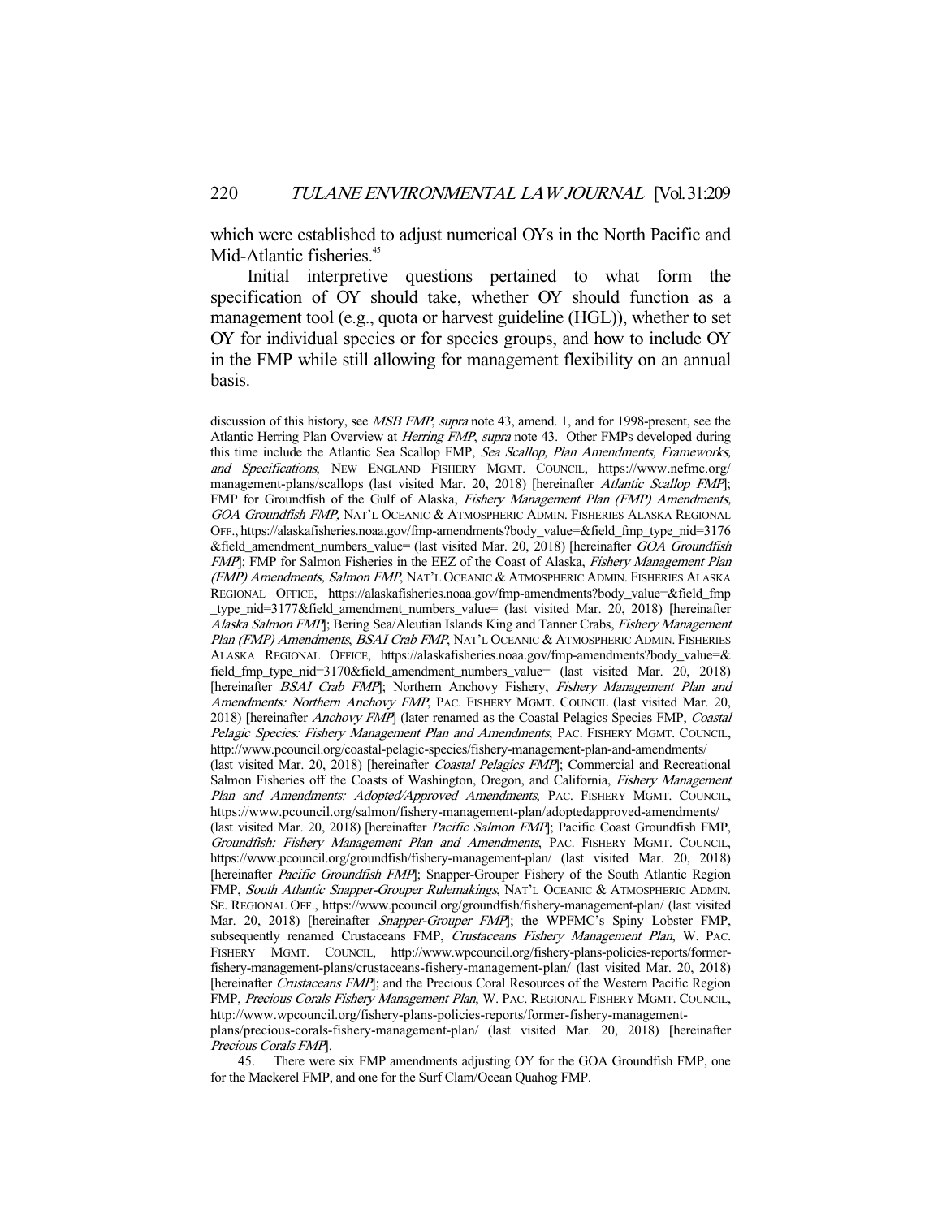which were established to adjust numerical OYs in the North Pacific and Mid-Atlantic fisheries.[45]

Initial interpretive questions pertained to what form the specification of OY should take, whether OY should function as a management tool (e.g., quota or harvest guideline (HGL)), whether to set OY for individual species or for species groups, and how to include OY in the FMP while still allowing for management flexibility on an annual basis.

---

discussion of this history, see *MSB FMP*, *supra* note 43, amend. 1, and for 1998-present, see the Atlantic Herring Plan Overview at *Herring FMP*, *supra* note 43. Other FMPs developed during this time include the Atlantic Sea Scallop FMP, *Sea Scallop, Plan Amendments, Frameworks, and Specifications*, NEW ENGLAND FISHERY MGMT. COUNCIL, https://www.nefmc.org/management-plans/scallops (last visited Mar. 20, 2018) [hereinafter *Atlantic Scallop FMP*]; FMP for Groundfish of the Gulf of Alaska, *Fishery Management Plan (FMP) Amendments, GOA Groundfish FMP*, NAT'L OCEANIC & ATMOSPHERIC ADMIN. FISHERIES ALASKA REGIONAL OFF., https://alaskafisheries.noaa.gov/fmp-amendments?body_value=&field_fmp_type_nid=3176&field_amendment_numbers_value= (last visited Mar. 20, 2018) [hereinafter *GOA Groundfish FMP*]; FMP for Salmon Fisheries in the EEZ of the Coast of Alaska, *Fishery Management Plan (FMP) Amendments, Salmon FMP*, NAT'L OCEANIC & ATMOSPHERIC ADMIN. FISHERIES ALASKA REGIONAL OFFICE, https://alaskafisheries.noaa.gov/fmp-amendments?body_value=&field_fmp_type_nid=3177&field_amendment_numbers_value= (last visited Mar. 20, 2018) [hereinafter *Alaska Salmon FMP*]; Bering Sea/Aleutian Islands King and Tanner Crabs, *Fishery Management Plan (FMP) Amendments, BSAI Crab FMP*, NAT'L OCEANIC & ATMOSPHERIC ADMIN. FISHERIES ALASKA REGIONAL OFFICE, https://alaskafisheries.noaa.gov/fmp-amendments?body_value=&field_fmp_type_nid=3170&field_amendment_numbers_value= (last visited Mar. 20, 2018) [hereinafter *BSAI Crab FMP*]; Northern Anchovy Fishery, *Fishery Management Plan and Amendments: Northern Anchovy FMP*, PAC. FISHERY MGMT. COUNCIL (last visited Mar. 20, 2018) [hereinafter *Anchovy FMP*] (later renamed as the Coastal Pelagics Species FMP, *Coastal Pelagic Species: Fishery Management Plan and Amendments*, PAC. FISHERY MGMT. COUNCIL, http://www.pcouncil.org/coastal-pelagic-species/fishery-management-plan-and-amendments/ (last visited Mar. 20, 2018) [hereinafter *Coastal Pelagics FMP*]; Commercial and Recreational Salmon Fisheries off the Coasts of Washington, Oregon, and California, *Fishery Management Plan and Amendments: Adopted/Approved Amendments*, PAC. FISHERY MGMT. COUNCIL, https://www.pcouncil.org/salmon/fishery-management-plan/adoptedapproved-amendments/ (last visited Mar. 20, 2018) [hereinafter *Pacific Salmon FMP*]; Pacific Coast Groundfish FMP, *Groundfish: Fishery Management Plan and Amendments*, PAC. FISHERY MGMT. COUNCIL, https://www.pcouncil.org/groundfish/fishery-management-plan/ (last visited Mar. 20, 2018) [hereinafter *Pacific Groundfish FMP*]; Snapper-Grouper Fishery of the South Atlantic Region FMP, *South Atlantic Snapper-Grouper Rulemakings*, NAT'L OCEANIC & ATMOSPHERIC ADMIN. SE. REGIONAL OFF., https://www.pcouncil.org/groundfish/fishery-management-plan/ (last visited Mar. 20, 2018) [hereinafter *Snapper-Grouper FMP*]; the WPFMC's Spiny Lobster FMP, subsequently renamed Crustaceans FMP, *Crustaceans Fishery Management Plan*, W. PAC. FISHERY MGMT. COUNCIL, http://www.wpcouncil.org/fishery-plans-policies-reports/former-fishery-management-plans/crustaceans-fishery-management-plan/ (last visited Mar. 20, 2018) [hereinafter *Crustaceans FMP*]; and the Precious Coral Resources of the Western Pacific Region FMP, *Precious Corals Fishery Management Plan*, W. PAC. REGIONAL FISHERY MGMT. COUNCIL, http://www.wpcouncil.org/fishery-plans-policies-reports/former-fishery-management-plans/precious-corals-fishery-management-plan/ (last visited Mar. 20, 2018) [hereinafter *Precious Corals FMP*].

45. There were six FMP amendments adjusting OY for the GOA Groundfish FMP, one for the Mackerel FMP, and one for the Surf Clam/Ocean Quahog FMP.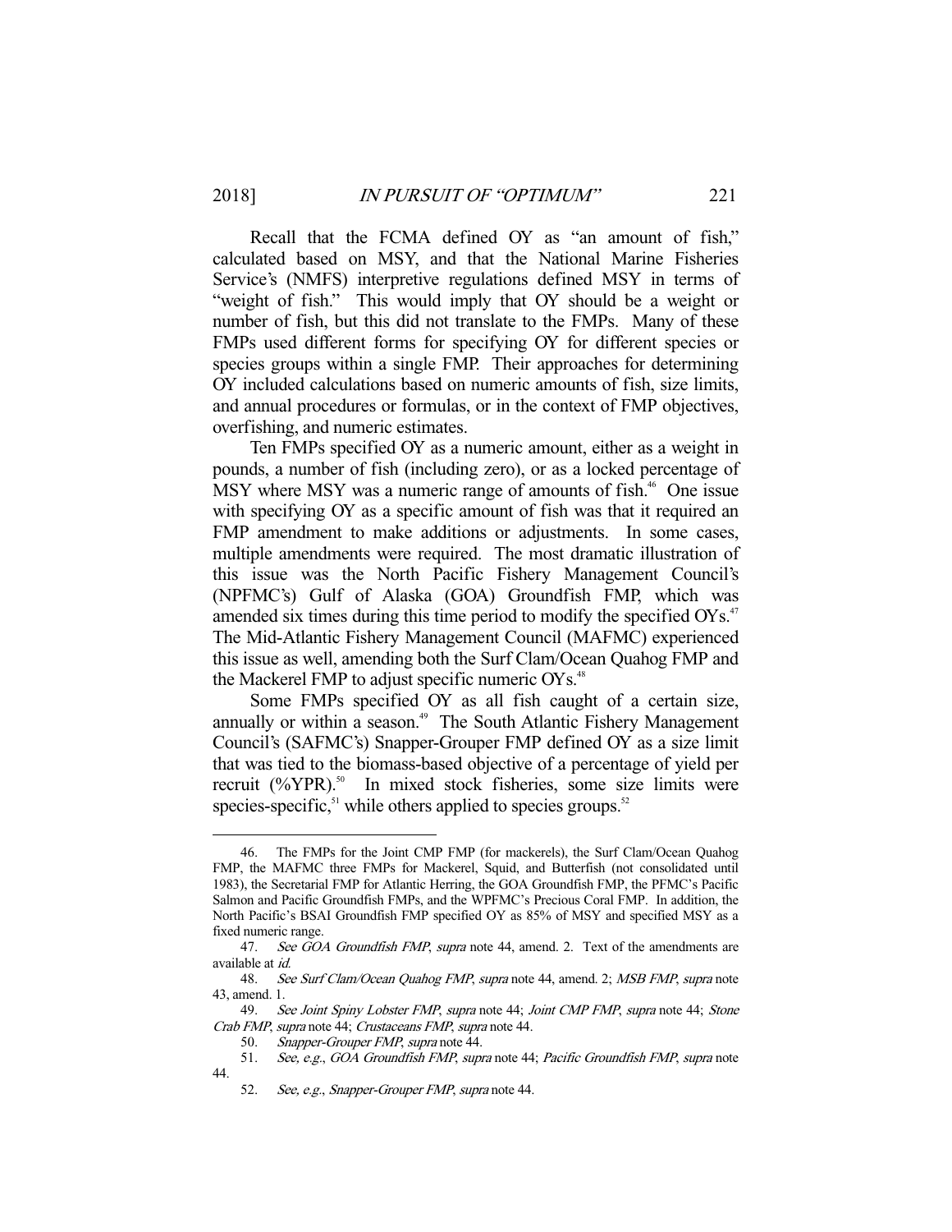Recall that the FCMA defined OY as "an amount of fish," calculated based on MSY, and that the National Marine Fisheries Service's (NMFS) interpretive regulations defined MSY in terms of "weight of fish." This would imply that OY should be a weight or number of fish, but this did not translate to the FMPs. Many of these FMPs used different forms for specifying OY for different species or species groups within a single FMP. Their approaches for determining OY included calculations based on numeric amounts of fish, size limits, and annual procedures or formulas, or in the context of FMP objectives, overfishing, and numeric estimates.

Ten FMPs specified OY as a numeric amount, either as a weight in pounds, a number of fish (including zero), or as a locked percentage of MSY where MSY was a numeric range of amounts of fish.[46] One issue with specifying OY as a specific amount of fish was that it required an FMP amendment to make additions or adjustments. In some cases, multiple amendments were required. The most dramatic illustration of this issue was the North Pacific Fishery Management Council's (NPFMC's) Gulf of Alaska (GOA) Groundfish FMP, which was amended six times during this time period to modify the specified OYs.[47] The Mid-Atlantic Fishery Management Council (MAFMC) experienced this issue as well, amending both the Surf Clam/Ocean Quahog FMP and the Mackerel FMP to adjust specific numeric OYs.[48]

Some FMPs specified OY as all fish caught of a certain size, annually or within a season.[49] The South Atlantic Fishery Management Council's (SAFMC's) Snapper-Grouper FMP defined OY as a size limit that was tied to the biomass-based objective of a percentage of yield per recruit (%YPR).[50] In mixed stock fisheries, some size limits were species-specific,[51] while others applied to species groups.[52]

---

46. The FMPs for the Joint CMP FMP (for mackerels), the Surf Clam/Ocean Quahog FMP, the MAFMC three FMPs for Mackerel, Squid, and Butterfish (not consolidated until 1983), the Secretarial FMP for Atlantic Herring, the GOA Groundfish FMP, the PFMC's Pacific Salmon and Pacific Groundfish FMPs, and the WPFMC's Precious Coral FMP. In addition, the North Pacific's BSAI Groundfish FMP specified OY as 85% of MSY and specified MSY as a fixed numeric range.

47. *See GOA Groundfish FMP*, *supra* note 44, amend. 2. Text of the amendments are available at *id.*

48. *See Surf Clam/Ocean Quahog FMP*, *supra* note 44, amend. 2; *MSB FMP*, *supra* note 43, amend. 1.

49. *See Joint Spiny Lobster FMP*, *supra* note 44; *Joint CMP FMP*, *supra* note 44; *Stone Crab FMP*, *supra* note 44; *Crustaceans FMP*, *supra* note 44.

50. *Snapper-Grouper FMP*, *supra* note 44.

51. *See, e.g.*, *GOA Groundfish FMP*, *supra* note 44; *Pacific Groundfish FMP*, *supra* note 44.

52. *See, e.g.*, *Snapper-Grouper FMP*, *supra* note 44.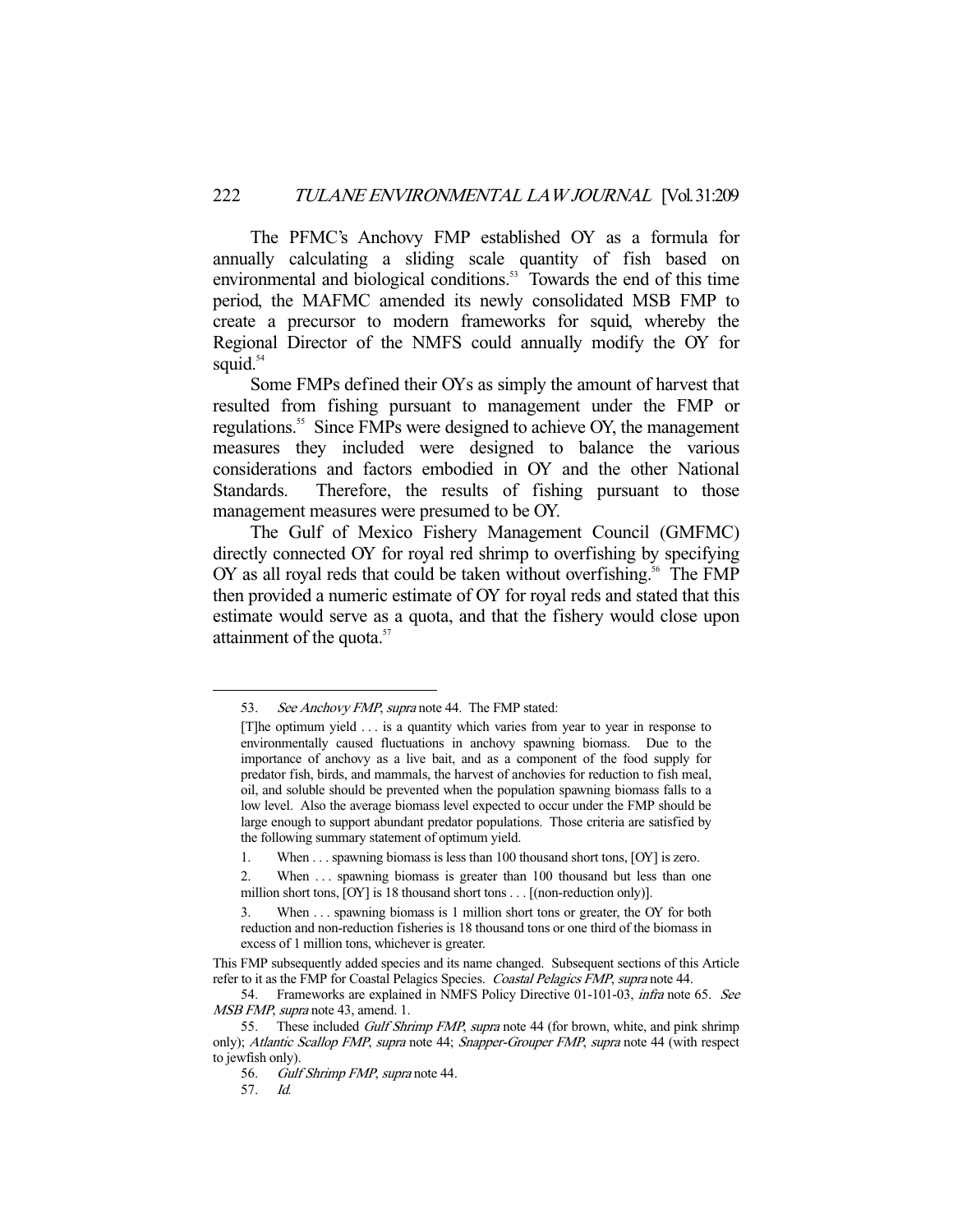The PFMC's Anchovy FMP established OY as a formula for annually calculating a sliding scale quantity of fish based on environmental and biological conditions.[53] Towards the end of this time period, the MAFMC amended its newly consolidated MSB FMP to create a precursor to modern frameworks for squid, whereby the Regional Director of the NMFS could annually modify the OY for squid.[54]

Some FMPs defined their OYs as simply the amount of harvest that resulted from fishing pursuant to management under the FMP or regulations.[55] Since FMPs were designed to achieve OY, the management measures they included were designed to balance the various considerations and factors embodied in OY and the other National Standards. Therefore, the results of fishing pursuant to those management measures were presumed to be OY.

The Gulf of Mexico Fishery Management Council (GMFMC) directly connected OY for royal red shrimp to overfishing by specifying OY as all royal reds that could be taken without overfishing.[56] The FMP then provided a numeric estimate of OY for royal reds and stated that this estimate would serve as a quota, and that the fishery would close upon attainment of the quota.[57]

---

53. *See Anchovy FMP*, *supra* note 44. The FMP stated:

> [T]he optimum yield . . . is a quantity which varies from year to year in response to environmentally caused fluctuations in anchovy spawning biomass. Due to the importance of anchovy as a live bait, and as a component of the food supply for predator fish, birds, and mammals, the harvest of anchovies for reduction to fish meal, oil, and soluble should be prevented when the population spawning biomass falls to a low level. Also the average biomass level expected to occur under the FMP should be large enough to support abundant predator populations. Those criteria are satisfied by the following summary statement of optimum yield.
>
> 1. When . . . spawning biomass is less than 100 thousand short tons, [OY] is zero.
>
> 2. When . . . spawning biomass is greater than 100 thousand but less than one million short tons, [OY] is 18 thousand short tons . . . [(non-reduction only)].
>
> 3. When . . . spawning biomass is 1 million short tons or greater, the OY for both reduction and non-reduction fisheries is 18 thousand tons or one third of the biomass in excess of 1 million tons, whichever is greater.

This FMP subsequently added species and its name changed. Subsequent sections of this Article refer to it as the FMP for Coastal Pelagics Species. *Coastal Pelagics FMP*, *supra* note 44.

54. Frameworks are explained in NMFS Policy Directive 01-101-03, *infra* note 65. *See MSB FMP*, *supra* note 43, amend. 1.

55. These included *Gulf Shrimp FMP*, *supra* note 44 (for brown, white, and pink shrimp only); *Atlantic Scallop FMP*, *supra* note 44; *Snapper-Grouper FMP*, *supra* note 44 (with respect to jewfish only).

56. *Gulf Shrimp FMP*, *supra* note 44.

57. *Id.*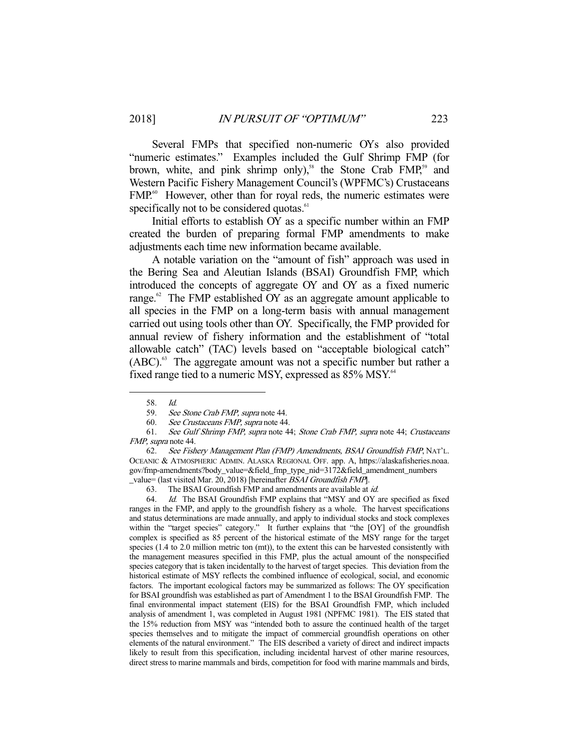Several FMPs that specified non-numeric OYs also provided "numeric estimates." Examples included the Gulf Shrimp FMP (for brown, white, and pink shrimp only),[58] the Stone Crab FMP,[59] and Western Pacific Fishery Management Council's (WPFMC's) Crustaceans FMP.[60] However, other than for royal reds, the numeric estimates were specifically not to be considered quotas.[61]

Initial efforts to establish OY as a specific number within an FMP created the burden of preparing formal FMP amendments to make adjustments each time new information became available.

A notable variation on the "amount of fish" approach was used in the Bering Sea and Aleutian Islands (BSAI) Groundfish FMP, which introduced the concepts of aggregate OY and OY as a fixed numeric range.[62] The FMP established OY as an aggregate amount applicable to all species in the FMP on a long-term basis with annual management carried out using tools other than OY. Specifically, the FMP provided for annual review of fishery information and the establishment of "total allowable catch" (TAC) levels based on "acceptable biological catch" (ABC).[63] The aggregate amount was not a specific number but rather a fixed range tied to a numeric MSY, expressed as 85% MSY.[64]

---

58. *Id.*

59. *See Stone Crab FMP*, *supra* note 44.

60. *See Crustaceans FMP*, *supra* note 44.

61. *See Gulf Shrimp FMP*, *supra* note 44; *Stone Crab FMP*, *supra* note 44; *Crustaceans FMP*, *supra* note 44.

62. *See Fishery Management Plan (FMP) Amendments, BSAI Groundfish FMP*, NAT'L. OCEANIC & ATMOSPHERIC ADMIN. ALASKA REGIONAL OFF. app. A, https://alaskafisheries.noaa.gov/fmp-amendments?body_value=&field_fmp_type_nid=3172&field_amendment_numbers_value= (last visited Mar. 20, 2018) [hereinafter *BSAI Groundfish FMP*].

63. The BSAI Groundfish FMP and amendments are available at *id.*

64. *Id.* The BSAI Groundfish FMP explains that "MSY and OY are specified as fixed ranges in the FMP, and apply to the groundfish fishery as a whole. The harvest specifications and status determinations are made annually, and apply to individual stocks and stock complexes within the "target species" category." It further explains that "the [OY] of the groundfish complex is specified as 85 percent of the historical estimate of the MSY range for the target species (1.4 to 2.0 million metric ton (mt)), to the extent this can be harvested consistently with the management measures specified in this FMP, plus the actual amount of the nonspecified species category that is taken incidentally to the harvest of target species. This deviation from the historical estimate of MSY reflects the combined influence of ecological, social, and economic factors. The important ecological factors may be summarized as follows: The OY specification for BSAI groundfish was established as part of Amendment 1 to the BSAI Groundfish FMP. The final environmental impact statement (EIS) for the BSAI Groundfish FMP, which included analysis of amendment 1, was completed in August 1981 (NPFMC 1981). The EIS stated that the 15% reduction from MSY was "intended both to assure the continued health of the target species themselves and to mitigate the impact of commercial groundfish operations on other elements of the natural environment." The EIS described a variety of direct and indirect impacts likely to result from this specification, including incidental harvest of other marine resources, direct stress to marine mammals and birds, competition for food with marine mammals and birds,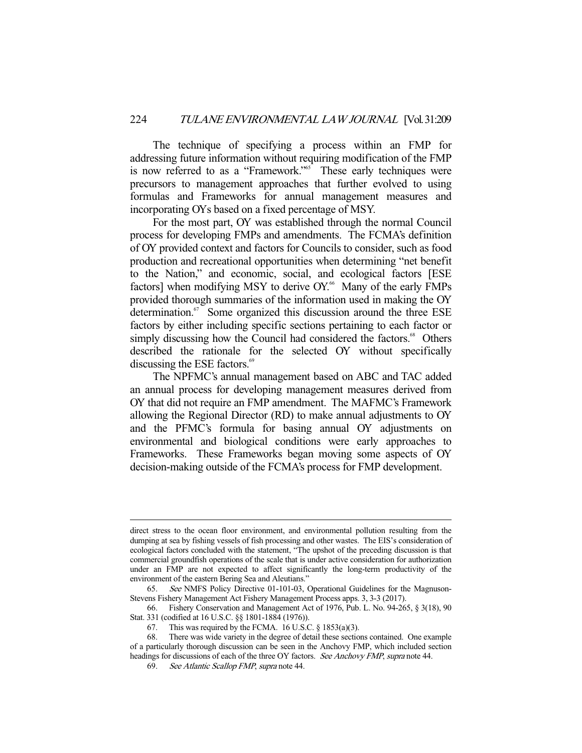The technique of specifying a process within an FMP for addressing future information without requiring modification of the FMP is now referred to as a "Framework."[65] These early techniques were precursors to management approaches that further evolved to using formulas and Frameworks for annual management measures and incorporating OYs based on a fixed percentage of MSY.

For the most part, OY was established through the normal Council process for developing FMPs and amendments. The FCMA's definition of OY provided context and factors for Councils to consider, such as food production and recreational opportunities when determining "net benefit to the Nation," and economic, social, and ecological factors [ESE factors] when modifying MSY to derive OY.[66] Many of the early FMPs provided thorough summaries of the information used in making the OY determination.[67] Some organized this discussion around the three ESE factors by either including specific sections pertaining to each factor or simply discussing how the Council had considered the factors.[68] Others described the rationale for the selected OY without specifically discussing the ESE factors.[69]

The NPFMC's annual management based on ABC and TAC added an annual process for developing management measures derived from OY that did not require an FMP amendment. The MAFMC's Framework allowing the Regional Director (RD) to make annual adjustments to OY and the PFMC's formula for basing annual OY adjustments on environmental and biological conditions were early approaches to Frameworks. These Frameworks began moving some aspects of OY decision-making outside of the FCMA's process for FMP development.

---

direct stress to the ocean floor environment, and environmental pollution resulting from the dumping at sea by fishing vessels of fish processing and other wastes. The EIS's consideration of ecological factors concluded with the statement, "The upshot of the preceding discussion is that commercial groundfish operations of the scale that is under active consideration for authorization under an FMP are not expected to affect significantly the long-term productivity of the environment of the eastern Bering Sea and Aleutians."

65. *See* NMFS Policy Directive 01-101-03, Operational Guidelines for the Magnuson-Stevens Fishery Management Act Fishery Management Process apps. 3, 3-3 (2017).

66. Fishery Conservation and Management Act of 1976, Pub. L. No. 94-265, § 3(18), 90 Stat. 331 (codified at 16 U.S.C. §§ 1801-1884 (1976)).

67. This was required by the FCMA. 16 U.S.C. § 1853(a)(3).

68. There was wide variety in the degree of detail these sections contained. One example of a particularly thorough discussion can be seen in the Anchovy FMP, which included section headings for discussions of each of the three OY factors. *See Anchovy FMP*, *supra* note 44.

69. *See Atlantic Scallop FMP*, *supra* note 44.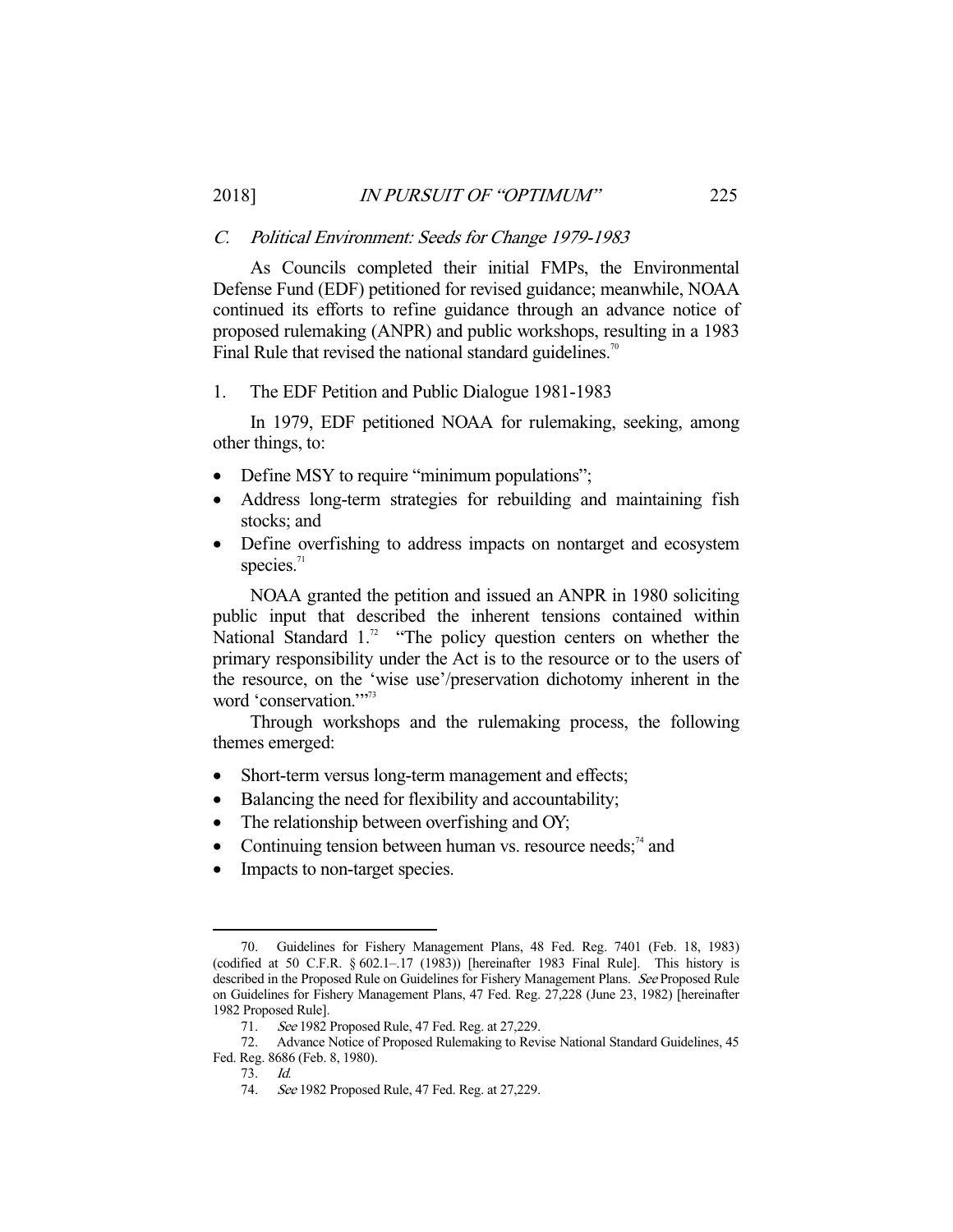### *C. Political Environment: Seeds for Change 1979-1983*

As Councils completed their initial FMPs, the Environmental Defense Fund (EDF) petitioned for revised guidance; meanwhile, NOAA continued its efforts to refine guidance through an advance notice of proposed rulemaking (ANPR) and public workshops, resulting in a 1983 Final Rule that revised the national standard guidelines.[70]

#### 1. The EDF Petition and Public Dialogue 1981-1983

In 1979, EDF petitioned NOAA for rulemaking, seeking, among other things, to:

- Define MSY to require "minimum populations";
- Address long-term strategies for rebuilding and maintaining fish stocks; and
- Define overfishing to address impacts on nontarget and ecosystem species.[71]

NOAA granted the petition and issued an ANPR in 1980 soliciting public input that described the inherent tensions contained within National Standard 1.[72] "The policy question centers on whether the primary responsibility under the Act is to the resource or to the users of the resource, on the 'wise use'/preservation dichotomy inherent in the word 'conservation.'"[73]

Through workshops and the rulemaking process, the following themes emerged:

- Short-term versus long-term management and effects;
- Balancing the need for flexibility and accountability;
- The relationship between overfishing and OY;
- Continuing tension between human vs. resource needs;[74] and
- Impacts to non-target species.

---

70. Guidelines for Fishery Management Plans, 48 Fed. Reg. 7401 (Feb. 18, 1983) (codified at 50 C.F.R. § 602.1–.17 (1983)) [hereinafter 1983 Final Rule]. This history is described in the Proposed Rule on Guidelines for Fishery Management Plans. *See* Proposed Rule on Guidelines for Fishery Management Plans, 47 Fed. Reg. 27,228 (June 23, 1982) [hereinafter 1982 Proposed Rule].

71. *See* 1982 Proposed Rule, 47 Fed. Reg. at 27,229.

72. Advance Notice of Proposed Rulemaking to Revise National Standard Guidelines, 45 Fed. Reg. 8686 (Feb. 8, 1980).

73. *Id.*

74. *See* 1982 Proposed Rule, 47 Fed. Reg. at 27,229.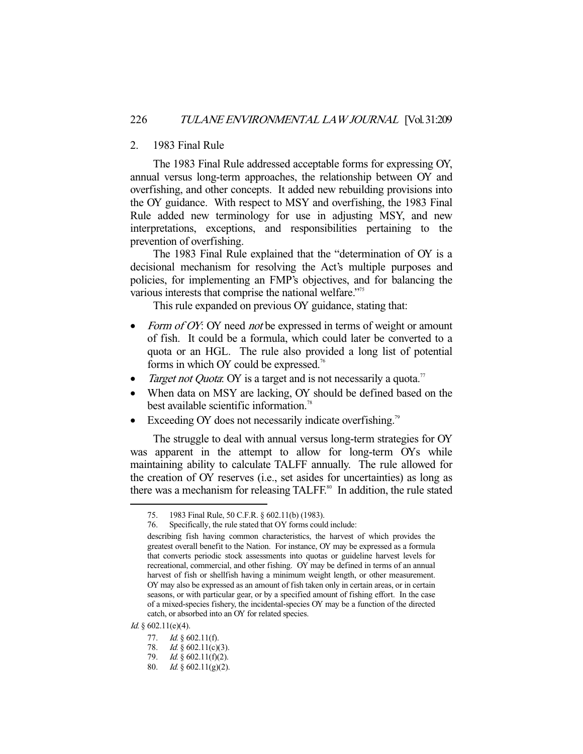### 2. 1983 Final Rule

The 1983 Final Rule addressed acceptable forms for expressing OY, annual versus long-term approaches, the relationship between OY and overfishing, and other concepts. It added new rebuilding provisions into the OY guidance. With respect to MSY and overfishing, the 1983 Final Rule added new terminology for use in adjusting MSY, and new interpretations, exceptions, and responsibilities pertaining to the prevention of overfishing.

The 1983 Final Rule explained that the "determination of OY is a decisional mechanism for resolving the Act's multiple purposes and policies, for implementing an FMP's objectives, and for balancing the various interests that comprise the national welfare."[75]

This rule expanded on previous OY guidance, stating that:

- *Form of OY*: OY need *not* be expressed in terms of weight or amount of fish. It could be a formula, which could later be converted to a quota or an HGL. The rule also provided a long list of potential forms in which OY could be expressed.[76]
- *Target not Quota*: OY is a target and is not necessarily a quota.[77]
- When data on MSY are lacking, OY should be defined based on the best available scientific information.[78]
- Exceeding OY does not necessarily indicate overfishing.[79]

The struggle to deal with annual versus long-term strategies for OY was apparent in the attempt to allow for long-term OYs while maintaining ability to calculate TALFF annually. The rule allowed for the creation of OY reserves (i.e., set asides for uncertainties) as long as there was a mechanism for releasing TALFF.[80] In addition, the rule stated

---

75. 1983 Final Rule, 50 C.F.R. § 602.11(b) (1983).

76. Specifically, the rule stated that OY forms could include:

> describing fish having common characteristics, the harvest of which provides the greatest overall benefit to the Nation. For instance, OY may be expressed as a formula that converts periodic stock assessments into quotas or guideline harvest levels for recreational, commercial, and other fishing. OY may be defined in terms of an annual harvest of fish or shellfish having a minimum weight length, or other measurement. OY may also be expressed as an amount of fish taken only in certain areas, or in certain seasons, or with particular gear, or by a specified amount of fishing effort. In the case of a mixed-species fishery, the incidental-species OY may be a function of the directed catch, or absorbed into an OY for related species.

*Id.* § 602.11(e)(4).

77. *Id.* § 602.11(f).

78. *Id.* § 602.11(c)(3).

79. *Id.* § 602.11(f)(2).

80. *Id.* § 602.11(g)(2).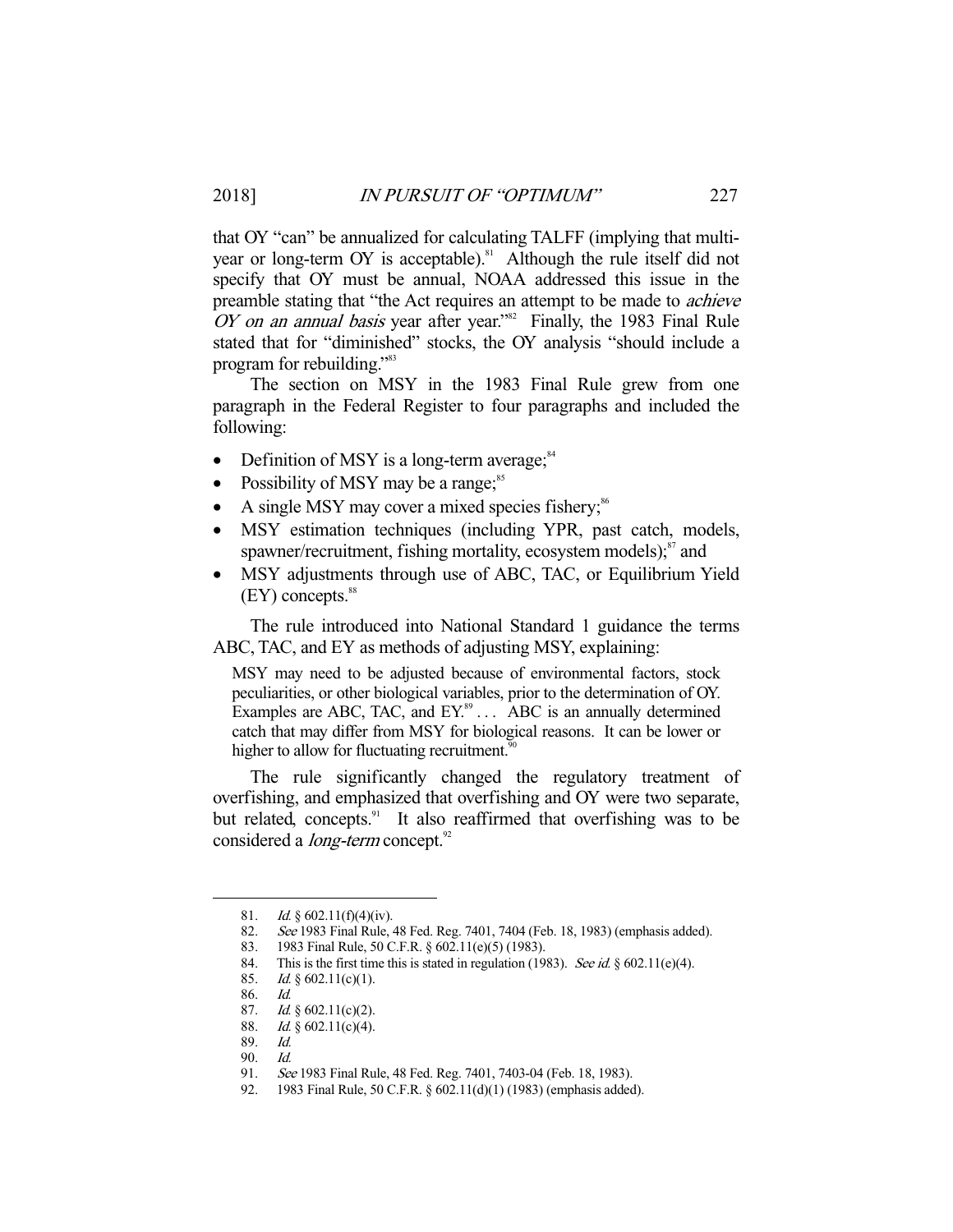that OY "can" be annualized for calculating TALFF (implying that multi-year or long-term OY is acceptable).[81] Although the rule itself did not specify that OY must be annual, NOAA addressed this issue in the preamble stating that "the Act requires an attempt to be made to *achieve OY on an annual basis* year after year."[82] Finally, the 1983 Final Rule stated that for "diminished" stocks, the OY analysis "should include a program for rebuilding."[83]

The section on MSY in the 1983 Final Rule grew from one paragraph in the Federal Register to four paragraphs and included the following:

- Definition of MSY is a long-term average;[84]
- Possibility of MSY may be a range;[85]
- A single MSY may cover a mixed species fishery;[86]
- MSY estimation techniques (including YPR, past catch, models, spawner/recruitment, fishing mortality, ecosystem models);[87] and
- MSY adjustments through use of ABC, TAC, or Equilibrium Yield (EY) concepts.[88]

The rule introduced into National Standard 1 guidance the terms ABC, TAC, and EY as methods of adjusting MSY, explaining:

> MSY may need to be adjusted because of environmental factors, stock peculiarities, or other biological variables, prior to the determination of OY. Examples are ABC, TAC, and EY.[89] . . . ABC is an annually determined catch that may differ from MSY for biological reasons. It can be lower or higher to allow for fluctuating recruitment.[90]

The rule significantly changed the regulatory treatment of overfishing, and emphasized that overfishing and OY were two separate, but related, concepts.[91] It also reaffirmed that overfishing was to be considered a *long-term* concept.[92]

---

81. *Id.* § 602.11(f)(4)(iv).
82. *See* 1983 Final Rule, 48 Fed. Reg. 7401, 7404 (Feb. 18, 1983) (emphasis added).
83. 1983 Final Rule, 50 C.F.R. § 602.11(e)(5) (1983).
84. This is the first time this is stated in regulation (1983). *See id.* § 602.11(e)(4).
85. *Id.* § 602.11(c)(1).
86. *Id.*
87. *Id.* § 602.11(c)(2).
88. *Id.* § 602.11(c)(4).
89. *Id.*
90. *Id.*
91. *See* 1983 Final Rule, 48 Fed. Reg. 7401, 7403-04 (Feb. 18, 1983).
92. 1983 Final Rule, 50 C.F.R. § 602.11(d)(1) (1983) (emphasis added).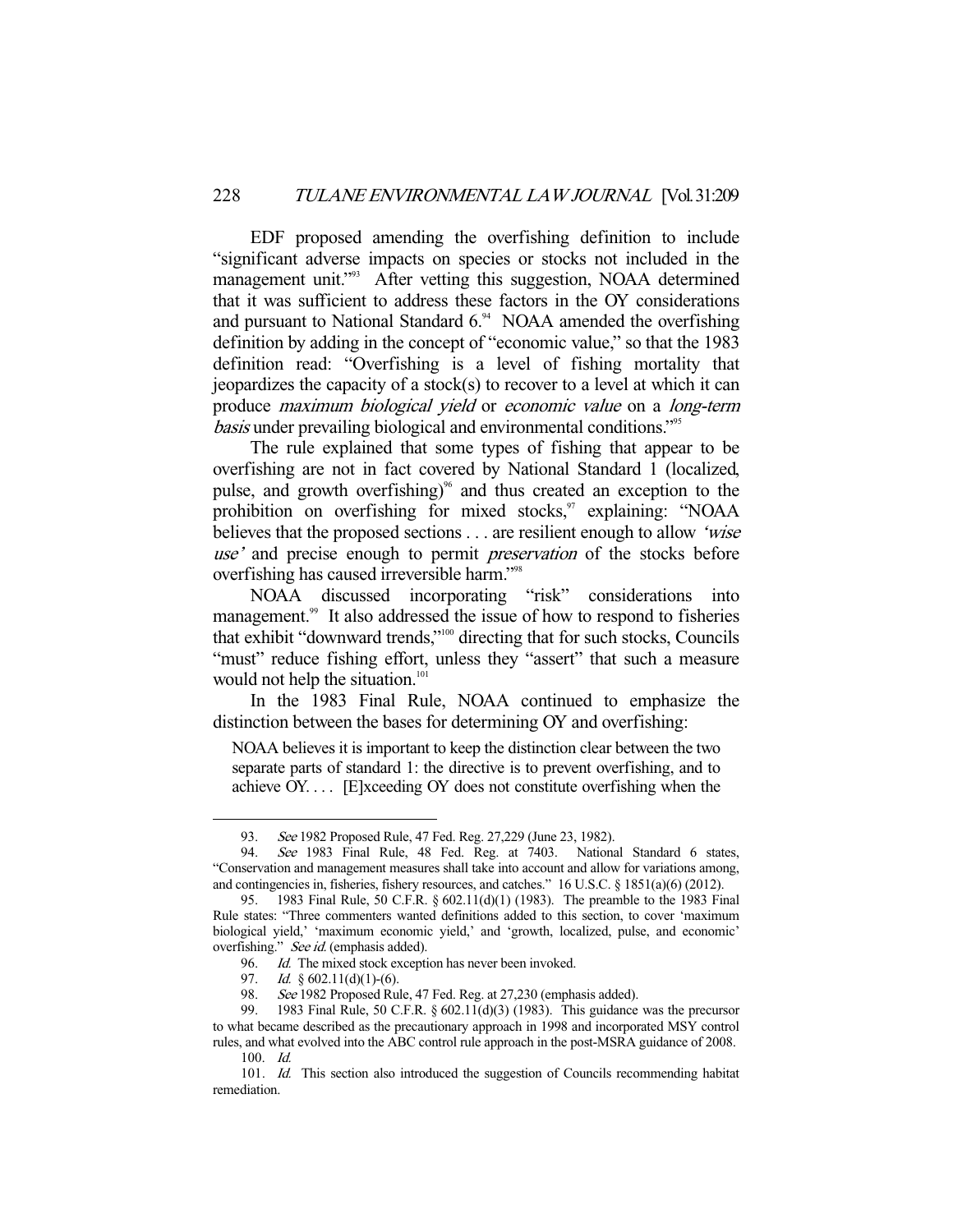EDF proposed amending the overfishing definition to include "significant adverse impacts on species or stocks not included in the management unit."[93] After vetting this suggestion, NOAA determined that it was sufficient to address these factors in the OY considerations and pursuant to National Standard 6.[94] NOAA amended the overfishing definition by adding in the concept of "economic value," so that the 1983 definition read: "Overfishing is a level of fishing mortality that jeopardizes the capacity of a stock(s) to recover to a level at which it can produce *maximum biological yield* or *economic value* on a *long-term basis* under prevailing biological and environmental conditions."[95]

The rule explained that some types of fishing that appear to be overfishing are not in fact covered by National Standard 1 (localized, pulse, and growth overfishing)[96] and thus created an exception to the prohibition on overfishing for mixed stocks,[97] explaining: "NOAA believes that the proposed sections . . . are resilient enough to allow *'wise use'* and precise enough to permit *preservation* of the stocks before overfishing has caused irreversible harm."[98]

NOAA discussed incorporating "risk" considerations into management.[99] It also addressed the issue of how to respond to fisheries that exhibit "downward trends,"[100] directing that for such stocks, Councils "must" reduce fishing effort, unless they "assert" that such a measure would not help the situation.[101]

In the 1983 Final Rule, NOAA continued to emphasize the distinction between the bases for determining OY and overfishing:

> NOAA believes it is important to keep the distinction clear between the two separate parts of standard 1: the directive is to prevent overfishing, and to achieve OY. . . . [E]xceeding OY does not constitute overfishing when the

---

93. *See* 1982 Proposed Rule, 47 Fed. Reg. 27,229 (June 23, 1982).

94. *See* 1983 Final Rule, 48 Fed. Reg. at 7403. National Standard 6 states, "Conservation and management measures shall take into account and allow for variations among, and contingencies in, fisheries, fishery resources, and catches." 16 U.S.C. § 1851(a)(6) (2012).

95. 1983 Final Rule, 50 C.F.R. § 602.11(d)(1) (1983). The preamble to the 1983 Final Rule states: "Three commenters wanted definitions added to this section, to cover 'maximum biological yield,' 'maximum economic yield,' and 'growth, localized, pulse, and economic' overfishing." *See id.* (emphasis added).

96. *Id.* The mixed stock exception has never been invoked.

97. *Id.* § 602.11(d)(1)-(6).

98. *See* 1982 Proposed Rule, 47 Fed. Reg. at 27,230 (emphasis added).

99. 1983 Final Rule, 50 C.F.R. § 602.11(d)(3) (1983). This guidance was the precursor to what became described as the precautionary approach in 1998 and incorporated MSY control rules, and what evolved into the ABC control rule approach in the post-MSRA guidance of 2008.

100. *Id.*

101. *Id.* This section also introduced the suggestion of Councils recommending habitat remediation.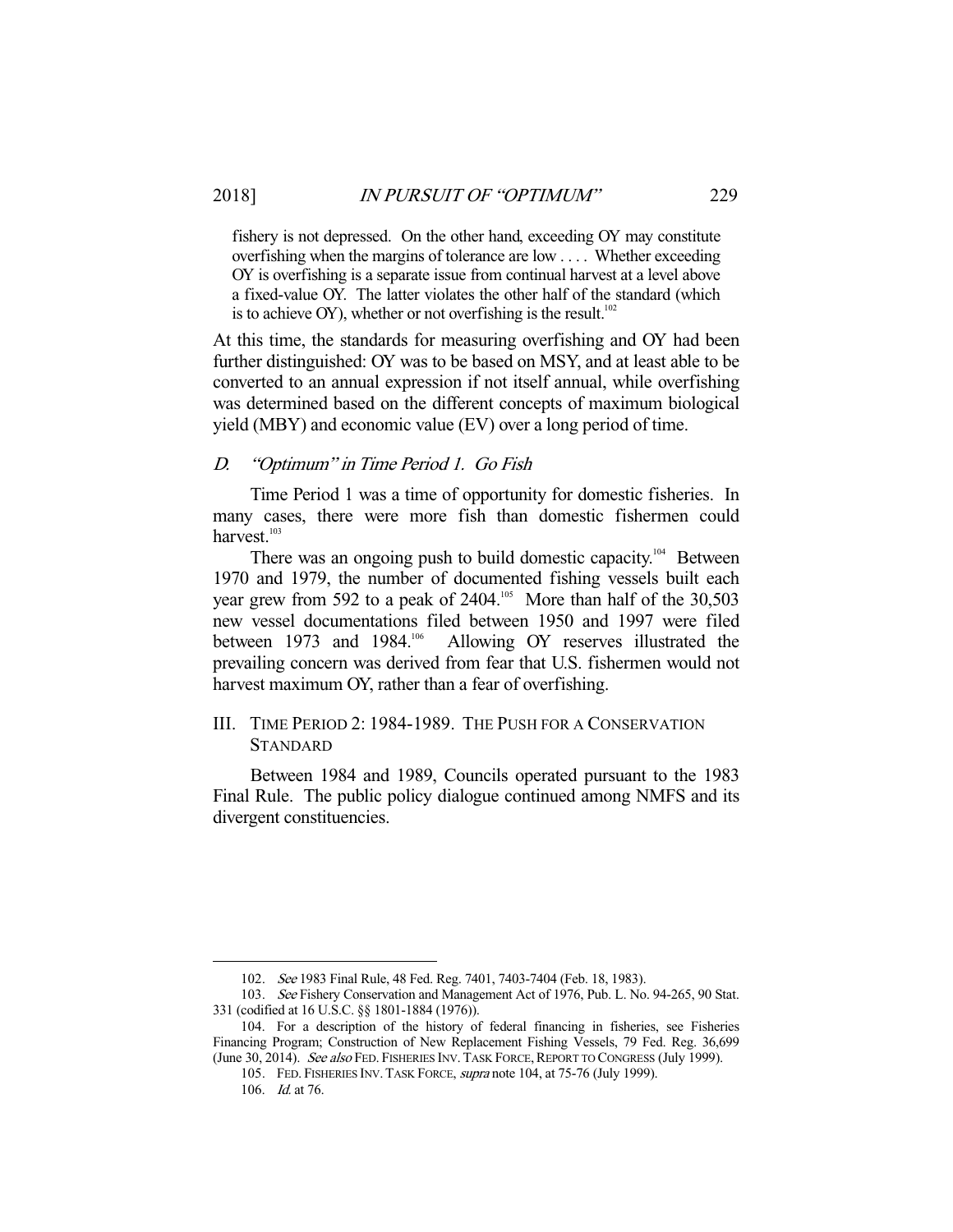fishery is not depressed. On the other hand, exceeding OY may constitute overfishing when the margins of tolerance are low . . . . Whether exceeding OY is overfishing is a separate issue from continual harvest at a level above a fixed-value OY. The latter violates the other half of the standard (which is to achieve OY), whether or not overfishing is the result.[102]

At this time, the standards for measuring overfishing and OY had been further distinguished: OY was to be based on MSY, and at least able to be converted to an annual expression if not itself annual, while overfishing was determined based on the different concepts of maximum biological yield (MBY) and economic value (EV) over a long period of time.

### *D. "Optimum" in Time Period 1. Go Fish*

Time Period 1 was a time of opportunity for domestic fisheries. In many cases, there were more fish than domestic fishermen could harvest.[103]

There was an ongoing push to build domestic capacity.[104] Between 1970 and 1979, the number of documented fishing vessels built each year grew from 592 to a peak of 2404.[105] More than half of the 30,503 new vessel documentations filed between 1950 and 1997 were filed between 1973 and 1984.[106] Allowing OY reserves illustrated the prevailing concern was derived from fear that U.S. fishermen would not harvest maximum OY, rather than a fear of overfishing.

## III. TIME PERIOD 2: 1984-1989. THE PUSH FOR A CONSERVATION STANDARD

Between 1984 and 1989, Councils operated pursuant to the 1983 Final Rule. The public policy dialogue continued among NMFS and its divergent constituencies.

---

102. *See* 1983 Final Rule, 48 Fed. Reg. 7401, 7403-7404 (Feb. 18, 1983).

103. *See* Fishery Conservation and Management Act of 1976, Pub. L. No. 94-265, 90 Stat. 331 (codified at 16 U.S.C. §§ 1801-1884 (1976)).

104. For a description of the history of federal financing in fisheries, see Fisheries Financing Program; Construction of New Replacement Fishing Vessels, 79 Fed. Reg. 36,699 (June 30, 2014). *See also* FED. FISHERIES INV. TASK FORCE, REPORT TO CONGRESS (July 1999).

105. FED. FISHERIES INV. TASK FORCE, *supra* note 104, at 75-76 (July 1999).

106. *Id.* at 76.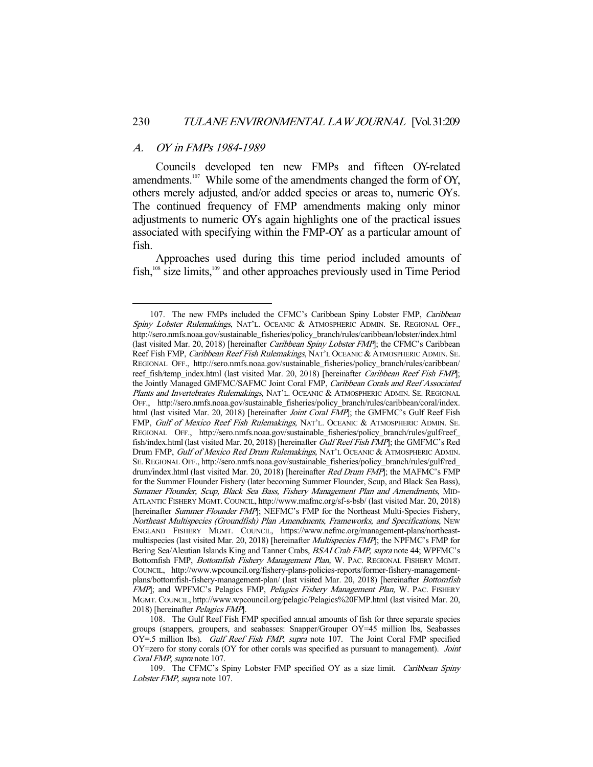### A. *OY in FMPs 1984-1989*

Councils developed ten new FMPs and fifteen OY-related amendments.[107] While some of the amendments changed the form of OY, others merely adjusted, and/or added species or areas to, numeric OYs. The continued frequency of FMP amendments making only minor adjustments to numeric OYs again highlights one of the practical issues associated with specifying within the FMP-OY as a particular amount of fish.

Approaches used during this time period included amounts of fish,[108] size limits,[109] and other approaches previously used in Time Period

---

107. The new FMPs included the CFMC's Caribbean Spiny Lobster FMP, *Caribbean Spiny Lobster Rulemakings*, NAT'L. OCEANIC & ATMOSPHERIC ADMIN. SE. REGIONAL OFF., http://sero.nmfs.noaa.gov/sustainable_fisheries/policy_branch/rules/caribbean/lobster/index.html (last visited Mar. 20, 2018) [hereinafter *Caribbean Spiny Lobster FMP*]; the CFMC's Caribbean Reef Fish FMP, *Caribbean Reef Fish Rulemakings*, NAT'L OCEANIC & ATMOSPHERIC ADMIN. SE. REGIONAL OFF., http://sero.nmfs.noaa.gov/sustainable_fisheries/policy_branch/rules/caribbean/reef_fish/temp_index.html (last visited Mar. 20, 2018) [hereinafter *Caribbean Reef Fish FMP*]; the Jointly Managed GMFMC/SAFMC Joint Coral FMP, *Caribbean Corals and Reef Associated Plants and Invertebrates Rulemakings,* NAT'L. OCEANIC & ATMOSPHERIC ADMIN. SE. REGIONAL OFF., http://sero.nmfs.noaa.gov/sustainable_fisheries/policy_branch/rules/caribbean/coral/index.html (last visited Mar. 20, 2018) [hereinafter *Joint Coral FMP*]; the GMFMC's Gulf Reef Fish FMP, *Gulf of Mexico Reef Fish Rulemakings,* NAT'L. OCEANIC & ATMOSPHERIC ADMIN. SE. REGIONAL OFF., http://sero.nmfs.noaa.gov/sustainable_fisheries/policy_branch/rules/gulf/reef_fish/index.html (last visited Mar. 20, 2018) [hereinafter *Gulf Reef Fish FMP*]; the GMFMC's Red Drum FMP, *Gulf of Mexico Red Drum Rulemakings,* NAT'L OCEANIC & ATMOSPHERIC ADMIN. SE. REGIONAL OFF., http://sero.nmfs.noaa.gov/sustainable_fisheries/policy_branch/rules/gulf/red_drum/index.html (last visited Mar. 20, 2018) [hereinafter *Red Drum FMP*]; the MAFMC's FMP for the Summer Flounder Fishery (later becoming Summer Flounder, Scup, and Black Sea Bass), *Summer Flounder, Scup, Black Sea Bass, Fishery Management Plan and Amendments*, MID-ATLANTIC FISHERY MGMT. COUNCIL, http://www.mafmc.org/sf-s-bsb/ (last visited Mar. 20, 2018) [hereinafter *Summer Flounder FMP*]; NEFMC's FMP for the Northeast Multi-Species Fishery, *Northeast Multispecies (Groundfish) Plan Amendments, Frameworks, and Specifications,* NEW ENGLAND FISHERY MGMT. COUNCIL, https://www.nefmc.org/management-plans/northeast-multispecies (last visited Mar. 20, 2018) [hereinafter *Multispecies FMP*]; the NPFMC's FMP for Bering Sea/Aleutian Islands King and Tanner Crabs, *BSAI Crab FMP*, *supra* note 44; WPFMC's Bottomfish FMP, *Bottomfish Fishery Management Plan,* W. PAC. REGIONAL FISHERY MGMT. COUNCIL, http://www.wpcouncil.org/fishery-plans-policies-reports/former-fishery-management-plans/bottomfish-fishery-management-plan/ (last visited Mar. 20, 2018) [hereinafter *Bottomfish FMP*]; and WPFMC's Pelagics FMP, *Pelagics Fishery Management Plan,* W. PAC. FISHERY MGMT. COUNCIL, http://www.wpcouncil.org/pelagic/Pelagics%20FMP.html (last visited Mar. 20, 2018) [hereinafter *Pelagics FMP*].

108. The Gulf Reef Fish FMP specified annual amounts of fish for three separate species groups (snappers, groupers, and seabasses: Snapper/Grouper OY=45 million lbs, Seabasses OY=.5 million lbs). *Gulf Reef Fish FMP*, *supra* note 107. The Joint Coral FMP specified OY=zero for stony corals (OY for other corals was specified as pursuant to management). *Joint Coral FMP*, *supra* note 107.

109. The CFMC's Spiny Lobster FMP specified OY as a size limit. *Caribbean Spiny Lobster FMP*, *supra* note 107.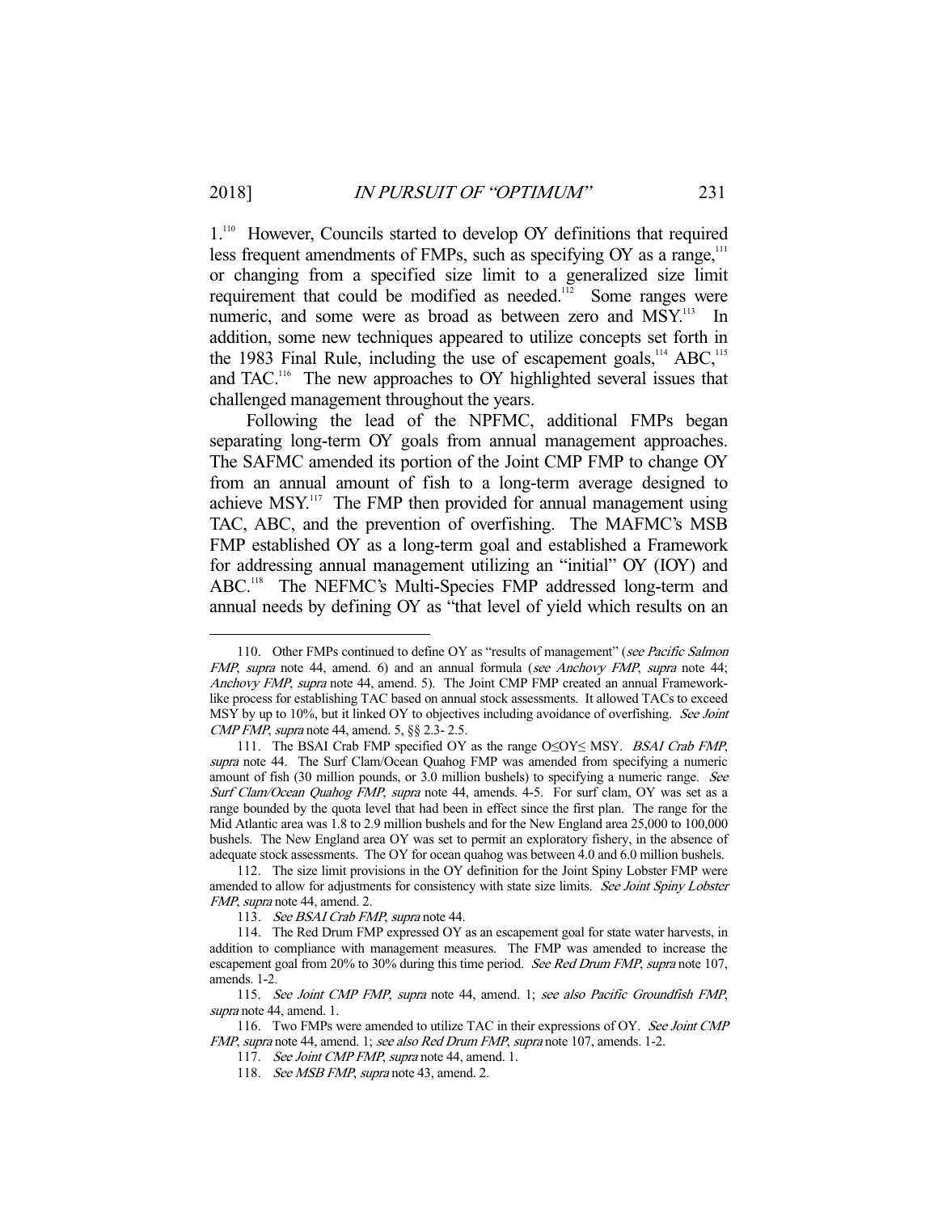1.[110] However, Councils started to develop OY definitions that required less frequent amendments of FMPs, such as specifying OY as a range,[111] or changing from a specified size limit to a generalized size limit requirement that could be modified as needed.[112] Some ranges were numeric, and some were as broad as between zero and MSY.[113] In addition, some new techniques appeared to utilize concepts set forth in the 1983 Final Rule, including the use of escapement goals,[114] ABC,[115] and TAC.[116] The new approaches to OY highlighted several issues that challenged management throughout the years.

Following the lead of the NPFMC, additional FMPs began separating long-term OY goals from annual management approaches. The SAFMC amended its portion of the Joint CMP FMP to change OY from an annual amount of fish to a long-term average designed to achieve MSY.[117] The FMP then provided for annual management using TAC, ABC, and the prevention of overfishing. The MAFMC's MSB FMP established OY as a long-term goal and established a Framework for addressing annual management utilizing an "initial" OY (IOY) and ABC.[118] The NEFMC's Multi-Species FMP addressed long-term and annual needs by defining OY as "that level of yield which results on an

---

110. Other FMPs continued to define OY as "results of management" (*see Pacific Salmon FMP*, *supra* note 44, amend. 6) and an annual formula (*see Anchovy FMP*, *supra* note 44; *Anchovy FMP*, *supra* note 44, amend. 5). The Joint CMP FMP created an annual Framework-like process for establishing TAC based on annual stock assessments. It allowed TACs to exceed MSY by up to 10%, but it linked OY to objectives including avoidance of overfishing. *See Joint CMP FMP*, *supra* note 44, amend. 5, §§ 2.3- 2.5.

111. The BSAI Crab FMP specified OY as the range $0 \leq OY \leq MSY$. *BSAI Crab FMP*, *supra* note 44. The Surf Clam/Ocean Quahog FMP was amended from specifying a numeric amount of fish (30 million pounds, or 3.0 million bushels) to specifying a numeric range. *See Surf Clam/Ocean Quahog FMP*, *supra* note 44, amends. 4-5. For surf clam, OY was set as a range bounded by the quota level that had been in effect since the first plan. The range for the Mid Atlantic area was 1.8 to 2.9 million bushels and for the New England area 25,000 to 100,000 bushels. The New England area OY was set to permit an exploratory fishery, in the absence of adequate stock assessments. The OY for ocean quahog was between 4.0 and 6.0 million bushels.

112. The size limit provisions in the OY definition for the Joint Spiny Lobster FMP were amended to allow for adjustments for consistency with state size limits. *See Joint Spiny Lobster FMP*, *supra* note 44, amend. 2.

113. *See BSAI Crab FMP*, *supra* note 44.

114. The Red Drum FMP expressed OY as an escapement goal for state water harvests, in addition to compliance with management measures. The FMP was amended to increase the escapement goal from 20% to 30% during this time period. *See Red Drum FMP*, *supra* note 107, amends. 1-2.

115. *See Joint CMP FMP*, *supra* note 44, amend. 1; *see also Pacific Groundfish FMP*, *supra* note 44, amend. 1.

116. Two FMPs were amended to utilize TAC in their expressions of OY. *See Joint CMP FMP*, *supra* note 44, amend. 1; *see also Red Drum FMP*, *supra* note 107, amends. 1-2.

117. *See Joint CMP FMP*, *supra* note 44, amend. 1.

118. *See MSB FMP*, *supra* note 43, amend. 2.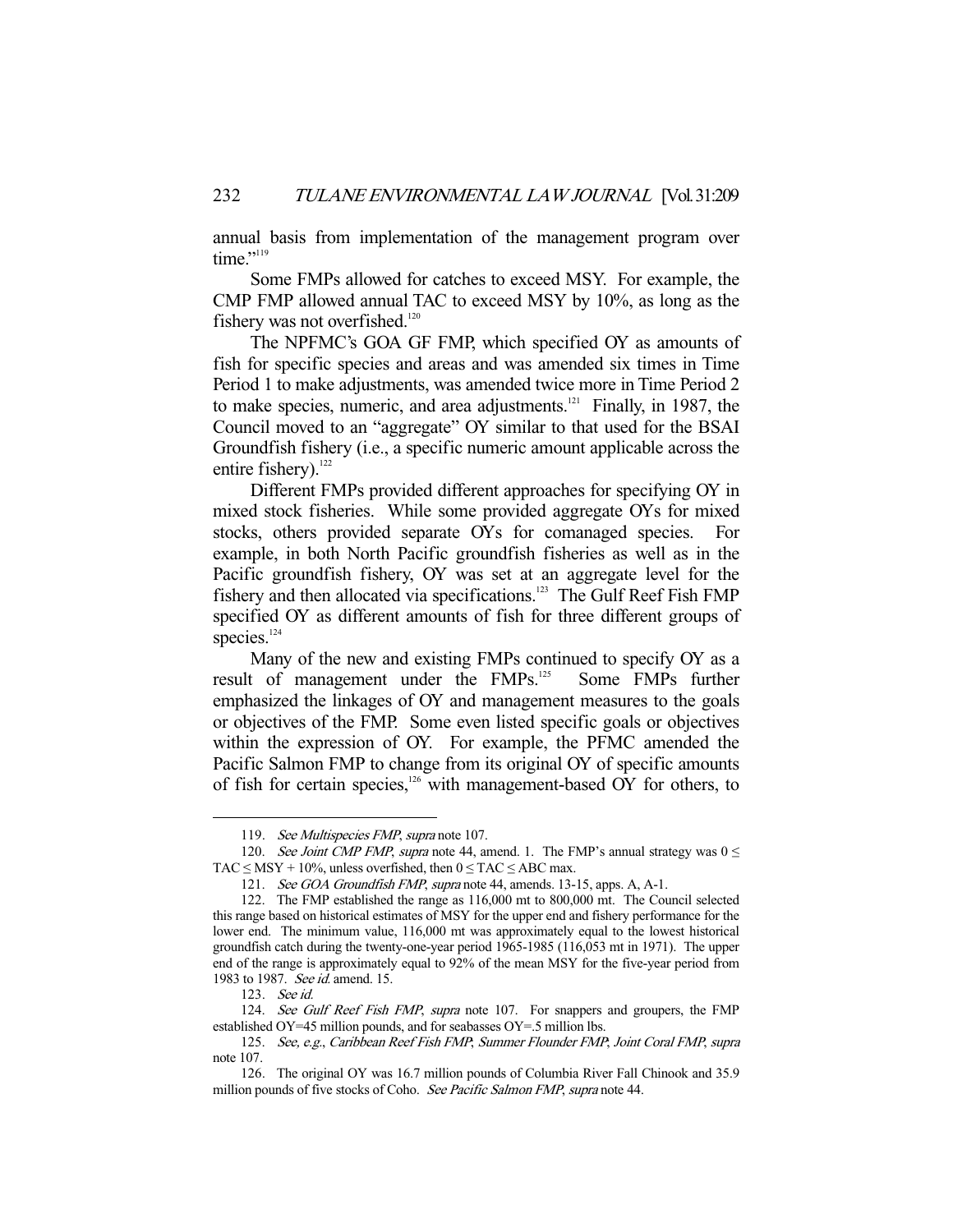annual basis from implementation of the management program over time."[119]

Some FMPs allowed for catches to exceed MSY. For example, the CMP FMP allowed annual TAC to exceed MSY by 10%, as long as the fishery was not overfished.[120]

The NPFMC's GOA GF FMP, which specified OY as amounts of fish for specific species and areas and was amended six times in Time Period 1 to make adjustments, was amended twice more in Time Period 2 to make species, numeric, and area adjustments.[121] Finally, in 1987, the Council moved to an "aggregate" OY similar to that used for the BSAI Groundfish fishery (i.e., a specific numeric amount applicable across the entire fishery).[122]

Different FMPs provided different approaches for specifying OY in mixed stock fisheries. While some provided aggregate OYs for mixed stocks, others provided separate OYs for comanaged species. For example, in both North Pacific groundfish fisheries as well as in the Pacific groundfish fishery, OY was set at an aggregate level for the fishery and then allocated via specifications.[123] The Gulf Reef Fish FMP specified OY as different amounts of fish for three different groups of species.[124]

Many of the new and existing FMPs continued to specify OY as a result of management under the FMPs.[125] Some FMPs further emphasized the linkages of OY and management measures to the goals or objectives of the FMP. Some even listed specific goals or objectives within the expression of OY. For example, the PFMC amended the Pacific Salmon FMP to change from its original OY of specific amounts of fish for certain species,[126] with management-based OY for others, to

---

119. *See Multispecies FMP*, *supra* note 107.

120. *See Joint CMP FMP*, *supra* note 44, amend. 1. The FMP's annual strategy was $0 \leq \text{TAC} \leq \text{MSY} + 10\%$, unless overfished, then $0 \leq \text{TAC} \leq \text{ABC max}$.

121. *See GOA Groundfish FMP*, *supra* note 44, amends. 13-15, apps. A, A-1.

122. The FMP established the range as 116,000 mt to 800,000 mt. The Council selected this range based on historical estimates of MSY for the upper end and fishery performance for the lower end. The minimum value, 116,000 mt was approximately equal to the lowest historical groundfish catch during the twenty-one-year period 1965-1985 (116,053 mt in 1971). The upper end of the range is approximately equal to 92% of the mean MSY for the five-year period from 1983 to 1987. *See id.* amend. 15.

123. *See id.*

124. *See Gulf Reef Fish FMP*, *supra* note 107. For snappers and groupers, the FMP established OY=45 million pounds, and for seabasses OY=.5 million lbs.

125. *See, e.g.*, *Caribbean Reef Fish FMP*, *Summer Flounder FMP*, *Joint Coral FMP*, *supra* note 107.

126. The original OY was 16.7 million pounds of Columbia River Fall Chinook and 35.9 million pounds of five stocks of Coho. *See Pacific Salmon FMP*, *supra* note 44.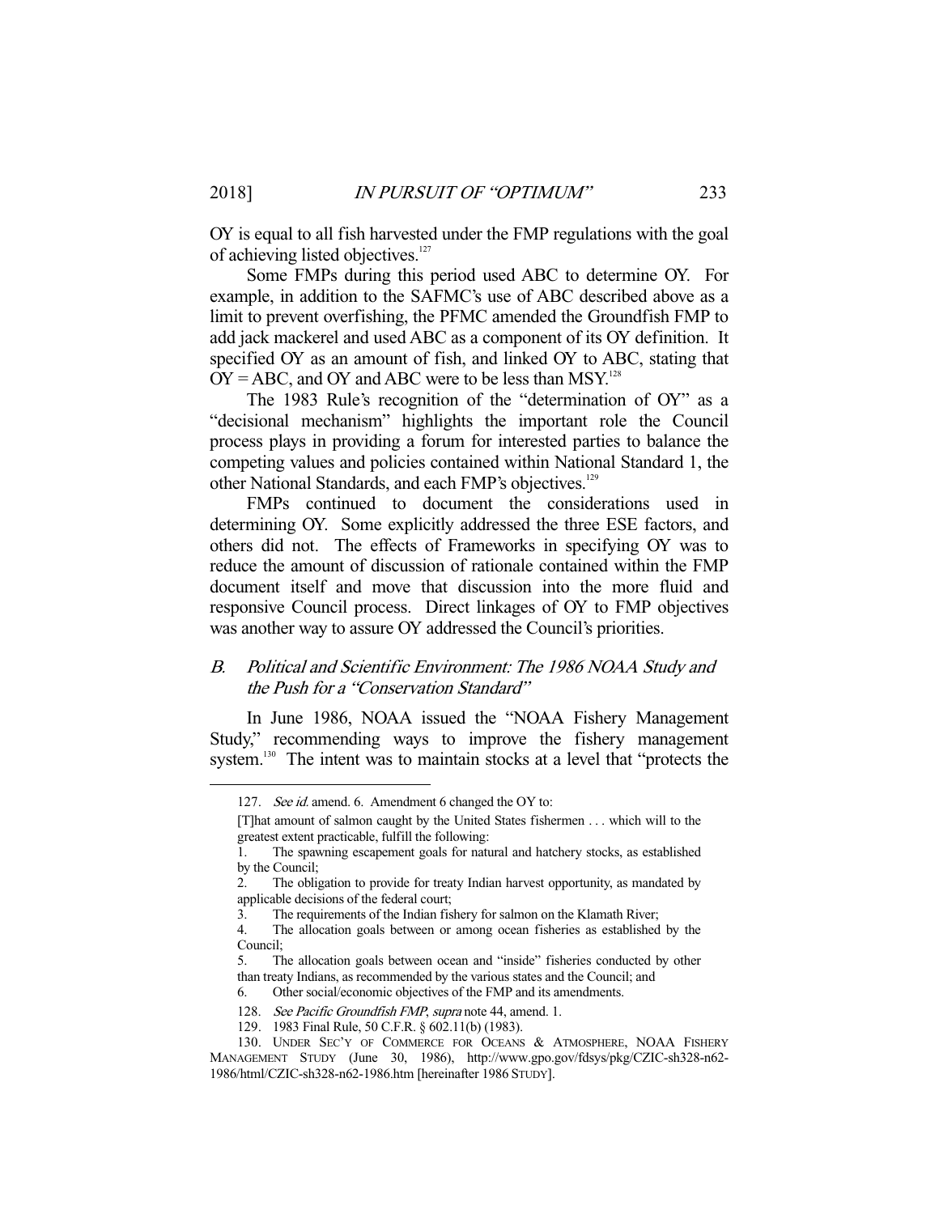OY is equal to all fish harvested under the FMP regulations with the goal of achieving listed objectives.[127]

Some FMPs during this period used ABC to determine OY. For example, in addition to the SAFMC's use of ABC described above as a limit to prevent overfishing, the PFMC amended the Groundfish FMP to add jack mackerel and used ABC as a component of its OY definition. It specified OY as an amount of fish, and linked OY to ABC, stating that OY = ABC, and OY and ABC were to be less than MSY.[128]

The 1983 Rule's recognition of the "determination of OY" as a "decisional mechanism" highlights the important role the Council process plays in providing a forum for interested parties to balance the competing values and policies contained within National Standard 1, the other National Standards, and each FMP's objectives.[129]

FMPs continued to document the considerations used in determining OY. Some explicitly addressed the three ESE factors, and others did not. The effects of Frameworks in specifying OY was to reduce the amount of discussion of rationale contained within the FMP document itself and move that discussion into the more fluid and responsive Council process. Direct linkages of OY to FMP objectives was another way to assure OY addressed the Council's priorities.

## B. *Political and Scientific Environment: The 1986 NOAA Study and the Push for a "Conservation Standard"*

In June 1986, NOAA issued the "NOAA Fishery Management Study," recommending ways to improve the fishery management system.[130] The intent was to maintain stocks at a level that "protects the

---

127. *See id.* amend. 6. Amendment 6 changed the OY to:

[T]hat amount of salmon caught by the United States fishermen . . . which will to the greatest extent practicable, fulfill the following:

1. The spawning escapement goals for natural and hatchery stocks, as established by the Council;
2. The obligation to provide for treaty Indian harvest opportunity, as mandated by applicable decisions of the federal court;
3. The requirements of the Indian fishery for salmon on the Klamath River;
4. The allocation goals between or among ocean fisheries as established by the Council;
5. The allocation goals between ocean and "inside" fisheries conducted by other than treaty Indians, as recommended by the various states and the Council; and
6. Other social/economic objectives of the FMP and its amendments.

128. *See Pacific Groundfish FMP*, *supra* note 44, amend. 1.

129. 1983 Final Rule, 50 C.F.R. § 602.11(b) (1983).

130. UNDER SEC'Y OF COMMERCE FOR OCEANS & ATMOSPHERE, NOAA FISHERY MANAGEMENT STUDY (June 30, 1986), http://www.gpo.gov/fdsys/pkg/CZIC-sh328-n62-1986/html/CZIC-sh328-n62-1986.htm [hereinafter 1986 STUDY].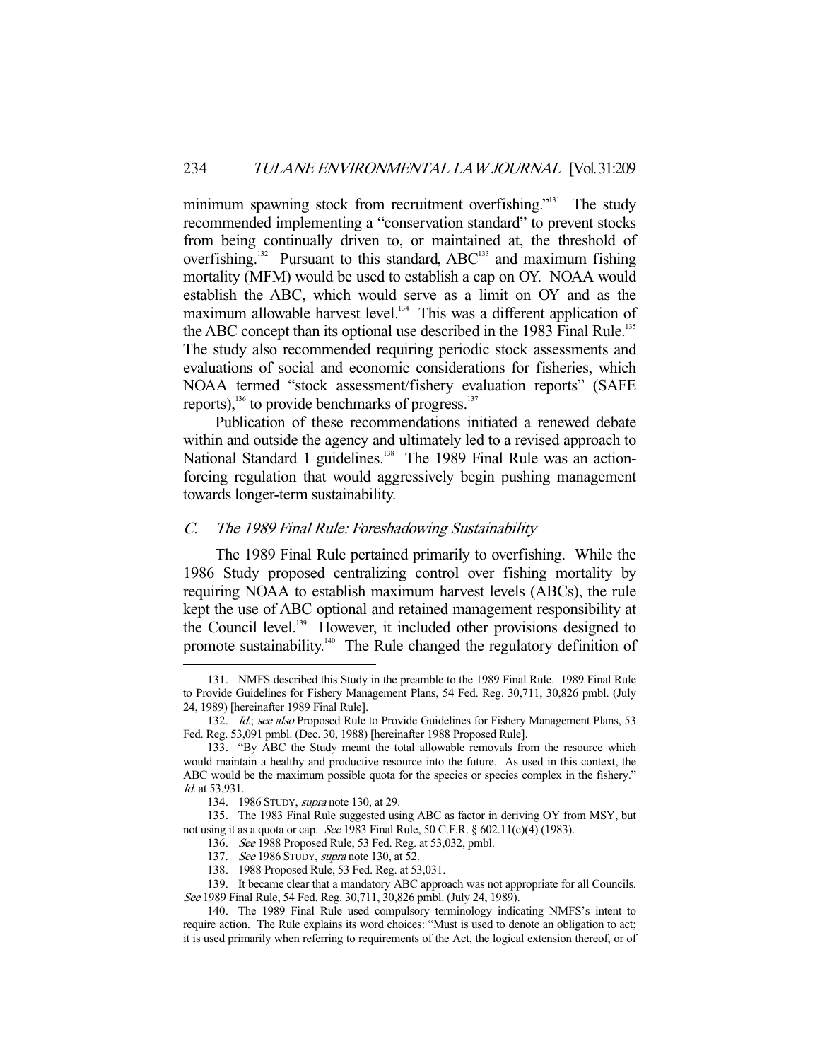minimum spawning stock from recruitment overfishing."[131] The study recommended implementing a "conservation standard" to prevent stocks from being continually driven to, or maintained at, the threshold of overfishing.[132] Pursuant to this standard, ABC[133] and maximum fishing mortality (MFM) would be used to establish a cap on OY. NOAA would establish the ABC, which would serve as a limit on OY and as the maximum allowable harvest level.[134] This was a different application of the ABC concept than its optional use described in the 1983 Final Rule.[135] The study also recommended requiring periodic stock assessments and evaluations of social and economic considerations for fisheries, which NOAA termed "stock assessment/fishery evaluation reports" (SAFE reports),[136] to provide benchmarks of progress.[137]

Publication of these recommendations initiated a renewed debate within and outside the agency and ultimately led to a revised approach to National Standard 1 guidelines.[138] The 1989 Final Rule was an action-forcing regulation that would aggressively begin pushing management towards longer-term sustainability.

### *C. The 1989 Final Rule: Foreshadowing Sustainability*

The 1989 Final Rule pertained primarily to overfishing. While the 1986 Study proposed centralizing control over fishing mortality by requiring NOAA to establish maximum harvest levels (ABCs), the rule kept the use of ABC optional and retained management responsibility at the Council level.[139] However, it included other provisions designed to promote sustainability.[140] The Rule changed the regulatory definition of

---

131. NMFS described this Study in the preamble to the 1989 Final Rule. 1989 Final Rule to Provide Guidelines for Fishery Management Plans, 54 Fed. Reg. 30,711, 30,826 pmbl. (July 24, 1989) [hereinafter 1989 Final Rule].

132. *Id.*; *see also* Proposed Rule to Provide Guidelines for Fishery Management Plans, 53 Fed. Reg. 53,091 pmbl. (Dec. 30, 1988) [hereinafter 1988 Proposed Rule].

133. "By ABC the Study meant the total allowable removals from the resource which would maintain a healthy and productive resource into the future. As used in this context, the ABC would be the maximum possible quota for the species or species complex in the fishery." *Id.* at 53,931.

134. 1986 STUDY, *supra* note 130, at 29.

135. The 1983 Final Rule suggested using ABC as factor in deriving OY from MSY, but not using it as a quota or cap. *See* 1983 Final Rule, 50 C.F.R. § 602.11(c)(4) (1983).

136. *See* 1988 Proposed Rule, 53 Fed. Reg. at 53,032, pmbl.

137. *See* 1986 STUDY, *supra* note 130, at 52.

138. 1988 Proposed Rule, 53 Fed. Reg. at 53,031.

139. It became clear that a mandatory ABC approach was not appropriate for all Councils. *See* 1989 Final Rule, 54 Fed. Reg. 30,711, 30,826 pmbl. (July 24, 1989).

140. The 1989 Final Rule used compulsory terminology indicating NMFS's intent to require action. The Rule explains its word choices: "Must is used to denote an obligation to act; it is used primarily when referring to requirements of the Act, the logical extension thereof, or of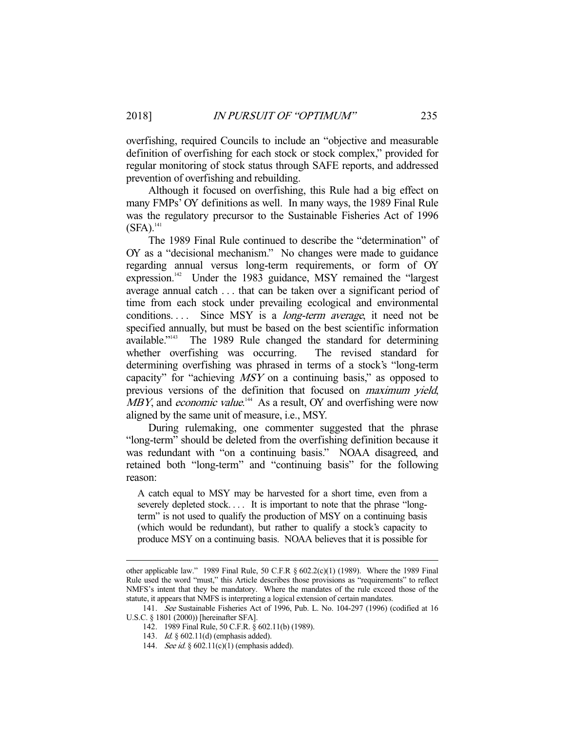overfishing, required Councils to include an "objective and measurable definition of overfishing for each stock or stock complex," provided for regular monitoring of stock status through SAFE reports, and addressed prevention of overfishing and rebuilding.

Although it focused on overfishing, this Rule had a big effect on many FMPs' OY definitions as well. In many ways, the 1989 Final Rule was the regulatory precursor to the Sustainable Fisheries Act of 1996 (SFA).[141]

The 1989 Final Rule continued to describe the "determination" of OY as a "decisional mechanism." No changes were made to guidance regarding annual versus long-term requirements, or form of OY expression.[142] Under the 1983 guidance, MSY remained the "largest average annual catch . . . that can be taken over a significant period of time from each stock under prevailing ecological and environmental conditions. . . . Since MSY is a *long-term average*, it need not be specified annually, but must be based on the best scientific information available."[143] The 1989 Rule changed the standard for determining whether overfishing was occurring. The revised standard for determining overfishing was phrased in terms of a stock's "long-term capacity" for "achieving *MSY* on a continuing basis," as opposed to previous versions of the definition that focused on *maximum yield*, *MBY*, and *economic value*.[144] As a result, OY and overfishing were now aligned by the same unit of measure, i.e., MSY.

During rulemaking, one commenter suggested that the phrase "long-term" should be deleted from the overfishing definition because it was redundant with "on a continuing basis." NOAA disagreed, and retained both "long-term" and "continuing basis" for the following reason:

> A catch equal to MSY may be harvested for a short time, even from a severely depleted stock. . . . It is important to note that the phrase "long-term" is not used to qualify the production of MSY on a continuing basis (which would be redundant), but rather to qualify a stock's capacity to produce MSY on a continuing basis. NOAA believes that it is possible for

---

other applicable law." 1989 Final Rule, 50 C.F.R § 602.2(c)(1) (1989). Where the 1989 Final Rule used the word "must," this Article describes those provisions as "requirements" to reflect NMFS's intent that they be mandatory. Where the mandates of the rule exceed those of the statute, it appears that NMFS is interpreting a logical extension of certain mandates.

141. *See* Sustainable Fisheries Act of 1996, Pub. L. No. 104-297 (1996) (codified at 16 U.S.C. § 1801 (2000)) [hereinafter SFA].

142. 1989 Final Rule, 50 C.F.R. § 602.11(b) (1989).

143. *Id.* § 602.11(d) (emphasis added).

144. *See id.* § 602.11(c)(1) (emphasis added).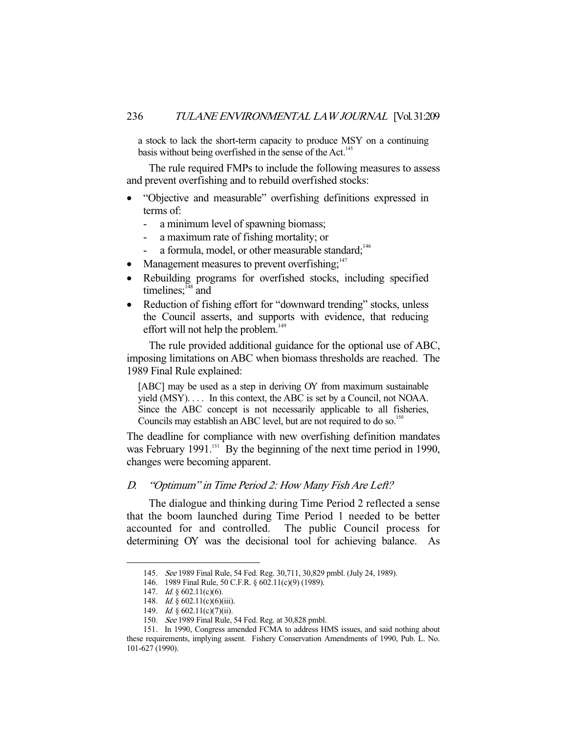a stock to lack the short-term capacity to produce MSY on a continuing basis without being overfished in the sense of the Act.[145]

The rule required FMPs to include the following measures to assess and prevent overfishing and to rebuild overfished stocks:

- "Objective and measurable" overfishing definitions expressed in terms of:
  - a minimum level of spawning biomass;
  - a maximum rate of fishing mortality; or
  - a formula, model, or other measurable standard;[146]
- Management measures to prevent overfishing;[147]
- Rebuilding programs for overfished stocks, including specified timelines;[148] and
- Reduction of fishing effort for "downward trending" stocks, unless the Council asserts, and supports with evidence, that reducing effort will not help the problem.[149]

The rule provided additional guidance for the optional use of ABC, imposing limitations on ABC when biomass thresholds are reached. The 1989 Final Rule explained:

> [ABC] may be used as a step in deriving OY from maximum sustainable yield (MSY). . . . In this context, the ABC is set by a Council, not NOAA. Since the ABC concept is not necessarily applicable to all fisheries, Councils may establish an ABC level, but are not required to do so.[150]

The deadline for compliance with new overfishing definition mandates was February 1991.[151] By the beginning of the next time period in 1990, changes were becoming apparent.

### *D. "Optimum" in Time Period 2: How Many Fish Are Left?*

The dialogue and thinking during Time Period 2 reflected a sense that the boom launched during Time Period 1 needed to be better accounted for and controlled. The public Council process for determining OY was the decisional tool for achieving balance. As

---

145. *See* 1989 Final Rule, 54 Fed. Reg. 30,711, 30,829 pmbl. (July 24, 1989).

146. 1989 Final Rule, 50 C.F.R. § 602.11(c)(9) (1989).

147. *Id.* § 602.11(c)(6).

148. *Id.* § 602.11(c)(6)(iii).

149. *Id.* § 602.11(c)(7)(ii).

150. *See* 1989 Final Rule, 54 Fed. Reg. at 30,828 pmbl.

151. In 1990, Congress amended FCMA to address HMS issues, and said nothing about these requirements, implying assent. Fishery Conservation Amendments of 1990, Pub. L. No. 101-627 (1990).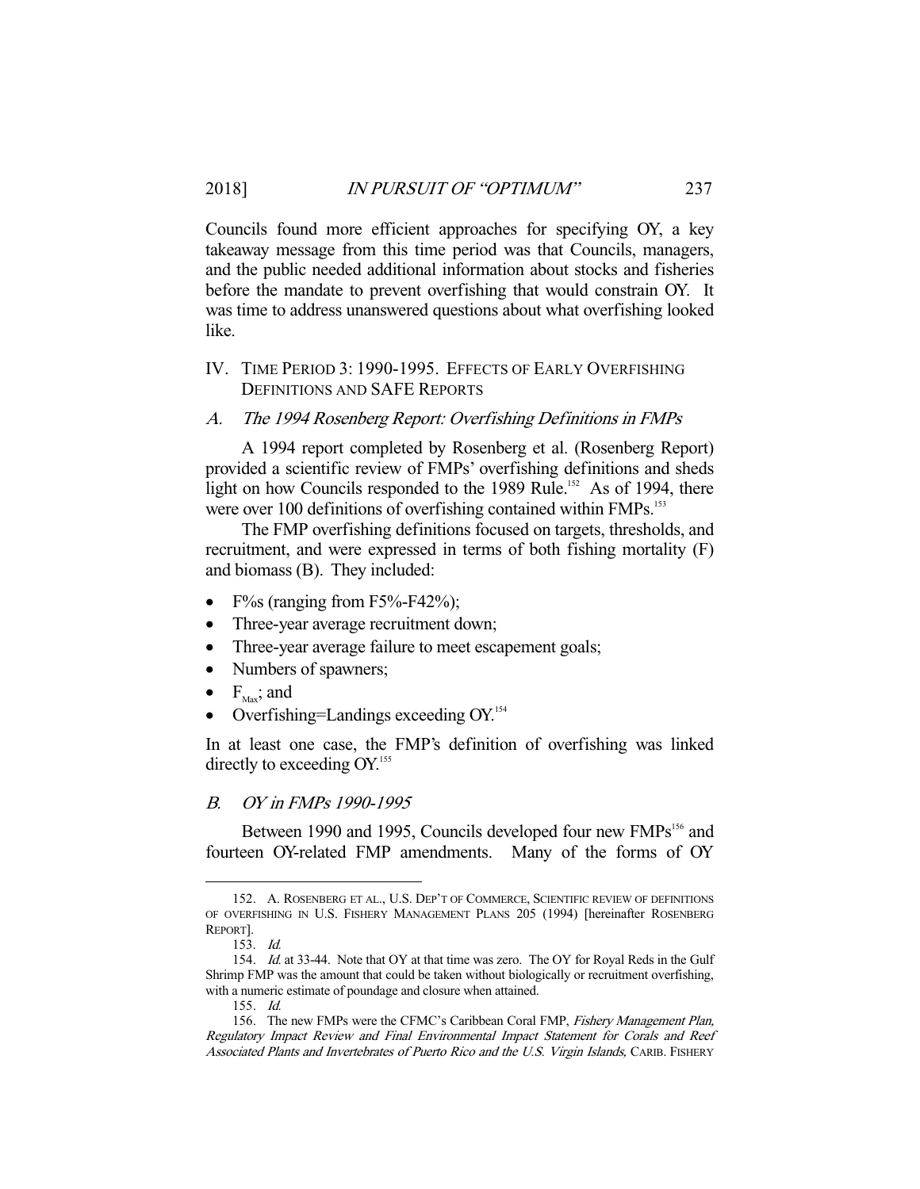Councils found more efficient approaches for specifying OY, a key takeaway message from this time period was that Councils, managers, and the public needed additional information about stocks and fisheries before the mandate to prevent overfishing that would constrain OY. It was time to address unanswered questions about what overfishing looked like.

## IV. Time Period 3: 1990-1995. Effects of Early Overfishing Definitions and SAFE Reports

### *A. The 1994 Rosenberg Report: Overfishing Definitions in FMPs*

A 1994 report completed by Rosenberg et al. (Rosenberg Report) provided a scientific review of FMPs' overfishing definitions and sheds light on how Councils responded to the 1989 Rule.[152] As of 1994, there were over 100 definitions of overfishing contained within FMPs.[153]

The FMP overfishing definitions focused on targets, thresholds, and recruitment, and were expressed in terms of both fishing mortality (F) and biomass (B). They included:

- F%s (ranging from F5%-F42%);
- Three-year average recruitment down;
- Three-year average failure to meet escapement goals;
- Numbers of spawners;
- $F_{Max}$; and
- Overfishing=Landings exceeding OY.[154]

In at least one case, the FMP's definition of overfishing was linked directly to exceeding OY.[155]

### *B. OY in FMPs 1990-1995*

Between 1990 and 1995, Councils developed four new FMPs[156] and fourteen OY-related FMP amendments. Many of the forms of OY

---

152. A. Rosenberg et al., U.S. Dep't of Commerce, Scientific review of definitions of overfishing in U.S. Fishery Management Plans 205 (1994) [hereinafter Rosenberg Report].

153. *Id.*

154. *Id.* at 33-44. Note that OY at that time was zero. The OY for Royal Reds in the Gulf Shrimp FMP was the amount that could be taken without biologically or recruitment overfishing, with a numeric estimate of poundage and closure when attained.

155. *Id.*

156. The new FMPs were the CFMC's Caribbean Coral FMP, *Fishery Management Plan, Regulatory Impact Review and Final Environmental Impact Statement for Corals and Reef Associated Plants and Invertebrates of Puerto Rico and the U.S. Virgin Islands,* Carib. Fishery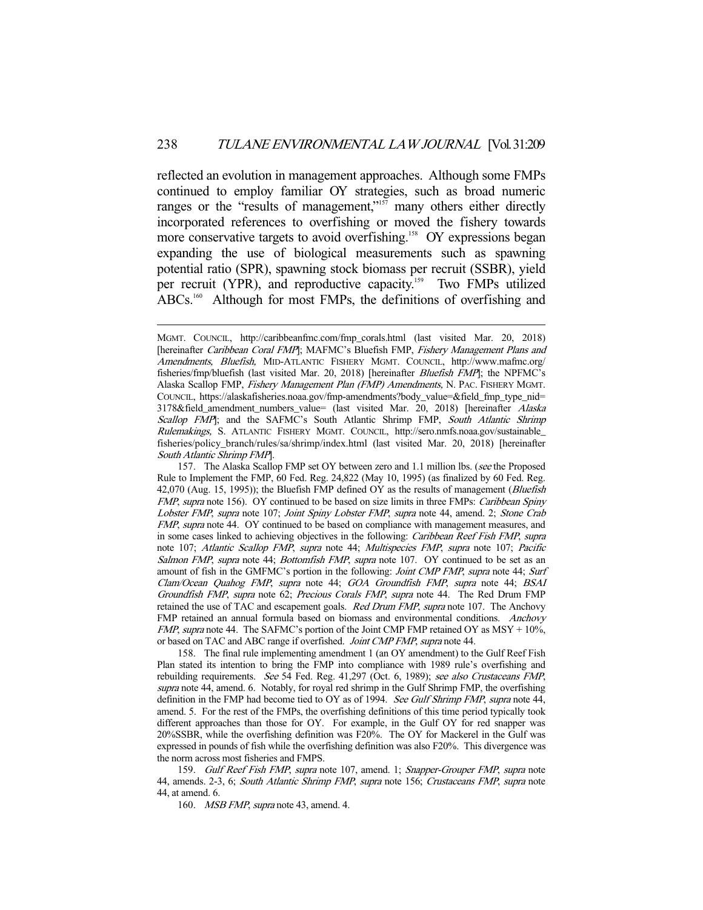reflected an evolution in management approaches. Although some FMPs continued to employ familiar OY strategies, such as broad numeric ranges or the "results of management,"[157] many others either directly incorporated references to overfishing or moved the fishery towards more conservative targets to avoid overfishing.[158] OY expressions began expanding the use of biological measurements such as spawning potential ratio (SPR), spawning stock biomass per recruit (SSBR), yield per recruit (YPR), and reproductive capacity.[159] Two FMPs utilized ABCs.[160] Although for most FMPs, the definitions of overfishing and

---

MGMT. COUNCIL, http://caribbeanfmc.com/fmp_corals.html (last visited Mar. 20, 2018) [hereinafter *Caribbean Coral FMP*]; MAFMC's Bluefish FMP, *Fishery Management Plans and Amendments, Bluefish*, MID-ATLANTIC FISHERY MGMT. COUNCIL, http://www.mafmc.org/fisheries/fmp/bluefish (last visited Mar. 20, 2018) [hereinafter *Bluefish FMP*]; the NPFMC's Alaska Scallop FMP, *Fishery Management Plan (FMP) Amendments*, N. PAC. FISHERY MGMT. COUNCIL, https://alaskafisheries.noaa.gov/fmp-amendments?body_value=&field_fmp_type_nid=3178&field_amendment_numbers_value= (last visited Mar. 20, 2018) [hereinafter *Alaska Scallop FMP*]; and the SAFMC's South Atlantic Shrimp FMP, *South Atlantic Shrimp Rulemakings*, S. ATLANTIC FISHERY MGMT. COUNCIL, http://sero.nmfs.noaa.gov/sustainable_fisheries/policy_branch/rules/sa/shrimp/index.html (last visited Mar. 20, 2018) [hereinafter *South Atlantic Shrimp FMP*].

157. The Alaska Scallop FMP set OY between zero and 1.1 million lbs. (*see* the Proposed Rule to Implement the FMP, 60 Fed. Reg. 24,822 (May 10, 1995) (as finalized by 60 Fed. Reg. 42,070 (Aug. 15, 1995)); the Bluefish FMP defined OY as the results of management (*Bluefish FMP*, *supra* note 156). OY continued to be based on size limits in three FMPs: *Caribbean Spiny Lobster FMP*, *supra* note 107; *Joint Spiny Lobster FMP*, *supra* note 44, amend. 2; *Stone Crab FMP*, *supra* note 44. OY continued to be based on compliance with management measures, and in some cases linked to achieving objectives in the following: *Caribbean Reef Fish FMP*, *supra* note 107; *Atlantic Scallop FMP*, *supra* note 44; *Multispecies FMP*, *supra* note 107; *Pacific Salmon FMP*, *supra* note 44; *Bottomfish FMP*, *supra* note 107. OY continued to be set as an amount of fish in the GMFMC's portion in the following: *Joint CMP FMP*, *supra* note 44; *Surf Clam/Ocean Quahog FMP*, *supra* note 44; *GOA Groundfish FMP*, *supra* note 44; *BSAI Groundfish FMP*, *supra* note 62; *Precious Corals FMP*, *supra* note 44. The Red Drum FMP retained the use of TAC and escapement goals. *Red Drum FMP*, *supra* note 107. The Anchovy FMP retained an annual formula based on biomass and environmental conditions. *Anchovy FMP*, *supra* note 44. The SAFMC's portion of the Joint CMP FMP retained OY as MSY + 10%, or based on TAC and ABC range if overfished. *Joint CMP FMP*, *supra* note 44.

158. The final rule implementing amendment 1 (an OY amendment) to the Gulf Reef Fish Plan stated its intention to bring the FMP into compliance with 1989 rule's overfishing and rebuilding requirements. *See* 54 Fed. Reg. 41,297 (Oct. 6, 1989); *see also Crustaceans FMP*, *supra* note 44, amend. 6. Notably, for royal red shrimp in the Gulf Shrimp FMP, the overfishing definition in the FMP had become tied to OY as of 1994. *See Gulf Shrimp FMP*, *supra* note 44, amend. 5. For the rest of the FMPs, the overfishing definitions of this time period typically took different approaches than those for OY. For example, in the Gulf OY for red snapper was 20%SSBR, while the overfishing definition was F20%. The OY for Mackerel in the Gulf was expressed in pounds of fish while the overfishing definition was also F20%. This divergence was the norm across most fisheries and FMPS.

159. *Gulf Reef Fish FMP*, *supra* note 107, amend. 1; *Snapper-Grouper FMP*, *supra* note 44, amends. 2-3, 6; *South Atlantic Shrimp FMP*, *supra* note 156; *Crustaceans FMP*, *supra* note 44, at amend. 6.

160. *MSB FMP*, *supra* note 43, amend. 4.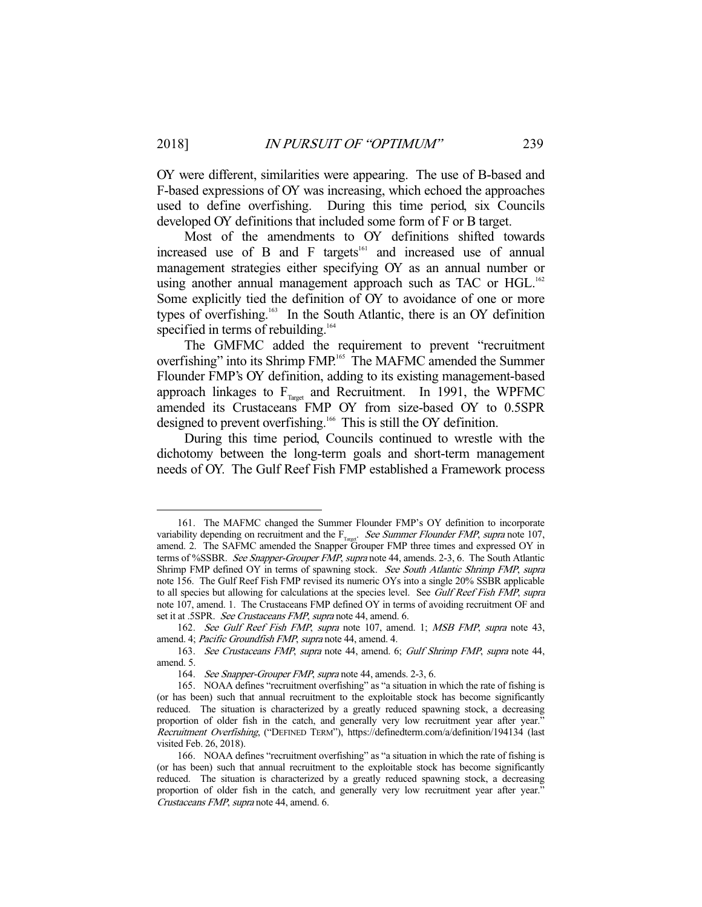OY were different, similarities were appearing. The use of B-based and F-based expressions of OY was increasing, which echoed the approaches used to define overfishing. During this time period, six Councils developed OY definitions that included some form of F or B target.

Most of the amendments to OY definitions shifted towards increased use of B and F targets[161] and increased use of annual management strategies either specifying OY as an annual number or using another annual management approach such as TAC or HGL.[162] Some explicitly tied the definition of OY to avoidance of one or more types of overfishing.[163] In the South Atlantic, there is an OY definition specified in terms of rebuilding.[164]

The GMFMC added the requirement to prevent "recruitment overfishing" into its Shrimp FMP.[165] The MAFMC amended the Summer Flounder FMP's OY definition, adding to its existing management-based approach linkages to $F_{Target}$ and Recruitment. In 1991, the WPFMC amended its Crustaceans FMP OY from size-based OY to 0.5SPR designed to prevent overfishing.[166] This is still the OY definition.

During this time period, Councils continued to wrestle with the dichotomy between the long-term goals and short-term management needs of OY. The Gulf Reef Fish FMP established a Framework process

---

161. The MAFMC changed the Summer Flounder FMP's OY definition to incorporate variability depending on recruitment and the $F_{Target}$. *See Summer Flounder FMP*, *supra* note 107, amend. 2. The SAFMC amended the Snapper Grouper FMP three times and expressed OY in terms of %SSBR. *See Snapper-Grouper FMP*, *supra* note 44, amends. 2-3, 6. The South Atlantic Shrimp FMP defined OY in terms of spawning stock. *See South Atlantic Shrimp FMP*, *supra* note 156. The Gulf Reef Fish FMP revised its numeric OYs into a single 20% SSBR applicable to all species but allowing for calculations at the species level. See *Gulf Reef Fish FMP*, *supra* note 107, amend. 1. The Crustaceans FMP defined OY in terms of avoiding recruitment OF and set it at .5SPR. *See Crustaceans FMP*, *supra* note 44, amend. 6.

162. *See Gulf Reef Fish FMP*, *supra* note 107, amend. 1; *MSB FMP*, *supra* note 43, amend. 4; *Pacific Groundfish FMP*, *supra* note 44, amend. 4.

163. *See Crustaceans FMP*, *supra* note 44, amend. 6; *Gulf Shrimp FMP*, *supra* note 44, amend. 5.

164. *See Snapper-Grouper FMP*, *supra* note 44, amends. 2-3, 6.

165. NOAA defines "recruitment overfishing" as "a situation in which the rate of fishing is (or has been) such that annual recruitment to the exploitable stock has become significantly reduced. The situation is characterized by a greatly reduced spawning stock, a decreasing proportion of older fish in the catch, and generally very low recruitment year after year." *Recruitment Overfishing*, ("DEFINED TERM"), https://definedterm.com/a/definition/194134 (last visited Feb. 26, 2018).

166. NOAA defines "recruitment overfishing" as "a situation in which the rate of fishing is (or has been) such that annual recruitment to the exploitable stock has become significantly reduced. The situation is characterized by a greatly reduced spawning stock, a decreasing proportion of older fish in the catch, and generally very low recruitment year after year." *Crustaceans FMP*, *supra* note 44, amend. 6.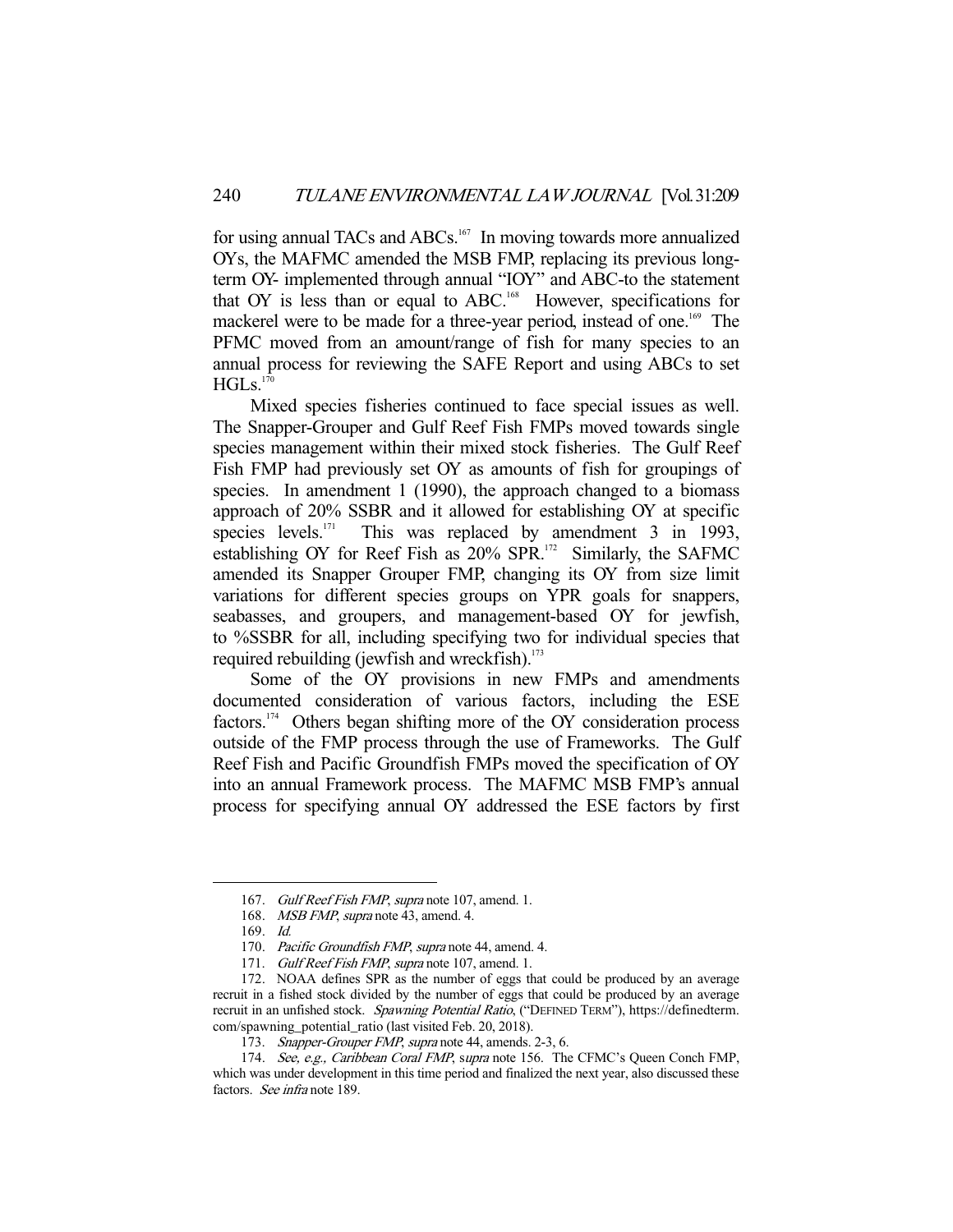for using annual TACs and ABCs.[167] In moving towards more annualized OYs, the MAFMC amended the MSB FMP, replacing its previous long-term OY- implemented through annual "IOY" and ABC-to the statement that OY is less than or equal to ABC.[168] However, specifications for mackerel were to be made for a three-year period, instead of one.[169] The PFMC moved from an amount/range of fish for many species to an annual process for reviewing the SAFE Report and using ABCs to set HGLs.[170]

Mixed species fisheries continued to face special issues as well. The Snapper-Grouper and Gulf Reef Fish FMPs moved towards single species management within their mixed stock fisheries. The Gulf Reef Fish FMP had previously set OY as amounts of fish for groupings of species. In amendment 1 (1990), the approach changed to a biomass approach of 20% SSBR and it allowed for establishing OY at specific species levels.[171] This was replaced by amendment 3 in 1993, establishing OY for Reef Fish as 20% SPR.[172] Similarly, the SAFMC amended its Snapper Grouper FMP, changing its OY from size limit variations for different species groups on YPR goals for snappers, seabasses, and groupers, and management-based OY for jewfish, to %SSBR for all, including specifying two for individual species that required rebuilding (jewfish and wreckfish).[173]

Some of the OY provisions in new FMPs and amendments documented consideration of various factors, including the ESE factors.[174] Others began shifting more of the OY consideration process outside of the FMP process through the use of Frameworks. The Gulf Reef Fish and Pacific Groundfish FMPs moved the specification of OY into an annual Framework process. The MAFMC MSB FMP's annual process for specifying annual OY addressed the ESE factors by first

---

167. *Gulf Reef Fish FMP*, *supra* note 107, amend. 1.

168. *MSB FMP*, *supra* note 43, amend. 4.

169. *Id.*

170. *Pacific Groundfish FMP*, *supra* note 44, amend. 4.

171. *Gulf Reef Fish FMP*, *supra* note 107, amend. 1.

172. NOAA defines SPR as the number of eggs that could be produced by an average recruit in a fished stock divided by the number of eggs that could be produced by an average recruit in an unfished stock. *Spawning Potential Ratio*, ("DEFINED TERM"), https://definedterm.com/spawning_potential_ratio (last visited Feb. 20, 2018).

173. *Snapper-Grouper FMP*, *supra* note 44, amends. 2-3, 6.

174. *See, e.g., Caribbean Coral FMP*, *supra* note 156. The CFMC's Queen Conch FMP, which was under development in this time period and finalized the next year, also discussed these factors. *See infra* note 189.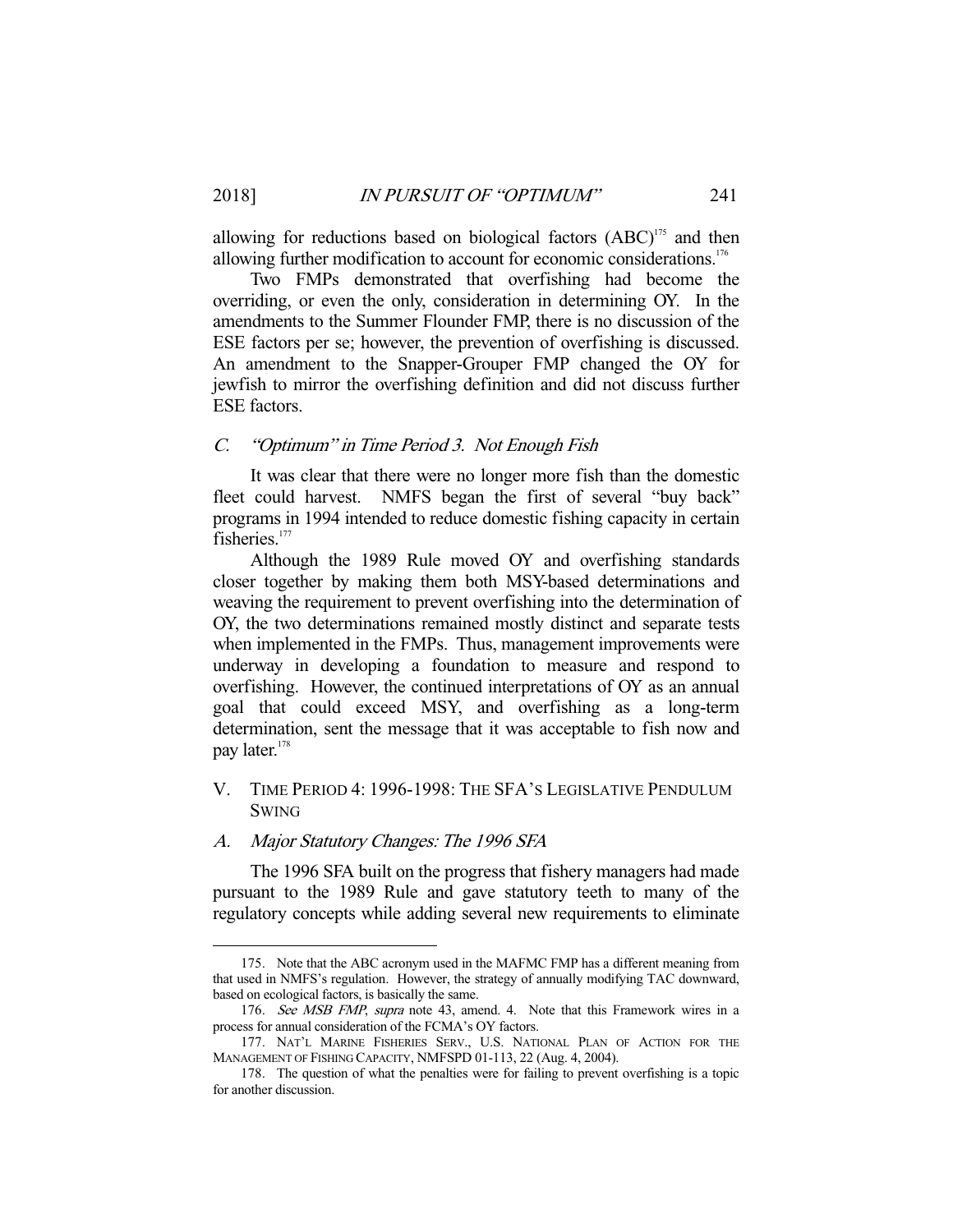allowing for reductions based on biological factors (ABC)[175] and then allowing further modification to account for economic considerations.[176]

Two FMPs demonstrated that overfishing had become the overriding, or even the only, consideration in determining OY. In the amendments to the Summer Flounder FMP, there is no discussion of the ESE factors per se; however, the prevention of overfishing is discussed. An amendment to the Snapper-Grouper FMP changed the OY for jewfish to mirror the overfishing definition and did not discuss further ESE factors.

### *C. "Optimum" in Time Period 3. Not Enough Fish*

It was clear that there were no longer more fish than the domestic fleet could harvest. NMFS began the first of several "buy back" programs in 1994 intended to reduce domestic fishing capacity in certain fisheries.[177]

Although the 1989 Rule moved OY and overfishing standards closer together by making them both MSY-based determinations and weaving the requirement to prevent overfishing into the determination of OY, the two determinations remained mostly distinct and separate tests when implemented in the FMPs. Thus, management improvements were underway in developing a foundation to measure and respond to overfishing. However, the continued interpretations of OY as an annual goal that could exceed MSY, and overfishing as a long-term determination, sent the message that it was acceptable to fish now and pay later.[178]

## V. TIME PERIOD 4: 1996-1998: THE SFA'S LEGISLATIVE PENDULUM SWING

### *A. Major Statutory Changes: The 1996 SFA*

The 1996 SFA built on the progress that fishery managers had made pursuant to the 1989 Rule and gave statutory teeth to many of the regulatory concepts while adding several new requirements to eliminate

---

175. Note that the ABC acronym used in the MAFMC FMP has a different meaning from that used in NMFS's regulation. However, the strategy of annually modifying TAC downward, based on ecological factors, is basically the same.

176. *See MSB FMP*, *supra* note 43, amend. 4. Note that this Framework wires in a process for annual consideration of the FCMA's OY factors.

177. NAT'L MARINE FISHERIES SERV., U.S. NATIONAL PLAN OF ACTION FOR THE MANAGEMENT OF FISHING CAPACITY, NMFSPD 01-113, 22 (Aug. 4, 2004).

178. The question of what the penalties were for failing to prevent overfishing is a topic for another discussion.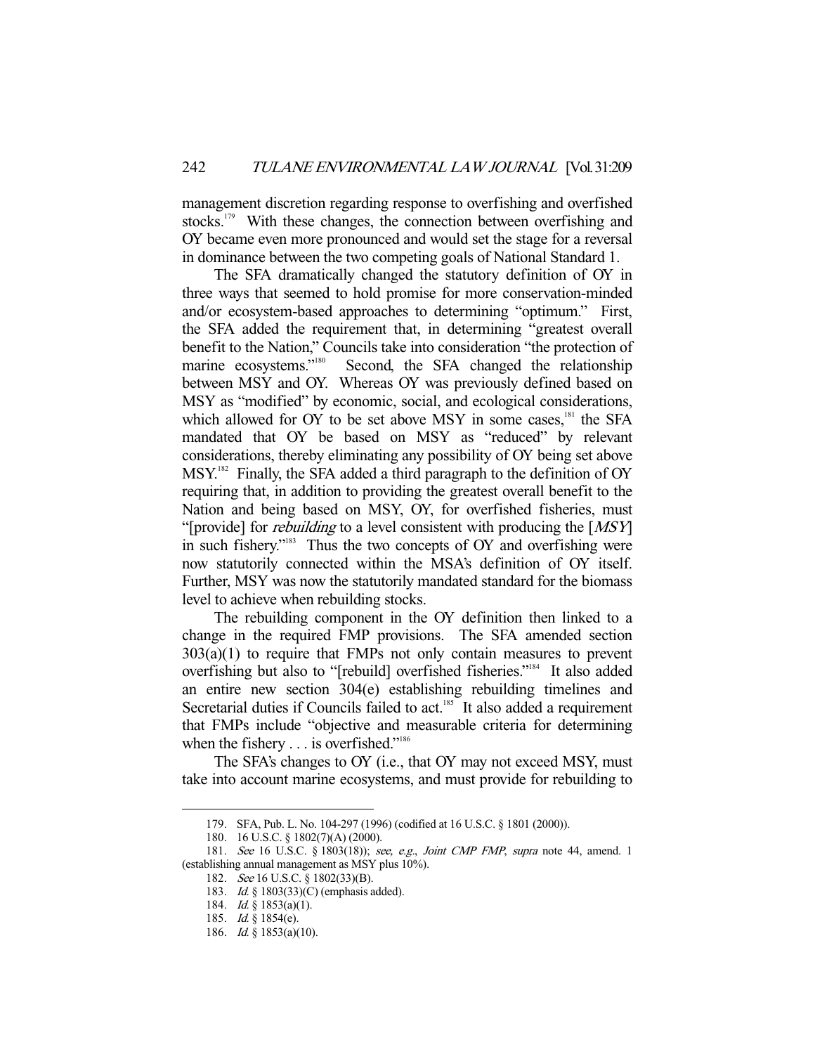management discretion regarding response to overfishing and overfished stocks.[179] With these changes, the connection between overfishing and OY became even more pronounced and would set the stage for a reversal in dominance between the two competing goals of National Standard 1.

The SFA dramatically changed the statutory definition of OY in three ways that seemed to hold promise for more conservation-minded and/or ecosystem-based approaches to determining "optimum." First, the SFA added the requirement that, in determining "greatest overall benefit to the Nation," Councils take into consideration "the protection of marine ecosystems."[180] Second, the SFA changed the relationship between MSY and OY. Whereas OY was previously defined based on MSY as "modified" by economic, social, and ecological considerations, which allowed for OY to be set above MSY in some cases,[181] the SFA mandated that OY be based on MSY as "reduced" by relevant considerations, thereby eliminating any possibility of OY being set above MSY.[182] Finally, the SFA added a third paragraph to the definition of OY requiring that, in addition to providing the greatest overall benefit to the Nation and being based on MSY, OY, for overfished fisheries, must "[provide] for *rebuilding* to a level consistent with producing the [*MSY*] in such fishery."[183] Thus the two concepts of OY and overfishing were now statutorily connected within the MSA's definition of OY itself. Further, MSY was now the statutorily mandated standard for the biomass level to achieve when rebuilding stocks.

The rebuilding component in the OY definition then linked to a change in the required FMP provisions. The SFA amended section 303(a)(1) to require that FMPs not only contain measures to prevent overfishing but also to "[rebuild] overfished fisheries."[184] It also added an entire new section 304(e) establishing rebuilding timelines and Secretarial duties if Councils failed to act.[185] It also added a requirement that FMPs include "objective and measurable criteria for determining when the fishery . . . is overfished."[186]

The SFA's changes to OY (i.e., that OY may not exceed MSY, must take into account marine ecosystems, and must provide for rebuilding to

---

179. SFA, Pub. L. No. 104-297 (1996) (codified at 16 U.S.C. § 1801 (2000)).

180. 16 U.S.C. § 1802(7)(A) (2000).

181. *See* 16 U.S.C. § 1803(18)); *see, e.g.*, *Joint CMP FMP*, *supra* note 44, amend. 1 (establishing annual management as MSY plus 10%).

182. *See* 16 U.S.C. § 1802(33)(B).

183. *Id.* § 1803(33)(C) (emphasis added).

184. *Id.* § 1853(a)(1).

185. *Id.* § 1854(e).

186. *Id.* § 1853(a)(10).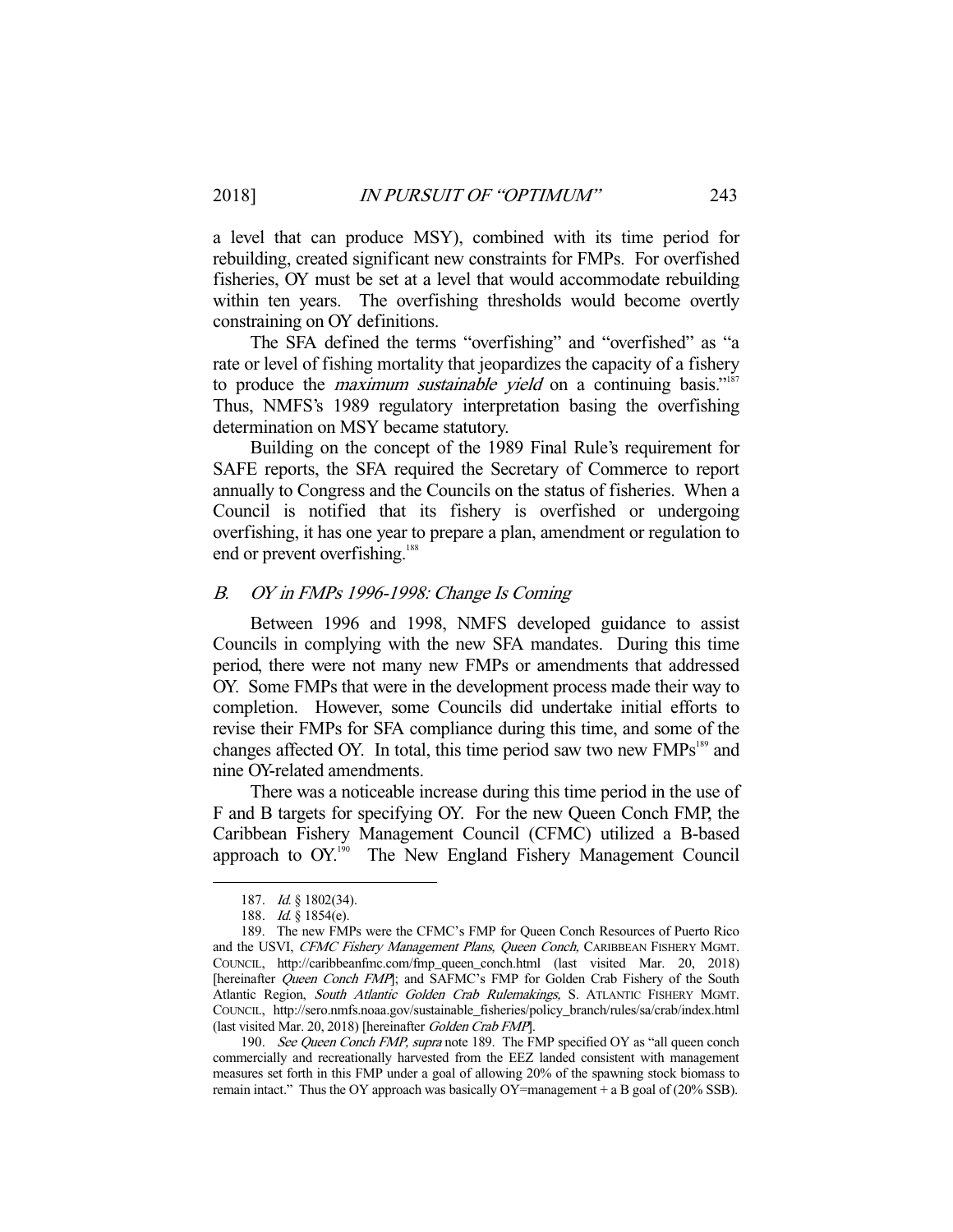a level that can produce MSY), combined with its time period for rebuilding, created significant new constraints for FMPs. For overfished fisheries, OY must be set at a level that would accommodate rebuilding within ten years. The overfishing thresholds would become overtly constraining on OY definitions.

The SFA defined the terms "overfishing" and "overfished" as "a rate or level of fishing mortality that jeopardizes the capacity of a fishery to produce the *maximum sustainable yield* on a continuing basis."[187] Thus, NMFS's 1989 regulatory interpretation basing the overfishing determination on MSY became statutory.

Building on the concept of the 1989 Final Rule's requirement for SAFE reports, the SFA required the Secretary of Commerce to report annually to Congress and the Councils on the status of fisheries. When a Council is notified that its fishery is overfished or undergoing overfishing, it has one year to prepare a plan, amendment or regulation to end or prevent overfishing.[188]

### *B. OY in FMPs 1996-1998: Change Is Coming*

Between 1996 and 1998, NMFS developed guidance to assist Councils in complying with the new SFA mandates. During this time period, there were not many new FMPs or amendments that addressed OY. Some FMPs that were in the development process made their way to completion. However, some Councils did undertake initial efforts to revise their FMPs for SFA compliance during this time, and some of the changes affected OY. In total, this time period saw two new FMPs[189] and nine OY-related amendments.

There was a noticeable increase during this time period in the use of F and B targets for specifying OY. For the new Queen Conch FMP, the Caribbean Fishery Management Council (CFMC) utilized a B-based approach to OY.[190] The New England Fishery Management Council

---

187. *Id.* § 1802(34).

188. *Id.* § 1854(e).

189. The new FMPs were the CFMC's FMP for Queen Conch Resources of Puerto Rico and the USVI, *CFMC Fishery Management Plans, Queen Conch,* CARIBBEAN FISHERY MGMT. COUNCIL, http://caribbeanfmc.com/fmp_queen_conch.html (last visited Mar. 20, 2018) [hereinafter *Queen Conch FMP*]; and SAFMC's FMP for Golden Crab Fishery of the South Atlantic Region, *South Atlantic Golden Crab Rulemakings,* S. ATLANTIC FISHERY MGMT. COUNCIL, http://sero.nmfs.noaa.gov/sustainable_fisheries/policy_branch/rules/sa/crab/index.html (last visited Mar. 20, 2018) [hereinafter *Golden Crab FMP*].

190. *See Queen Conch FMP, supra* note 189. The FMP specified OY as "all queen conch commercially and recreationally harvested from the EEZ landed consistent with management measures set forth in this FMP under a goal of allowing 20% of the spawning stock biomass to remain intact." Thus the OY approach was basically OY=management + a B goal of (20% SSB).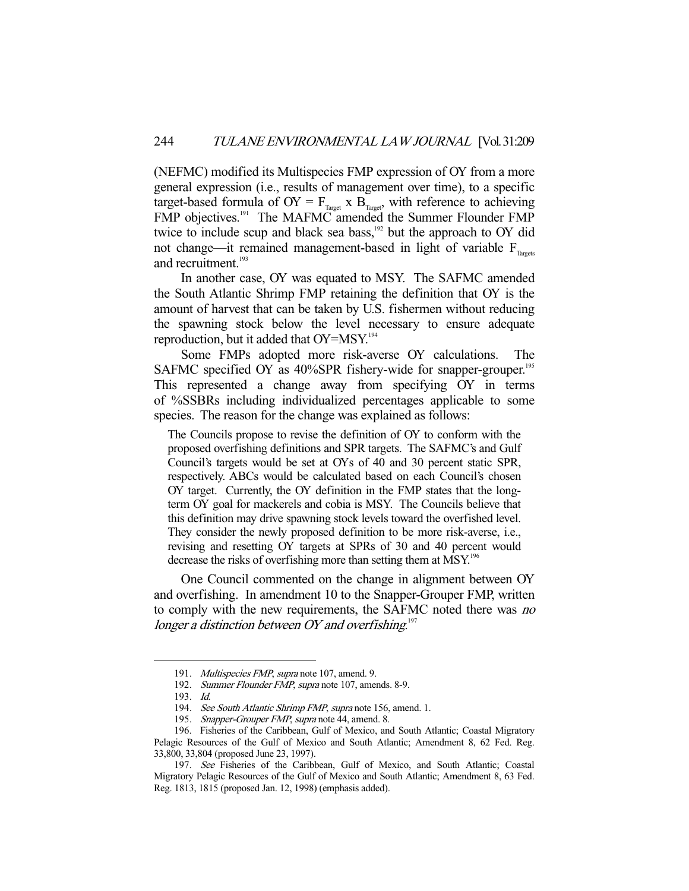(NEFMC) modified its Multispecies FMP expression of OY from a more general expression (i.e., results of management over time), to a specific target-based formula of $OY = F_{Target} \times B_{Target}$, with reference to achieving FMP objectives.[191] The MAFMC amended the Summer Flounder FMP twice to include scup and black sea bass,[192] but the approach to OY did not change—it remained management-based in light of variable $F_{Targets}$ and recruitment.[193]

In another case, OY was equated to MSY. The SAFMC amended the South Atlantic Shrimp FMP retaining the definition that OY is the amount of harvest that can be taken by U.S. fishermen without reducing the spawning stock below the level necessary to ensure adequate reproduction, but it added that OY=MSY.[194]

Some FMPs adopted more risk-averse OY calculations. The SAFMC specified OY as 40%SPR fishery-wide for snapper-grouper.[195] This represented a change away from specifying OY in terms of %SSBRs including individualized percentages applicable to some species. The reason for the change was explained as follows:

> The Councils propose to revise the definition of OY to conform with the proposed overfishing definitions and SPR targets. The SAFMC's and Gulf Council's targets would be set at OYs of 40 and 30 percent static SPR, respectively. ABCs would be calculated based on each Council's chosen OY target. Currently, the OY definition in the FMP states that the long-term OY goal for mackerels and cobia is MSY. The Councils believe that this definition may drive spawning stock levels toward the overfished level. They consider the newly proposed definition to be more risk-averse, i.e., revising and resetting OY targets at SPRs of 30 and 40 percent would decrease the risks of overfishing more than setting them at MSY.[196]

One Council commented on the change in alignment between OY and overfishing. In amendment 10 to the Snapper-Grouper FMP, written to comply with the new requirements, the SAFMC noted there was *no longer a distinction between OY and overfishing*.[197]

---

191. *Multispecies FMP*, *supra* note 107, amend. 9.

192. *Summer Flounder FMP*, *supra* note 107, amends. 8-9.

193. *Id.*

194. *See South Atlantic Shrimp FMP*, *supra* note 156, amend. 1.

195. *Snapper-Grouper FMP*, *supra* note 44, amend. 8.

196. Fisheries of the Caribbean, Gulf of Mexico, and South Atlantic; Coastal Migratory Pelagic Resources of the Gulf of Mexico and South Atlantic; Amendment 8, 62 Fed. Reg. 33,800, 33,804 (proposed June 23, 1997).

197. *See* Fisheries of the Caribbean, Gulf of Mexico, and South Atlantic; Coastal Migratory Pelagic Resources of the Gulf of Mexico and South Atlantic; Amendment 8, 63 Fed. Reg. 1813, 1815 (proposed Jan. 12, 1998) (emphasis added).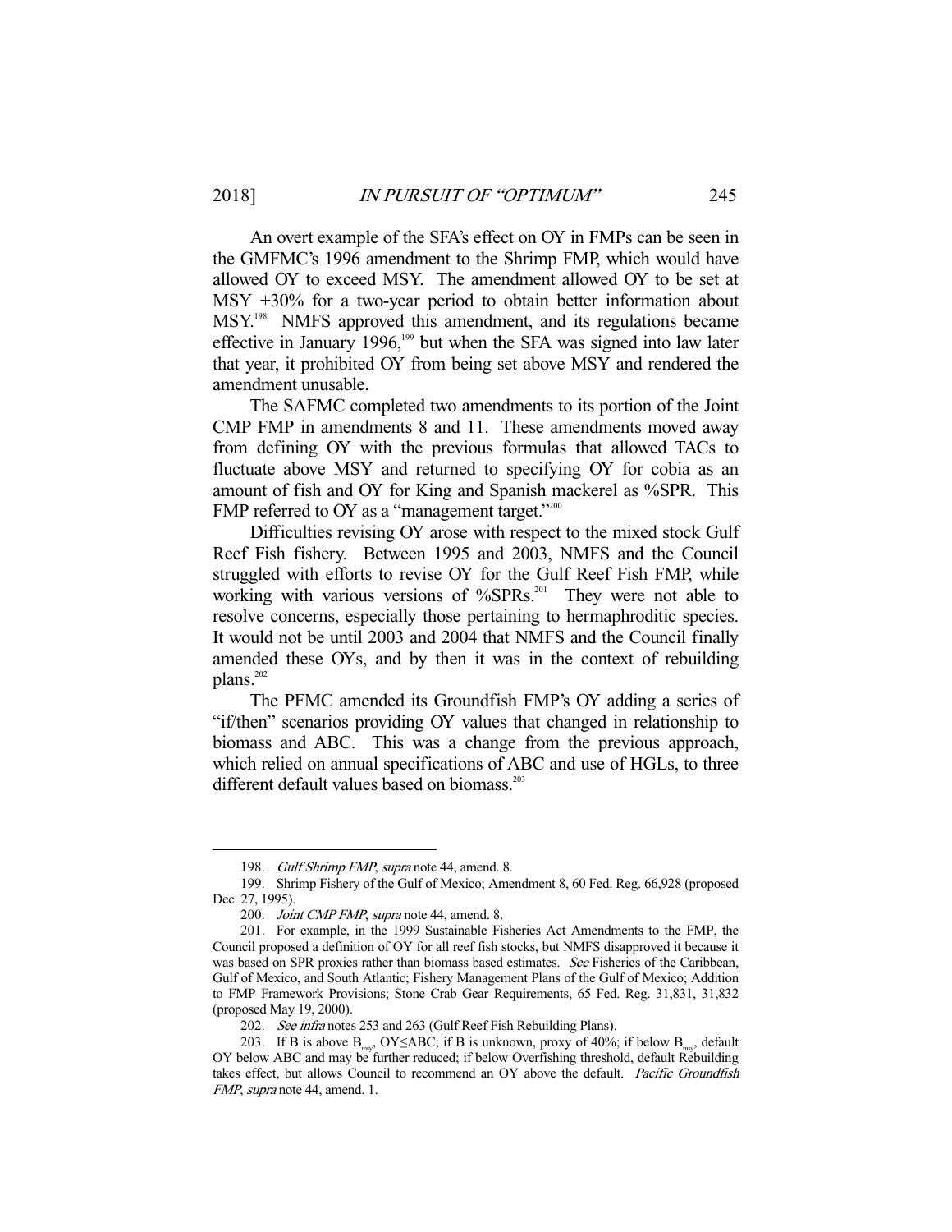An overt example of the SFA's effect on OY in FMPs can be seen in the GMFMC's 1996 amendment to the Shrimp FMP, which would have allowed OY to exceed MSY. The amendment allowed OY to be set at MSY +30% for a two-year period to obtain better information about MSY.[198] NMFS approved this amendment, and its regulations became effective in January 1996,[199] but when the SFA was signed into law later that year, it prohibited OY from being set above MSY and rendered the amendment unusable.

The SAFMC completed two amendments to its portion of the Joint CMP FMP in amendments 8 and 11. These amendments moved away from defining OY with the previous formulas that allowed TACs to fluctuate above MSY and returned to specifying OY for cobia as an amount of fish and OY for King and Spanish mackerel as %SPR. This FMP referred to OY as a "management target."[200]

Difficulties revising OY arose with respect to the mixed stock Gulf Reef Fish fishery. Between 1995 and 2003, NMFS and the Council struggled with efforts to revise OY for the Gulf Reef Fish FMP, while working with various versions of %SPRs.[201] They were not able to resolve concerns, especially those pertaining to hermaphroditic species. It would not be until 2003 and 2004 that NMFS and the Council finally amended these OYs, and by then it was in the context of rebuilding plans.[202]

The PFMC amended its Groundfish FMP's OY adding a series of "if/then" scenarios providing OY values that changed in relationship to biomass and ABC. This was a change from the previous approach, which relied on annual specifications of ABC and use of HGLs, to three different default values based on biomass.[203]

---

198. *Gulf Shrimp FMP*, *supra* note 44, amend. 8.

199. Shrimp Fishery of the Gulf of Mexico; Amendment 8, 60 Fed. Reg. 66,928 (proposed Dec. 27, 1995).

200. *Joint CMP FMP*, *supra* note 44, amend. 8.

201. For example, in the 1999 Sustainable Fisheries Act Amendments to the FMP, the Council proposed a definition of OY for all reef fish stocks, but NMFS disapproved it because it was based on SPR proxies rather than biomass based estimates. *See* Fisheries of the Caribbean, Gulf of Mexico, and South Atlantic; Fishery Management Plans of the Gulf of Mexico; Addition to FMP Framework Provisions; Stone Crab Gear Requirements, 65 Fed. Reg. 31,831, 31,832 (proposed May 19, 2000).

202. *See infra* notes 253 and 263 (Gulf Reef Fish Rebuilding Plans).

203. If B is above $B_{msy}$, OY≤ABC; if B is unknown, proxy of 40%; if below $B_{msy}$, default OY below ABC and may be further reduced; if below Overfishing threshold, default Rebuilding takes effect, but allows Council to recommend an OY above the default. *Pacific Groundfish FMP*, *supra* note 44, amend. 1.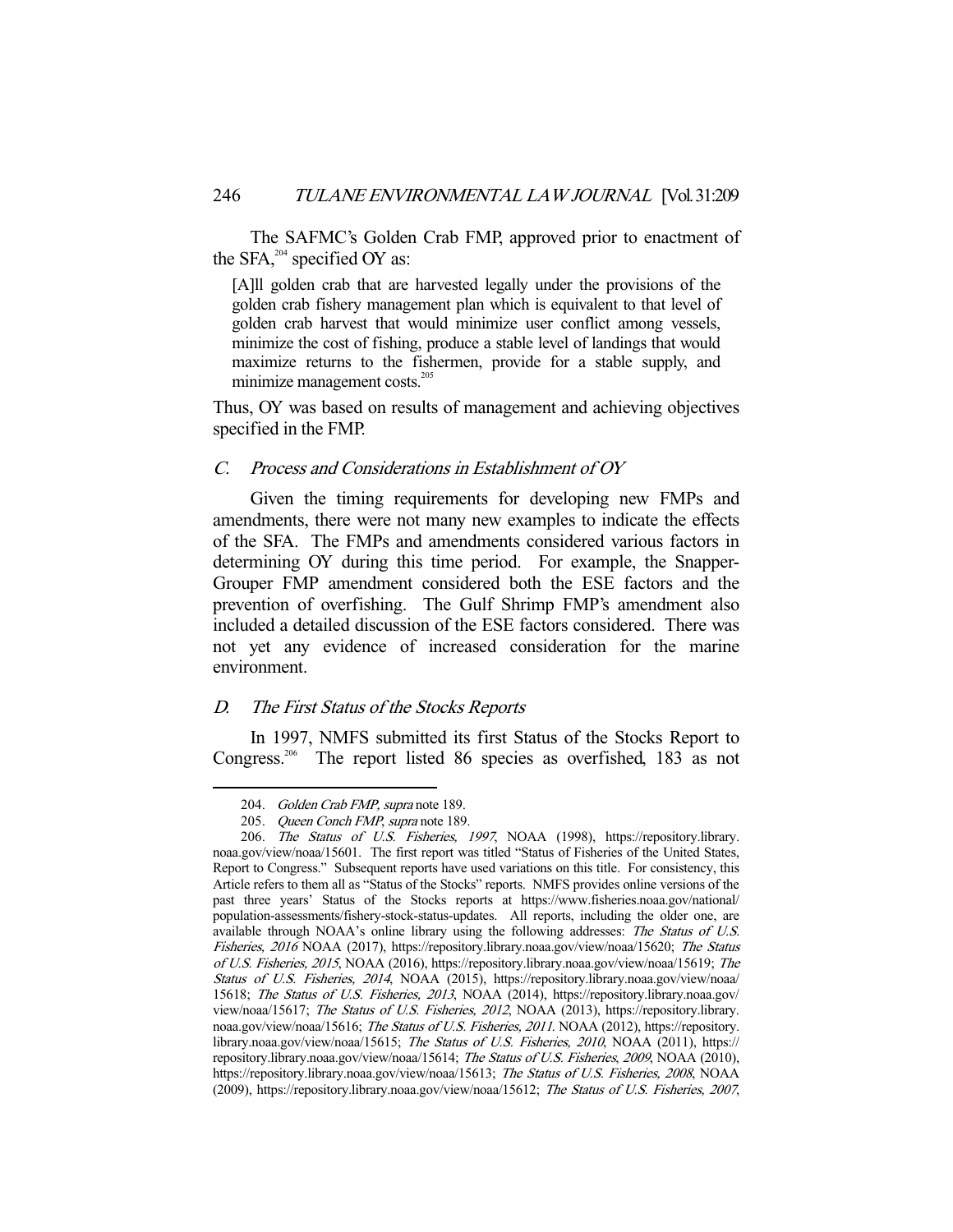The SAFMC's Golden Crab FMP, approved prior to enactment of the SFA,[204] specified OY as:

> [A]ll golden crab that are harvested legally under the provisions of the golden crab fishery management plan which is equivalent to that level of golden crab harvest that would minimize user conflict among vessels, minimize the cost of fishing, produce a stable level of landings that would maximize returns to the fishermen, provide for a stable supply, and minimize management costs.[205]

Thus, OY was based on results of management and achieving objectives specified in the FMP.

### *C. Process and Considerations in Establishment of OY*

Given the timing requirements for developing new FMPs and amendments, there were not many new examples to indicate the effects of the SFA. The FMPs and amendments considered various factors in determining OY during this time period. For example, the Snapper-Grouper FMP amendment considered both the ESE factors and the prevention of overfishing. The Gulf Shrimp FMP's amendment also included a detailed discussion of the ESE factors considered. There was not yet any evidence of increased consideration for the marine environment.

### *D. The First Status of the Stocks Reports*

In 1997, NMFS submitted its first Status of the Stocks Report to Congress.[206] The report listed 86 species as overfished, 183 as not

---

204. *Golden Crab FMP*, *supra* note 189.

205. *Queen Conch FMP*, *supra* note 189.

206. *The Status of U.S. Fisheries, 1997*, NOAA (1998), https://repository.library.noaa.gov/view/noaa/15601. The first report was titled "Status of Fisheries of the United States, Report to Congress." Subsequent reports have used variations on this title. For consistency, this Article refers to them all as "Status of the Stocks" reports. NMFS provides online versions of the past three years' Status of the Stocks reports at https://www.fisheries.noaa.gov/national/population-assessments/fishery-stock-status-updates. All reports, including the older one, are available through NOAA's online library using the following addresses: *The Status of U.S. Fisheries, 2016* NOAA (2017), https://repository.library.noaa.gov/view/noaa/15620; *The Status of U.S. Fisheries, 2015*, NOAA (2016), https://repository.library.noaa.gov/view/noaa/15619; *The Status of U.S. Fisheries, 2014*, NOAA (2015), https://repository.library.noaa.gov/view/noaa/15618; *The Status of U.S. Fisheries, 2013*, NOAA (2014), https://repository.library.noaa.gov/view/noaa/15617; *The Status of U.S. Fisheries, 2012*, NOAA (2013), https://repository.library.noaa.gov/view/noaa/15616; *The Status of U.S. Fisheries, 2011*. NOAA (2012), https://repository.library.noaa.gov/view/noaa/15615; *The Status of U.S. Fisheries, 2010*, NOAA (2011), https://repository.library.noaa.gov/view/noaa/15614; *The Status of U.S. Fisheries, 2009*, NOAA (2010), https://repository.library.noaa.gov/view/noaa/15613; *The Status of U.S. Fisheries, 2008*, NOAA (2009), https://repository.library.noaa.gov/view/noaa/15612; *The Status of U.S. Fisheries, 2007*,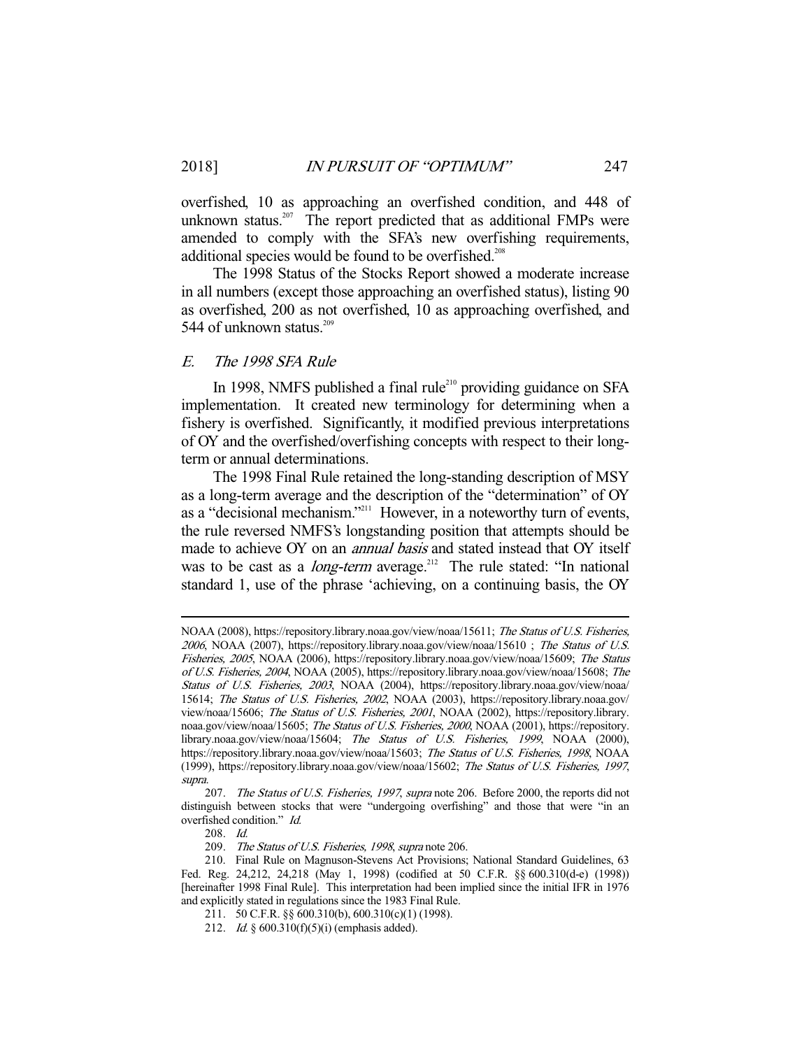overfished, 10 as approaching an overfished condition, and 448 of unknown status.[207] The report predicted that as additional FMPs were amended to comply with the SFA's new overfishing requirements, additional species would be found to be overfished.[208]

The 1998 Status of the Stocks Report showed a moderate increase in all numbers (except those approaching an overfished status), listing 90 as overfished, 200 as not overfished, 10 as approaching overfished, and 544 of unknown status.[209]

### *E. The 1998 SFA Rule*

In 1998, NMFS published a final rule[210] providing guidance on SFA implementation. It created new terminology for determining when a fishery is overfished. Significantly, it modified previous interpretations of OY and the overfished/overfishing concepts with respect to their long-term or annual determinations.

The 1998 Final Rule retained the long-standing description of MSY as a long-term average and the description of the "determination" of OY as a "decisional mechanism."[211] However, in a noteworthy turn of events, the rule reversed NMFS's longstanding position that attempts should be made to achieve OY on an *annual basis* and stated instead that OY itself was to be cast as a *long-term* average.[212] The rule stated: "In national standard 1, use of the phrase 'achieving, on a continuing basis, the OY

---

NOAA (2008), https://repository.library.noaa.gov/view/noaa/15611; *The Status of U.S. Fisheries, 2006*, NOAA (2007), https://repository.library.noaa.gov/view/noaa/15610 ; *The Status of U.S. Fisheries, 2005*, NOAA (2006), https://repository.library.noaa.gov/view/noaa/15609; *The Status of U.S. Fisheries, 2004*, NOAA (2005), https://repository.library.noaa.gov/view/noaa/15608; *The Status of U.S. Fisheries, 2003*, NOAA (2004), https://repository.library.noaa.gov/view/noaa/15614; *The Status of U.S. Fisheries, 2002*, NOAA (2003), https://repository.library.noaa.gov/view/noaa/15606; *The Status of U.S. Fisheries, 2001*, NOAA (2002), https://repository.library.noaa.gov/view/noaa/15605; *The Status of U.S. Fisheries, 2000*, NOAA (2001), https://repository.library.noaa.gov/view/noaa/15604; *The Status of U.S. Fisheries, 1999*, NOAA (2000), https://repository.library.noaa.gov/view/noaa/15603; *The Status of U.S. Fisheries, 1998*, NOAA (1999), https://repository.library.noaa.gov/view/noaa/15602; *The Status of U.S. Fisheries, 1997*, *supra*.

207. *The Status of U.S. Fisheries, 1997*, *supra* note 206. Before 2000, the reports did not distinguish between stocks that were "undergoing overfishing" and those that were "in an overfished condition." *Id.*

208. *Id.*

209. *The Status of U.S. Fisheries, 1998*, *supra* note 206.

210. Final Rule on Magnuson-Stevens Act Provisions; National Standard Guidelines, 63 Fed. Reg. 24,212, 24,218 (May 1, 1998) (codified at 50 C.F.R. §§ 600.310(d-e) (1998)) [hereinafter 1998 Final Rule]. This interpretation had been implied since the initial IFR in 1976 and explicitly stated in regulations since the 1983 Final Rule.

211. 50 C.F.R. §§ 600.310(b), 600.310(c)(1) (1998).

212. *Id.* § 600.310(f)(5)(i) (emphasis added).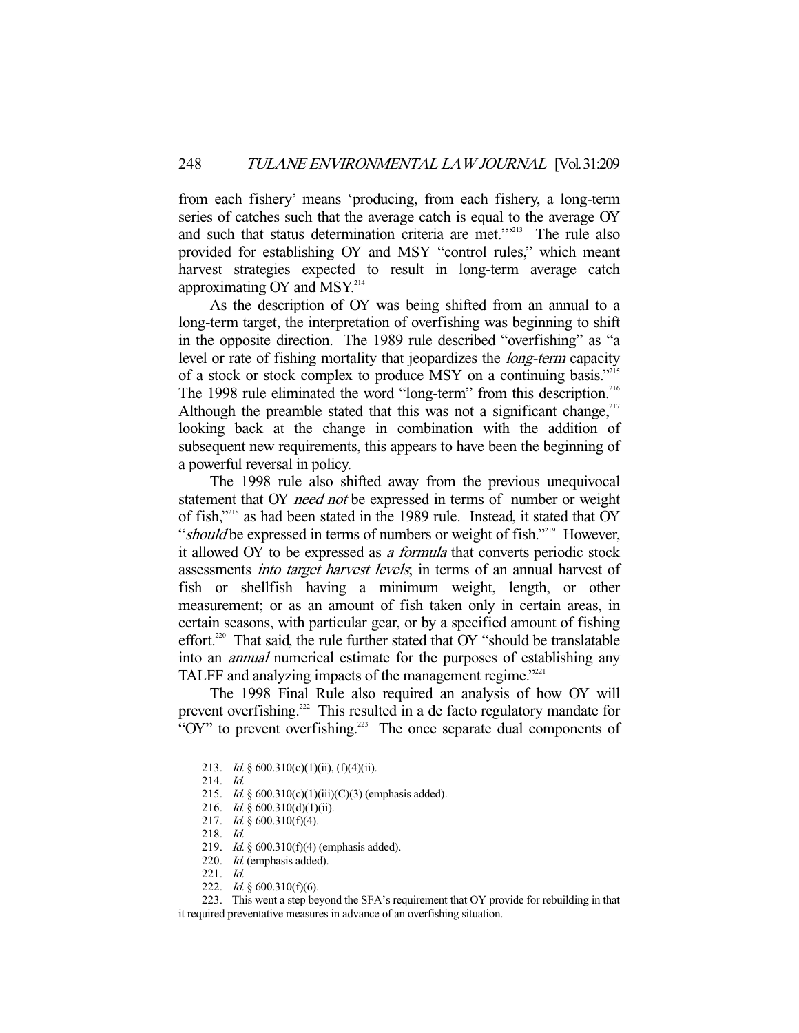from each fishery' means 'producing, from each fishery, a long-term series of catches such that the average catch is equal to the average OY and such that status determination criteria are met.'"[213] The rule also provided for establishing OY and MSY "control rules," which meant harvest strategies expected to result in long-term average catch approximating OY and MSY.[214]

As the description of OY was being shifted from an annual to a long-term target, the interpretation of overfishing was beginning to shift in the opposite direction. The 1989 rule described "overfishing" as "a level or rate of fishing mortality that jeopardizes the *long-term* capacity of a stock or stock complex to produce MSY on a continuing basis."[215] The 1998 rule eliminated the word "long-term" from this description.[216] Although the preamble stated that this was not a significant change,[217] looking back at the change in combination with the addition of subsequent new requirements, this appears to have been the beginning of a powerful reversal in policy.

The 1998 rule also shifted away from the previous unequivocal statement that OY *need not* be expressed in terms of number or weight of fish,"[218] as had been stated in the 1989 rule. Instead, it stated that OY "*should* be expressed in terms of numbers or weight of fish."[219] However, it allowed OY to be expressed as *a formula* that converts periodic stock assessments *into target harvest levels*; in terms of an annual harvest of fish or shellfish having a minimum weight, length, or other measurement; or as an amount of fish taken only in certain areas, in certain seasons, with particular gear, or by a specified amount of fishing effort.[220] That said, the rule further stated that OY "should be translatable into an *annual* numerical estimate for the purposes of establishing any TALFF and analyzing impacts of the management regime."[221]

The 1998 Final Rule also required an analysis of how OY will prevent overfishing.[222] This resulted in a de facto regulatory mandate for "OY" to prevent overfishing.[223] The once separate dual components of

---

213. *Id.* § 600.310(c)(1)(ii), (f)(4)(ii).

214. *Id.*

215. *Id.* § 600.310(c)(1)(iii)(C)(3) (emphasis added).

216. *Id.* § 600.310(d)(1)(ii).

217. *Id.* § 600.310(f)(4).

218. *Id.*

219. *Id.* § 600.310(f)(4) (emphasis added).

220. *Id.* (emphasis added).

221. *Id.*

222. *Id.* § 600.310(f)(6).

223. This went a step beyond the SFA's requirement that OY provide for rebuilding in that it required preventative measures in advance of an overfishing situation.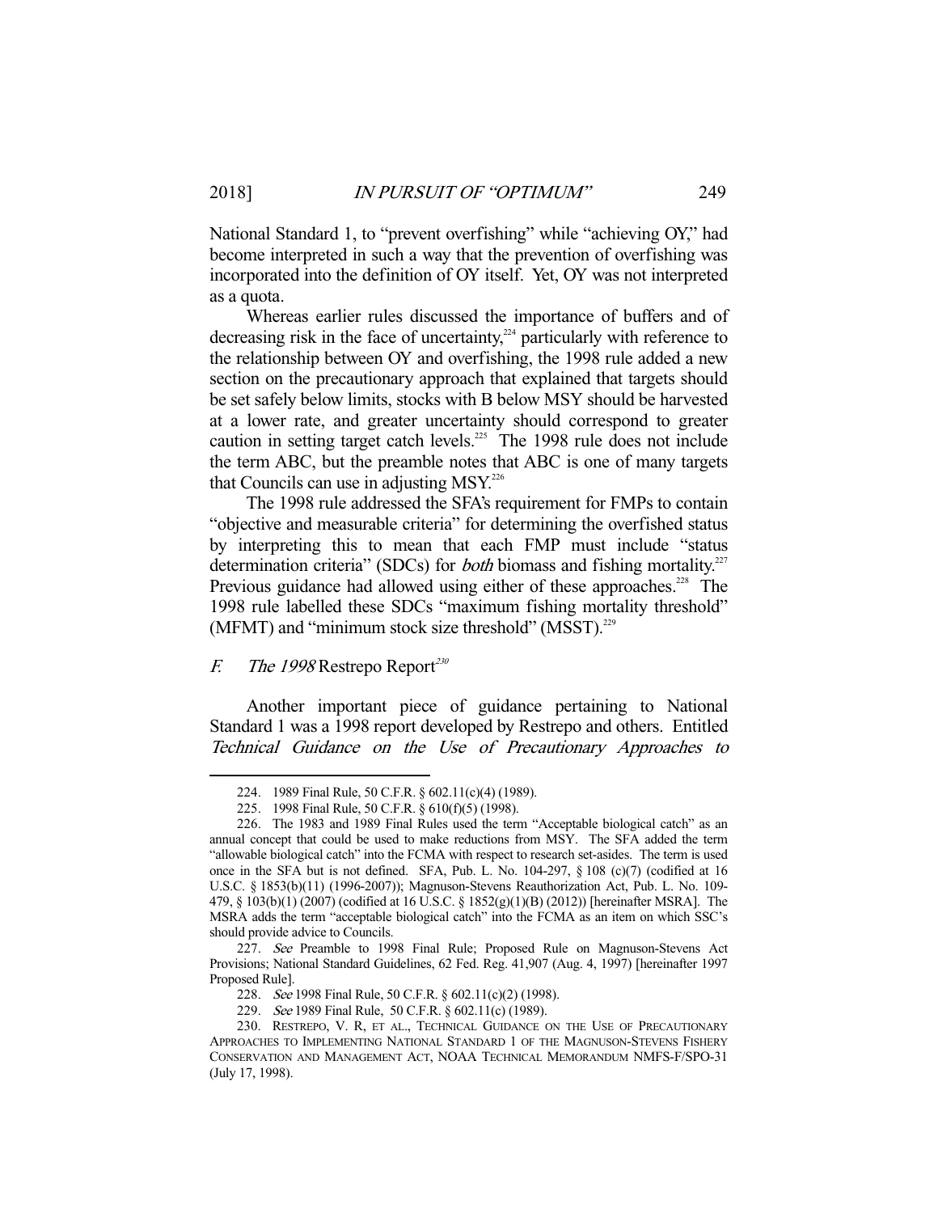National Standard 1, to "prevent overfishing" while "achieving OY," had become interpreted in such a way that the prevention of overfishing was incorporated into the definition of OY itself. Yet, OY was not interpreted as a quota.

Whereas earlier rules discussed the importance of buffers and of decreasing risk in the face of uncertainty,[224] particularly with reference to the relationship between OY and overfishing, the 1998 rule added a new section on the precautionary approach that explained that targets should be set safely below limits, stocks with B below MSY should be harvested at a lower rate, and greater uncertainty should correspond to greater caution in setting target catch levels.[225] The 1998 rule does not include the term ABC, but the preamble notes that ABC is one of many targets that Councils can use in adjusting MSY.[226]

The 1998 rule addressed the SFA's requirement for FMPs to contain "objective and measurable criteria" for determining the overfished status by interpreting this to mean that each FMP must include "status determination criteria" (SDCs) for *both* biomass and fishing mortality.[227] Previous guidance had allowed using either of these approaches.[228] The 1998 rule labelled these SDCs "maximum fishing mortality threshold" (MFMT) and "minimum stock size threshold" (MSST).[229]

### *F. The 1998* Restrepo Report[230]

Another important piece of guidance pertaining to National Standard 1 was a 1998 report developed by Restrepo and others. Entitled *Technical Guidance on the Use of Precautionary Approaches to*

---

224. 1989 Final Rule, 50 C.F.R. § 602.11(c)(4) (1989).

225. 1998 Final Rule, 50 C.F.R. § 610(f)(5) (1998).

226. The 1983 and 1989 Final Rules used the term "Acceptable biological catch" as an annual concept that could be used to make reductions from MSY. The SFA added the term "allowable biological catch" into the FCMA with respect to research set-asides. The term is used once in the SFA but is not defined. SFA, Pub. L. No. 104-297, § 108 (c)(7) (codified at 16 U.S.C. § 1853(b)(11) (1996-2007)); Magnuson-Stevens Reauthorization Act, Pub. L. No. 109-479, § 103(b)(1) (2007) (codified at 16 U.S.C. § 1852(g)(1)(B) (2012)) [hereinafter MSRA]. The MSRA adds the term "acceptable biological catch" into the FCMA as an item on which SSC's should provide advice to Councils.

227. *See* Preamble to 1998 Final Rule; Proposed Rule on Magnuson-Stevens Act Provisions; National Standard Guidelines, 62 Fed. Reg. 41,907 (Aug. 4, 1997) [hereinafter 1997 Proposed Rule].

228. *See* 1998 Final Rule, 50 C.F.R. § 602.11(c)(2) (1998).

229. *See* 1989 Final Rule, 50 C.F.R. § 602.11(c) (1989).

230. RESTREPO, V. R, ET AL., TECHNICAL GUIDANCE ON THE USE OF PRECAUTIONARY APPROACHES TO IMPLEMENTING NATIONAL STANDARD 1 OF THE MAGNUSON-STEVENS FISHERY CONSERVATION AND MANAGEMENT ACT, NOAA TECHNICAL MEMORANDUM NMFS-F/SPO-31 (July 17, 1998).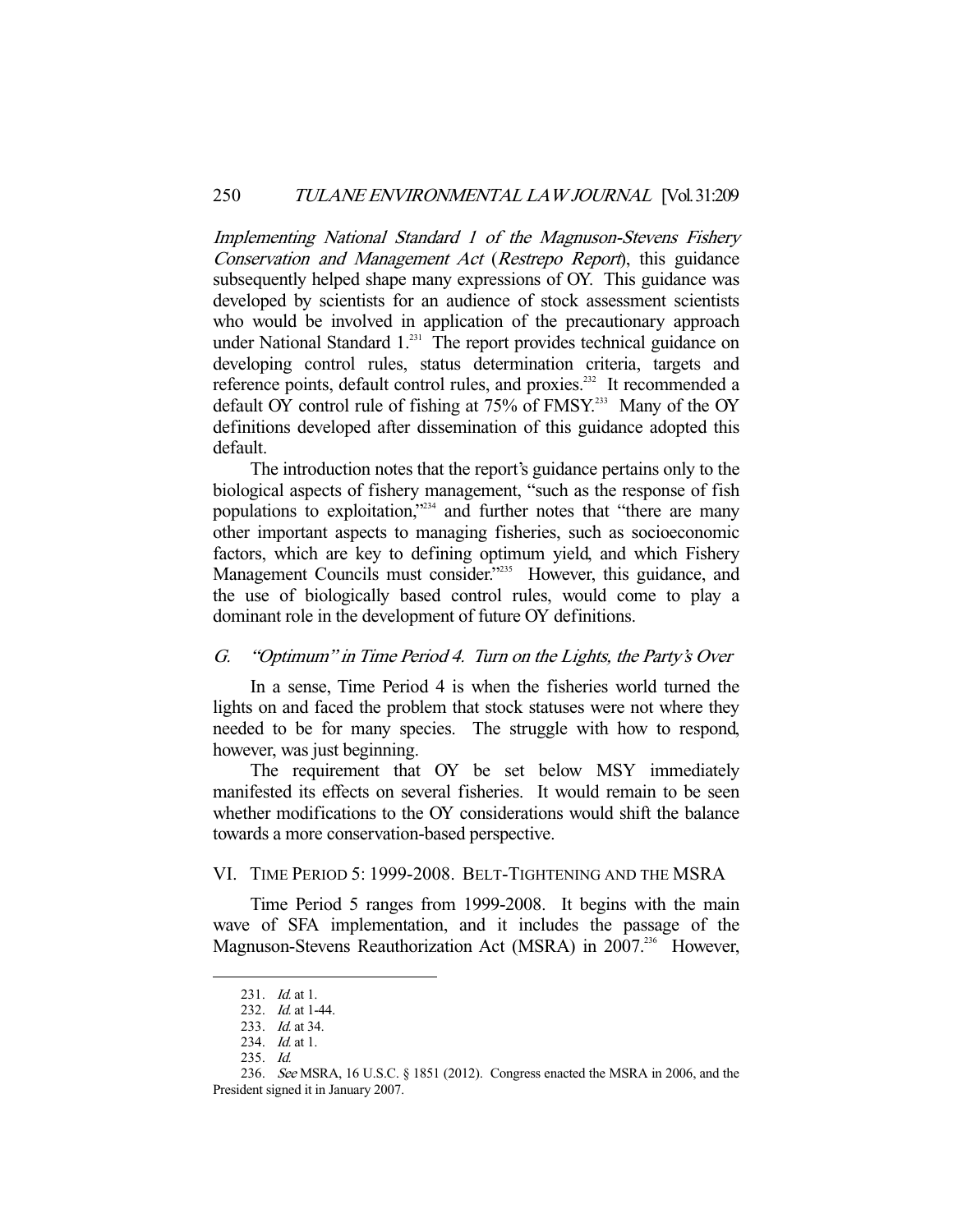*Implementing National Standard 1 of the Magnuson-Stevens Fishery Conservation and Management Act* (*Restrepo Report*), this guidance subsequently helped shape many expressions of OY. This guidance was developed by scientists for an audience of stock assessment scientists who would be involved in application of the precautionary approach under National Standard 1.[231] The report provides technical guidance on developing control rules, status determination criteria, targets and reference points, default control rules, and proxies.[232] It recommended a default OY control rule of fishing at 75% of FMSY.[233] Many of the OY definitions developed after dissemination of this guidance adopted this default.

The introduction notes that the report's guidance pertains only to the biological aspects of fishery management, "such as the response of fish populations to exploitation,"[234] and further notes that "there are many other important aspects to managing fisheries, such as socioeconomic factors, which are key to defining optimum yield, and which Fishery Management Councils must consider."[235] However, this guidance, and the use of biologically based control rules, would come to play a dominant role in the development of future OY definitions.

### G. *"Optimum" in Time Period 4. Turn on the Lights, the Party's Over*

In a sense, Time Period 4 is when the fisheries world turned the lights on and faced the problem that stock statuses were not where they needed to be for many species. The struggle with how to respond, however, was just beginning.

The requirement that OY be set below MSY immediately manifested its effects on several fisheries. It would remain to be seen whether modifications to the OY considerations would shift the balance towards a more conservation-based perspective.

## VI. Time Period 5: 1999-2008. Belt-Tightening and the MSRA

Time Period 5 ranges from 1999-2008. It begins with the main wave of SFA implementation, and it includes the passage of the Magnuson-Stevens Reauthorization Act (MSRA) in 2007.[236] However,

---

231. *Id.* at 1.

232. *Id.* at 1-44.

233. *Id.* at 34.

234. *Id.* at 1.

235. *Id.*

236. *See* MSRA, 16 U.S.C. § 1851 (2012). Congress enacted the MSRA in 2006, and the President signed it in January 2007.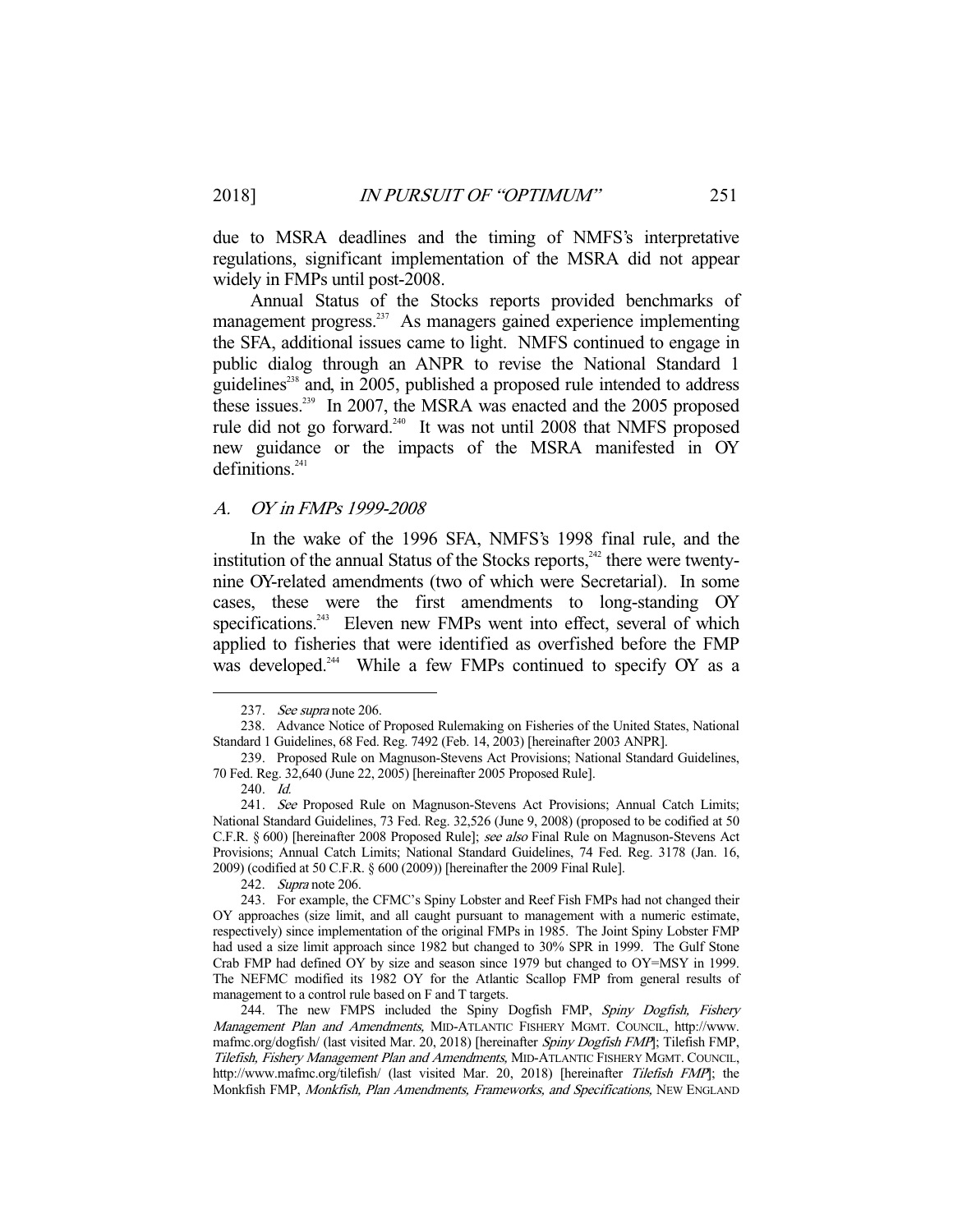due to MSRA deadlines and the timing of NMFS's interpretative regulations, significant implementation of the MSRA did not appear widely in FMPs until post-2008.

Annual Status of the Stocks reports provided benchmarks of management progress.[237] As managers gained experience implementing the SFA, additional issues came to light. NMFS continued to engage in public dialog through an ANPR to revise the National Standard 1 guidelines[238] and, in 2005, published a proposed rule intended to address these issues.[239] In 2007, the MSRA was enacted and the 2005 proposed rule did not go forward.[240] It was not until 2008 that NMFS proposed new guidance or the impacts of the MSRA manifested in OY definitions.[241]

### *A. OY in FMPs 1999-2008*

In the wake of the 1996 SFA, NMFS's 1998 final rule, and the institution of the annual Status of the Stocks reports,[242] there were twenty-nine OY-related amendments (two of which were Secretarial). In some cases, these were the first amendments to long-standing OY specifications.[243] Eleven new FMPs went into effect, several of which applied to fisheries that were identified as overfished before the FMP was developed.[244] While a few FMPs continued to specify OY as a

---

237. *See supra* note 206.

238. Advance Notice of Proposed Rulemaking on Fisheries of the United States, National Standard 1 Guidelines, 68 Fed. Reg. 7492 (Feb. 14, 2003) [hereinafter 2003 ANPR].

239. Proposed Rule on Magnuson-Stevens Act Provisions; National Standard Guidelines, 70 Fed. Reg. 32,640 (June 22, 2005) [hereinafter 2005 Proposed Rule].

240. *Id.*

241. *See* Proposed Rule on Magnuson-Stevens Act Provisions; Annual Catch Limits; National Standard Guidelines, 73 Fed. Reg. 32,526 (June 9, 2008) (proposed to be codified at 50 C.F.R. § 600) [hereinafter 2008 Proposed Rule]; *see also* Final Rule on Magnuson-Stevens Act Provisions; Annual Catch Limits; National Standard Guidelines, 74 Fed. Reg. 3178 (Jan. 16, 2009) (codified at 50 C.F.R. § 600 (2009)) [hereinafter the 2009 Final Rule].

242. *Supra* note 206.

243. For example, the CFMC's Spiny Lobster and Reef Fish FMPs had not changed their OY approaches (size limit, and all caught pursuant to management with a numeric estimate, respectively) since implementation of the original FMPs in 1985. The Joint Spiny Lobster FMP had used a size limit approach since 1982 but changed to 30% SPR in 1999. The Gulf Stone Crab FMP had defined OY by size and season since 1979 but changed to OY=MSY in 1999. The NEFMC modified its 1982 OY for the Atlantic Scallop FMP from general results of management to a control rule based on F and T targets.

244. The new FMPS included the Spiny Dogfish FMP, *Spiny Dogfish, Fishery Management Plan and Amendments,* MID-ATLANTIC FISHERY MGMT. COUNCIL, http://www.mafmc.org/dogfish/ (last visited Mar. 20, 2018) [hereinafter *Spiny Dogfish FMP*]; Tilefish FMP, *Tilefish, Fishery Management Plan and Amendments,* MID-ATLANTIC FISHERY MGMT. COUNCIL, http://www.mafmc.org/tilefish/ (last visited Mar. 20, 2018) [hereinafter *Tilefish FMP*]; the Monkfish FMP, *Monkfish, Plan Amendments, Frameworks, and Specifications,* NEW ENGLAND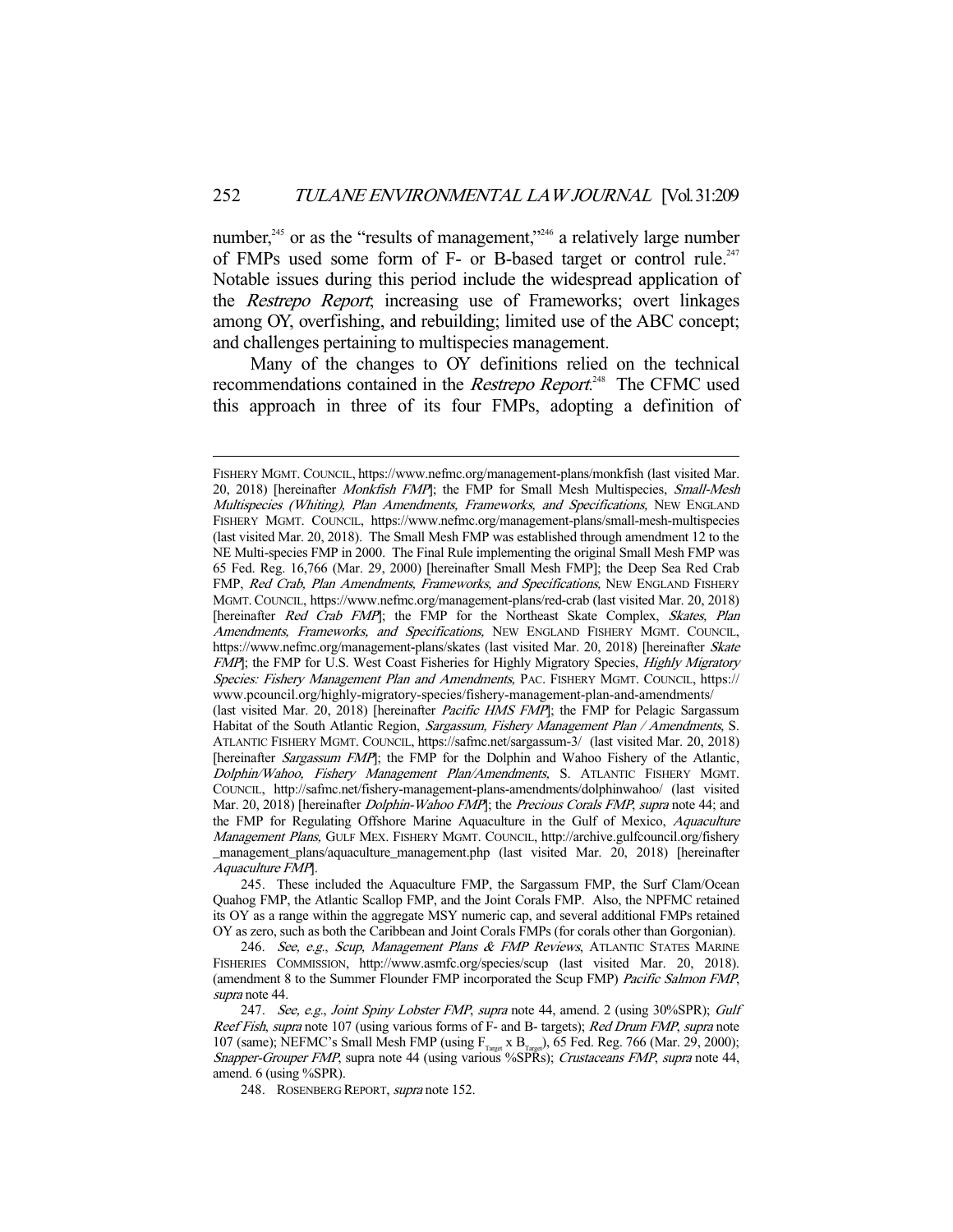number,[245] or as the "results of management,"[246] a relatively large number of FMPs used some form of F- or B-based target or control rule.[247] Notable issues during this period include the widespread application of the *Restrepo Report*; increasing use of Frameworks; overt linkages among OY, overfishing, and rebuilding; limited use of the ABC concept; and challenges pertaining to multispecies management.

Many of the changes to OY definitions relied on the technical recommendations contained in the *Restrepo Report*.[248] The CFMC used this approach in three of its four FMPs, adopting a definition of

---

FISHERY MGMT. COUNCIL, https://www.nefmc.org/management-plans/monkfish (last visited Mar. 20, 2018) [hereinafter *Monkfish FMP*]; the FMP for Small Mesh Multispecies, *Small-Mesh Multispecies (Whiting), Plan Amendments, Frameworks, and Specifications,* NEW ENGLAND FISHERY MGMT. COUNCIL, https://www.nefmc.org/management-plans/small-mesh-multispecies (last visited Mar. 20, 2018). The Small Mesh FMP was established through amendment 12 to the NE Multi-species FMP in 2000. The Final Rule implementing the original Small Mesh FMP was 65 Fed. Reg. 16,766 (Mar. 29, 2000) [hereinafter Small Mesh FMP]; the Deep Sea Red Crab FMP, *Red Crab, Plan Amendments, Frameworks, and Specifications,* NEW ENGLAND FISHERY MGMT. COUNCIL, https://www.nefmc.org/management-plans/red-crab (last visited Mar. 20, 2018) [hereinafter *Red Crab FMP*]; the FMP for the Northeast Skate Complex, *Skates, Plan Amendments, Frameworks, and Specifications,* NEW ENGLAND FISHERY MGMT. COUNCIL, https://www.nefmc.org/management-plans/skates (last visited Mar. 20, 2018) [hereinafter *Skate FMP*]; the FMP for U.S. West Coast Fisheries for Highly Migratory Species, *Highly Migratory Species: Fishery Management Plan and Amendments,* PAC. FISHERY MGMT. COUNCIL, https://www.pcouncil.org/highly-migratory-species/fishery-management-plan-and-amendments/ (last visited Mar. 20, 2018) [hereinafter *Pacific HMS FMP*]; the FMP for Pelagic Sargassum Habitat of the South Atlantic Region, *Sargassum, Fishery Management Plan / Amendments,* S. ATLANTIC FISHERY MGMT. COUNCIL, https://safmc.net/sargassum-3/ (last visited Mar. 20, 2018) [hereinafter *Sargassum FMP*]; the FMP for the Dolphin and Wahoo Fishery of the Atlantic, *Dolphin/Wahoo, Fishery Management Plan/Amendments,* S. ATLANTIC FISHERY MGMT. COUNCIL, http://safmc.net/fishery-management-plans-amendments/dolphinwahoo/ (last visited Mar. 20, 2018) [hereinafter *Dolphin-Wahoo FMP*]; the *Precious Corals FMP*, *supra* note 44; and the FMP for Regulating Offshore Marine Aquaculture in the Gulf of Mexico, *Aquaculture Management Plans,* GULF MEX. FISHERY MGMT. COUNCIL, http://archive.gulfcouncil.org/fishery_management_plans/aquaculture_management.php (last visited Mar. 20, 2018) [hereinafter *Aquaculture FMP*].

245. These included the Aquaculture FMP, the Sargassum FMP, the Surf Clam/Ocean Quahog FMP, the Atlantic Scallop FMP, and the Joint Corals FMP. Also, the NPFMC retained its OY as a range within the aggregate MSY numeric cap, and several additional FMPs retained OY as zero, such as both the Caribbean and Joint Corals FMPs (for corals other than Gorgonian).

246. *See, e.g.*, *Scup, Management Plans & FMP Reviews*, ATLANTIC STATES MARINE FISHERIES COMMISSION, http://www.asmfc.org/species/scup (last visited Mar. 20, 2018). (amendment 8 to the Summer Flounder FMP incorporated the Scup FMP) *Pacific Salmon FMP*, *supra* note 44.

247. *See, e.g.*, *Joint Spiny Lobster FMP*, *supra* note 44, amend. 2 (using 30%SPR); *Gulf Reef Fish*, *supra* note 107 (using various forms of F- and B- targets); *Red Drum FMP*, *supra* note 107 (same); NEFMC's Small Mesh FMP (using $F_{Target}$ x $B_{Target}$), 65 Fed. Reg. 766 (Mar. 29, 2000); *Snapper-Grouper FMP*, supra note 44 (using various %SPRs); *Crustaceans FMP*, *supra* note 44, amend. 6 (using %SPR).

248. ROSENBERG REPORT, *supra* note 152.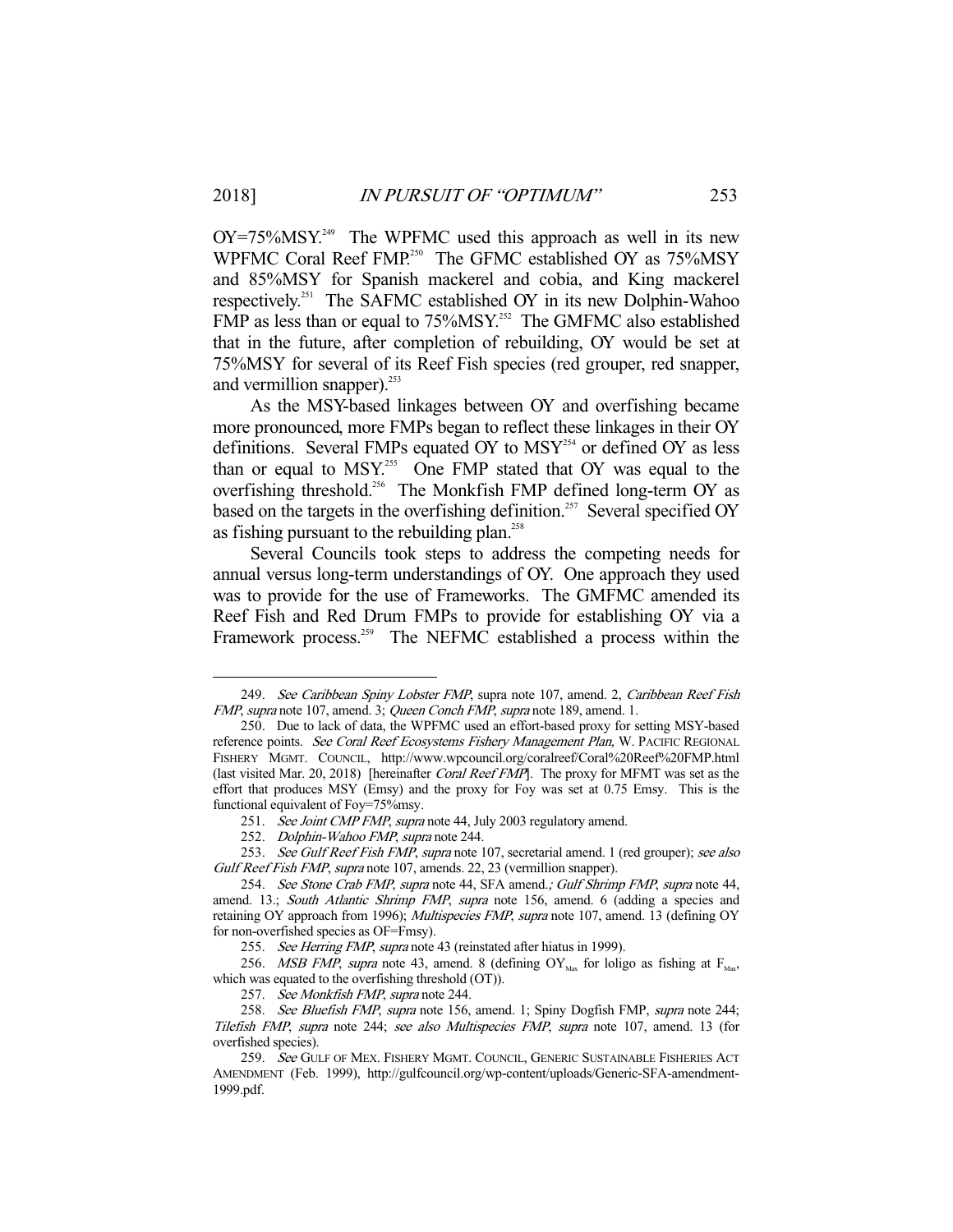OY=75%MSY.[249] The WPFMC used this approach as well in its new WPFMC Coral Reef FMP.[250] The GFMC established OY as 75%MSY and 85%MSY for Spanish mackerel and cobia, and King mackerel respectively.[251] The SAFMC established OY in its new Dolphin-Wahoo FMP as less than or equal to 75%MSY.[252] The GMFMC also established that in the future, after completion of rebuilding, OY would be set at 75%MSY for several of its Reef Fish species (red grouper, red snapper, and vermillion snapper).[253]

As the MSY-based linkages between OY and overfishing became more pronounced, more FMPs began to reflect these linkages in their OY definitions. Several FMPs equated OY to MSY[254] or defined OY as less than or equal to MSY.[255] One FMP stated that OY was equal to the overfishing threshold.[256] The Monkfish FMP defined long-term OY as based on the targets in the overfishing definition.[257] Several specified OY as fishing pursuant to the rebuilding plan.[258]

Several Councils took steps to address the competing needs for annual versus long-term understandings of OY. One approach they used was to provide for the use of Frameworks. The GMFMC amended its Reef Fish and Red Drum FMPs to provide for establishing OY via a Framework process.[259] The NEFMC established a process within the

---

249. *See Caribbean Spiny Lobster FMP*, supra note 107, amend. 2, *Caribbean Reef Fish FMP*, *supra* note 107, amend. 3; *Queen Conch FMP*, *supra* note 189, amend. 1.

250. Due to lack of data, the WPFMC used an effort-based proxy for setting MSY-based reference points. *See Coral Reef Ecosystems Fishery Management Plan,* W. PACIFIC REGIONAL FISHERY MGMT. COUNCIL, http://www.wpcouncil.org/coralreef/Coral%20Reef%20FMP.html (last visited Mar. 20, 2018) [hereinafter *Coral Reef FMP*]. The proxy for MFMT was set as the effort that produces MSY (Emsy) and the proxy for Foy was set at 0.75 Emsy. This is the functional equivalent of Foy=75%msy.

251. *See Joint CMP FMP*, *supra* note 44, July 2003 regulatory amend.

252. *Dolphin-Wahoo FMP*, *supra* note 244.

253. *See Gulf Reef Fish FMP*, *supra* note 107, secretarial amend. 1 (red grouper); *see also Gulf Reef Fish FMP*, *supra* note 107, amends. 22, 23 (vermillion snapper).

254. *See Stone Crab FMP*, *supra* note 44, SFA amend.*; Gulf Shrimp FMP*, *supra* note 44, amend. 13.; *South Atlantic Shrimp FMP*, *supra* note 156, amend. 6 (adding a species and retaining OY approach from 1996); *Multispecies FMP*, *supra* note 107, amend. 13 (defining OY for non-overfished species as OF=Fmsy).

255. *See Herring FMP*, *supra* note 43 (reinstated after hiatus in 1999).

256. *MSB FMP*, *supra* note 43, amend. 8 (defining $OY_{Max}$ for loligo as fishing at $F_{Max}$, which was equated to the overfishing threshold (OT)).

257. *See Monkfish FMP*, *supra* note 244.

258. *See Bluefish FMP*, *supra* note 156, amend. 1; Spiny Dogfish FMP, *supra* note 244; *Tilefish FMP*, *supra* note 244; *see also Multispecies FMP*, *supra* note 107, amend. 13 (for overfished species).

259. *See* GULF OF MEX. FISHERY MGMT. COUNCIL, GENERIC SUSTAINABLE FISHERIES ACT AMENDMENT (Feb. 1999), http://gulfcouncil.org/wp-content/uploads/Generic-SFA-amendment-1999.pdf.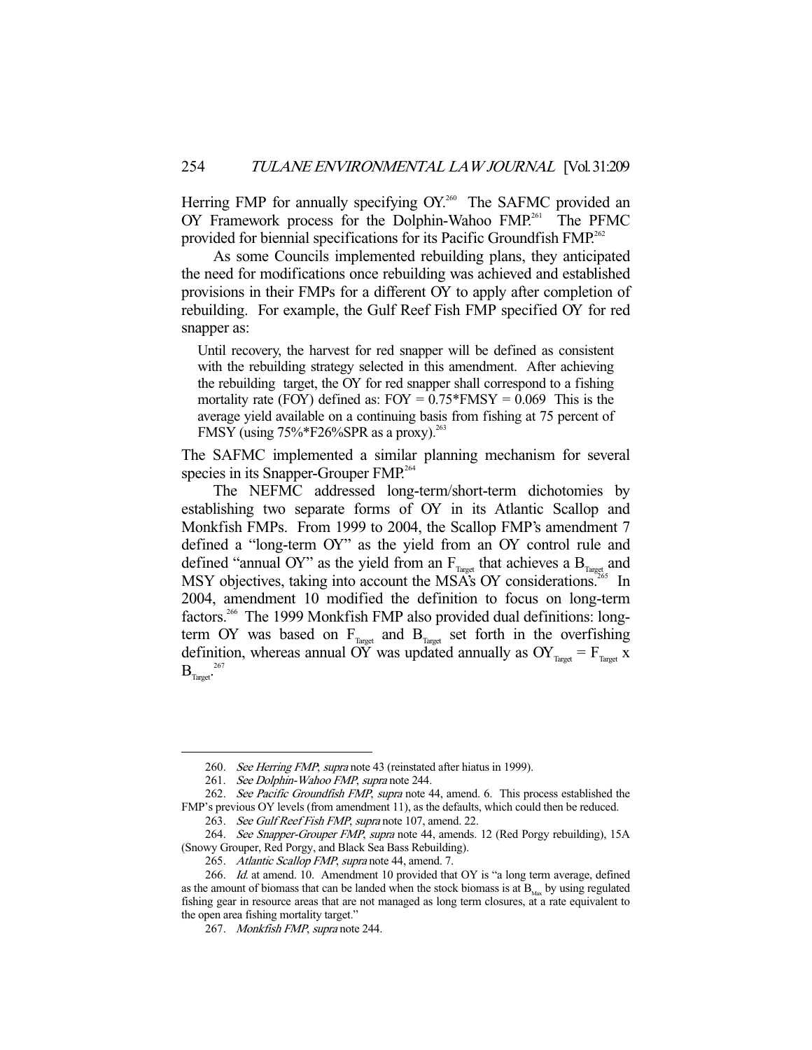Herring FMP for annually specifying OY.[260] The SAFMC provided an OY Framework process for the Dolphin-Wahoo FMP.[261] The PFMC provided for biennial specifications for its Pacific Groundfish FMP.[262]

As some Councils implemented rebuilding plans, they anticipated the need for modifications once rebuilding was achieved and established provisions in their FMPs for a different OY to apply after completion of rebuilding. For example, the Gulf Reef Fish FMP specified OY for red snapper as:

> Until recovery, the harvest for red snapper will be defined as consistent with the rebuilding strategy selected in this amendment. After achieving the rebuilding target, the OY for red snapper shall correspond to a fishing mortality rate (FOY) defined as: FOY = 0.75*FMSY = 0.069 This is the average yield available on a continuing basis from fishing at 75 percent of FMSY (using 75%*F26%SPR as a proxy).[263]

The SAFMC implemented a similar planning mechanism for several species in its Snapper-Grouper FMP.[264]

The NEFMC addressed long-term/short-term dichotomies by establishing two separate forms of OY in its Atlantic Scallop and Monkfish FMPs. From 1999 to 2004, the Scallop FMP's amendment 7 defined a "long-term OY" as the yield from an OY control rule and defined "annual OY" as the yield from an $F_{Target}$ that achieves a $B_{Target}$ and MSY objectives, taking into account the MSA's OY considerations.[265] In 2004, amendment 10 modified the definition to focus on long-term factors.[266] The 1999 Monkfish FMP also provided dual definitions: long-term OY was based on $F_{Target}$ and $B_{Target}$ set forth in the overfishing definition, whereas annual OY was updated annually as $OY_{Target} = F_{Target} \times B_{Target}$.[267]

---

260. *See Herring FMP*, *supra* note 43 (reinstated after hiatus in 1999).

261. *See Dolphin-Wahoo FMP*, *supra* note 244.

262. *See Pacific Groundfish FMP*, *supra* note 44, amend. 6. This process established the FMP's previous OY levels (from amendment 11), as the defaults, which could then be reduced.

263. *See Gulf Reef Fish FMP*, *supra* note 107, amend. 22.

264. *See Snapper-Grouper FMP*, *supra* note 44, amends. 12 (Red Porgy rebuilding), 15A (Snowy Grouper, Red Porgy, and Black Sea Bass Rebuilding).

265. *Atlantic Scallop FMP*, *supra* note 44, amend. 7.

266. *Id.* at amend. 10. Amendment 10 provided that OY is "a long term average, defined as the amount of biomass that can be landed when the stock biomass is at $B_{Max}$ by using regulated fishing gear in resource areas that are not managed as long term closures, at a rate equivalent to the open area fishing mortality target."

267. *Monkfish FMP*, *supra* note 244.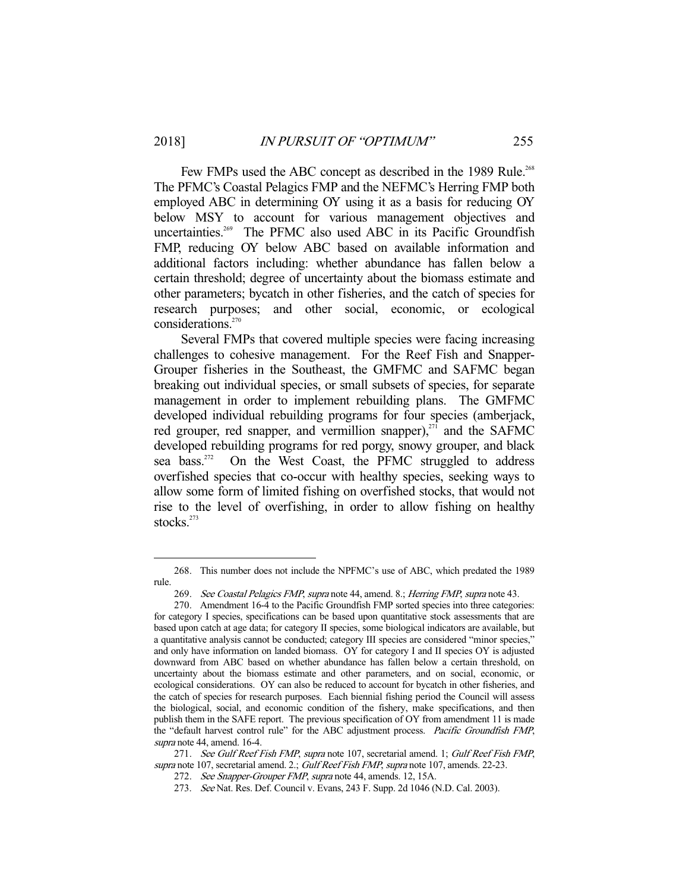Few FMPs used the ABC concept as described in the 1989 Rule.[268] The PFMC's Coastal Pelagics FMP and the NEFMC's Herring FMP both employed ABC in determining OY using it as a basis for reducing OY below MSY to account for various management objectives and uncertainties.[269] The PFMC also used ABC in its Pacific Groundfish FMP, reducing OY below ABC based on available information and additional factors including: whether abundance has fallen below a certain threshold; degree of uncertainty about the biomass estimate and other parameters; bycatch in other fisheries, and the catch of species for research purposes; and other social, economic, or ecological considerations.[270]

Several FMPs that covered multiple species were facing increasing challenges to cohesive management. For the Reef Fish and Snapper-Grouper fisheries in the Southeast, the GMFMC and SAFMC began breaking out individual species, or small subsets of species, for separate management in order to implement rebuilding plans. The GMFMC developed individual rebuilding programs for four species (amberjack, red grouper, red snapper, and vermillion snapper),[271] and the SAFMC developed rebuilding programs for red porgy, snowy grouper, and black sea bass.[272] On the West Coast, the PFMC struggled to address overfished species that co-occur with healthy species, seeking ways to allow some form of limited fishing on overfished stocks, that would not rise to the level of overfishing, in order to allow fishing on healthy stocks.[273]

---

268. This number does not include the NPFMC's use of ABC, which predated the 1989 rule.

269. *See Coastal Pelagics FMP*, *supra* note 44, amend. 8.; *Herring FMP*, *supra* note 43.

270. Amendment 16-4 to the Pacific Groundfish FMP sorted species into three categories: for category I species, specifications can be based upon quantitative stock assessments that are based upon catch at age data; for category II species, some biological indicators are available, but a quantitative analysis cannot be conducted; category III species are considered "minor species," and only have information on landed biomass. OY for category I and II species OY is adjusted downward from ABC based on whether abundance has fallen below a certain threshold, on uncertainty about the biomass estimate and other parameters, and on social, economic, or ecological considerations. OY can also be reduced to account for bycatch in other fisheries, and the catch of species for research purposes. Each biennial fishing period the Council will assess the biological, social, and economic condition of the fishery, make specifications, and then publish them in the SAFE report. The previous specification of OY from amendment 11 is made the "default harvest control rule" for the ABC adjustment process. *Pacific Groundfish FMP*, *supra* note 44, amend. 16-4.

271. *See Gulf Reef Fish FMP*, *supra* note 107, secretarial amend. 1; *Gulf Reef Fish FMP*, *supra* note 107, secretarial amend. 2.; *Gulf Reef Fish FMP*, *supra* note 107, amends. 22-23.

272. *See Snapper-Grouper FMP*, *supra* note 44, amends. 12, 15A.

273. *See* Nat. Res. Def. Council v. Evans, 243 F. Supp. 2d 1046 (N.D. Cal. 2003).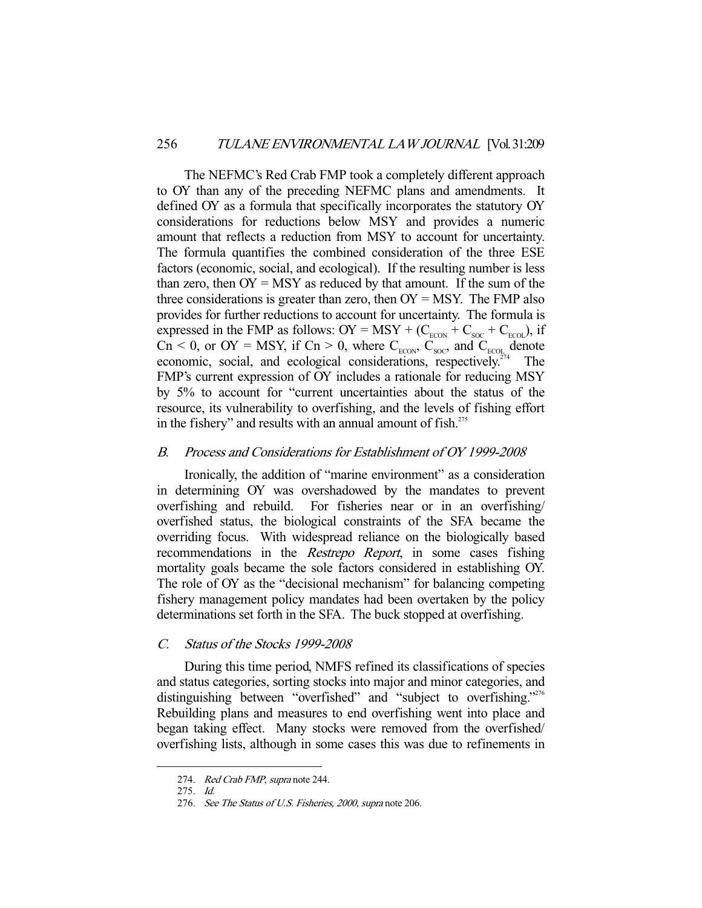The NEFMC's Red Crab FMP took a completely different approach to OY than any of the preceding NEFMC plans and amendments. It defined OY as a formula that specifically incorporates the statutory OY considerations for reductions below MSY and provides a numeric amount that reflects a reduction from MSY to account for uncertainty. The formula quantifies the combined consideration of the three ESE factors (economic, social, and ecological). If the resulting number is less than zero, then OY = MSY as reduced by that amount. If the sum of the three considerations is greater than zero, then OY = MSY. The FMP also provides for further reductions to account for uncertainty. The formula is expressed in the FMP as follows: $OY = MSY + (C_{ECON} + C_{SOC} + C_{ECOL})$, if $Cn < 0$, or $OY = MSY$, if $Cn > 0$, where $C_{ECON}$, $C_{SOC}$, and $C_{ECOL}$ denote economic, social, and ecological considerations, respectively.[274] The FMP's current expression of OY includes a rationale for reducing MSY by 5% to account for "current uncertainties about the status of the resource, its vulnerability to overfishing, and the levels of fishing effort in the fishery" and results with an annual amount of fish.[275]

## B. *Process and Considerations for Establishment of OY 1999-2008*

Ironically, the addition of "marine environment" as a consideration in determining OY was overshadowed by the mandates to prevent overfishing and rebuild. For fisheries near or in an overfishing/overfished status, the biological constraints of the SFA became the overriding focus. With widespread reliance on the biologically based recommendations in the *Restrepo Report*, in some cases fishing mortality goals became the sole factors considered in establishing OY. The role of OY as the "decisional mechanism" for balancing competing fishery management policy mandates had been overtaken by the policy determinations set forth in the SFA. The buck stopped at overfishing.

## C. *Status of the Stocks 1999-2008*

During this time period, NMFS refined its classifications of species and status categories, sorting stocks into major and minor categories, and distinguishing between "overfished" and "subject to overfishing."[276] Rebuilding plans and measures to end overfishing went into place and began taking effect. Many stocks were removed from the overfished/overfishing lists, although in some cases this was due to refinements in

---

274. *Red Crab FMP*, *supra* note 244.

275. *Id.*

276. *See The Status of U.S. Fisheries, 2000*, *supra* note 206.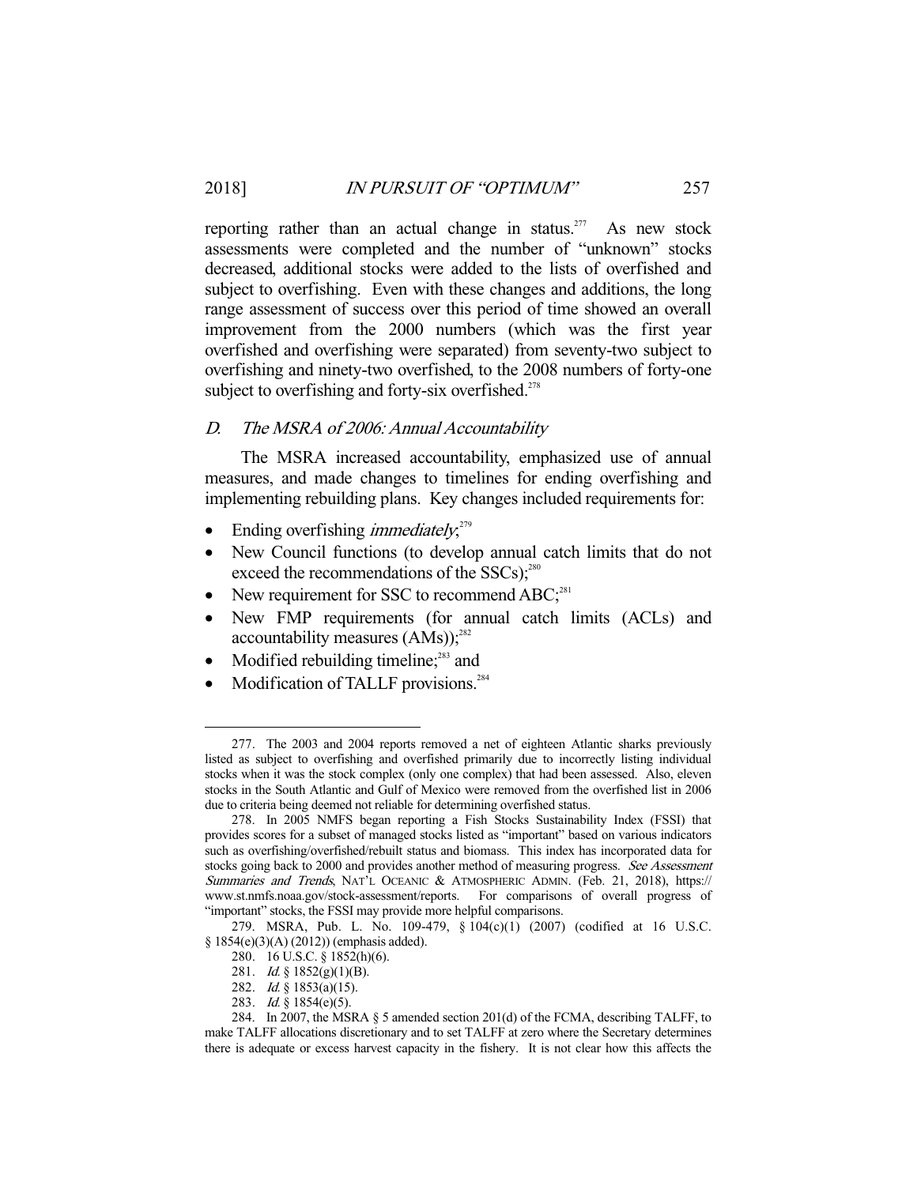reporting rather than an actual change in status.[277] As new stock assessments were completed and the number of "unknown" stocks decreased, additional stocks were added to the lists of overfished and subject to overfishing. Even with these changes and additions, the long range assessment of success over this period of time showed an overall improvement from the 2000 numbers (which was the first year overfished and overfishing were separated) from seventy-two subject to overfishing and ninety-two overfished, to the 2008 numbers of forty-one subject to overfishing and forty-six overfished.[278]

### D. *The MSRA of 2006: Annual Accountability*

The MSRA increased accountability, emphasized use of annual measures, and made changes to timelines for ending overfishing and implementing rebuilding plans. Key changes included requirements for:

- Ending overfishing *immediately*;[279]
- New Council functions (to develop annual catch limits that do not exceed the recommendations of the SSCs);[280]
- New requirement for SSC to recommend ABC;[281]
- New FMP requirements (for annual catch limits (ACLs) and accountability measures (AMs));[282]
- Modified rebuilding timeline;[283] and
- Modification of TALLF provisions.[284]

---

277. The 2003 and 2004 reports removed a net of eighteen Atlantic sharks previously listed as subject to overfishing and overfished primarily due to incorrectly listing individual stocks when it was the stock complex (only one complex) that had been assessed. Also, eleven stocks in the South Atlantic and Gulf of Mexico were removed from the overfished list in 2006 due to criteria being deemed not reliable for determining overfished status.

278. In 2005 NMFS began reporting a Fish Stocks Sustainability Index (FSSI) that provides scores for a subset of managed stocks listed as "important" based on various indicators such as overfishing/overfished/rebuilt status and biomass. This index has incorporated data for stocks going back to 2000 and provides another method of measuring progress. *See Assessment Summaries and Trends*, NAT'L OCEANIC & ATMOSPHERIC ADMIN. (Feb. 21, 2018), https://www.st.nmfs.noaa.gov/stock-assessment/reports. For comparisons of overall progress of "important" stocks, the FSSI may provide more helpful comparisons.

279. MSRA, Pub. L. No. 109-479, § 104(c)(1) (2007) (codified at 16 U.S.C. § 1854(e)(3)(A) (2012)) (emphasis added).

280. 16 U.S.C. § 1852(h)(6).

281. *Id.* § 1852(g)(1)(B).

282. *Id.* § 1853(a)(15).

283. *Id.* § 1854(e)(5).

284. In 2007, the MSRA § 5 amended section 201(d) of the FCMA, describing TALFF, to make TALFF allocations discretionary and to set TALFF at zero where the Secretary determines there is adequate or excess harvest capacity in the fishery. It is not clear how this affects the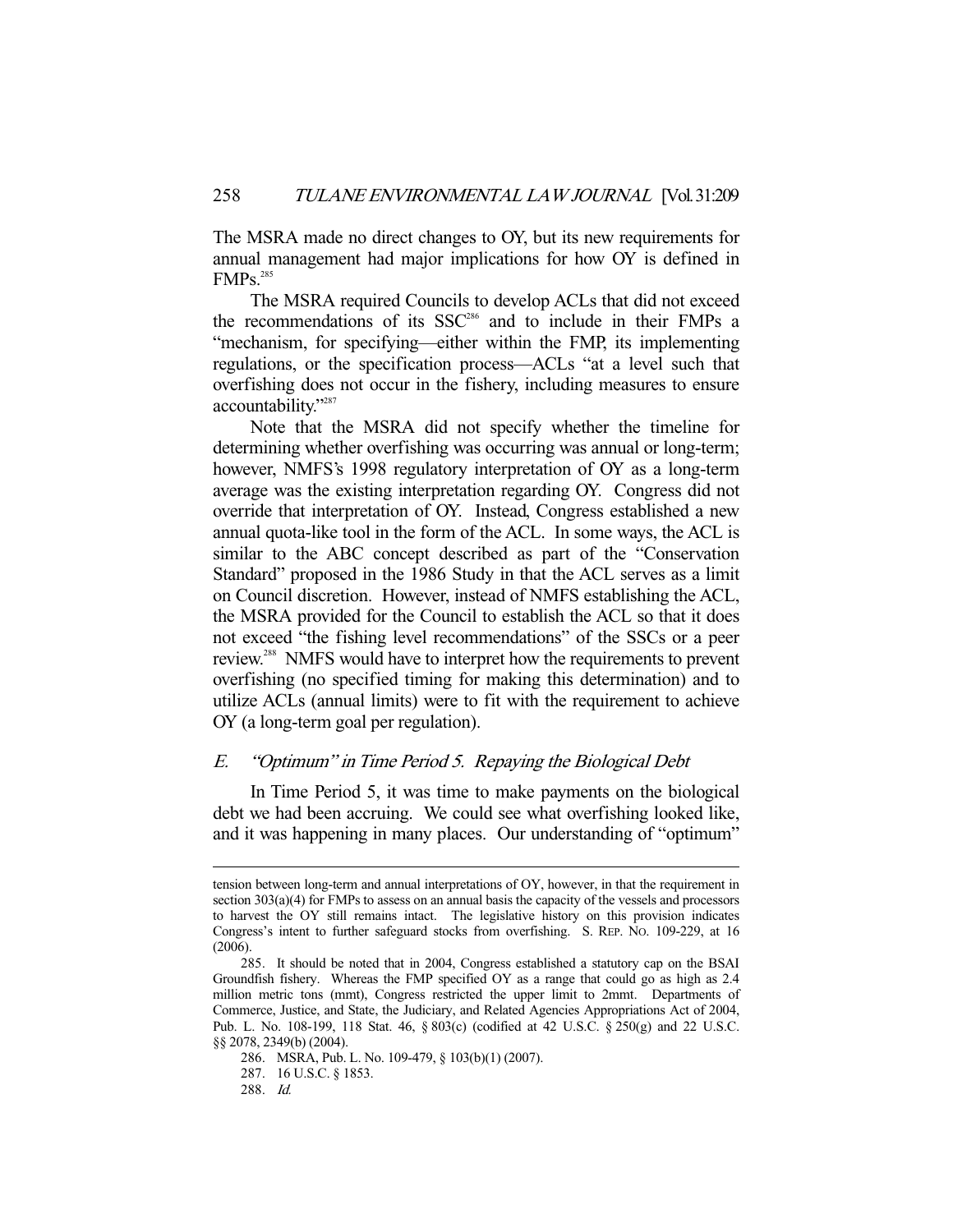The MSRA made no direct changes to OY, but its new requirements for annual management had major implications for how OY is defined in FMPs.[285]

The MSRA required Councils to develop ACLs that did not exceed the recommendations of its SSC[286] and to include in their FMPs a "mechanism, for specifying—either within the FMP, its implementing regulations, or the specification process—ACLs "at a level such that overfishing does not occur in the fishery, including measures to ensure accountability."[287]

Note that the MSRA did not specify whether the timeline for determining whether overfishing was occurring was annual or long-term; however, NMFS's 1998 regulatory interpretation of OY as a long-term average was the existing interpretation regarding OY. Congress did not override that interpretation of OY. Instead, Congress established a new annual quota-like tool in the form of the ACL. In some ways, the ACL is similar to the ABC concept described as part of the "Conservation Standard" proposed in the 1986 Study in that the ACL serves as a limit on Council discretion. However, instead of NMFS establishing the ACL, the MSRA provided for the Council to establish the ACL so that it does not exceed "the fishing level recommendations" of the SSCs or a peer review.[288] NMFS would have to interpret how the requirements to prevent overfishing (no specified timing for making this determination) and to utilize ACLs (annual limits) were to fit with the requirement to achieve OY (a long-term goal per regulation).

### *E. "Optimum" in Time Period 5. Repaying the Biological Debt*

In Time Period 5, it was time to make payments on the biological debt we had been accruing. We could see what overfishing looked like, and it was happening in many places. Our understanding of "optimum"

---

tension between long-term and annual interpretations of OY, however, in that the requirement in section 303(a)(4) for FMPs to assess on an annual basis the capacity of the vessels and processors to harvest the OY still remains intact. The legislative history on this provision indicates Congress's intent to further safeguard stocks from overfishing. S. REP. NO. 109-229, at 16 (2006).

285. It should be noted that in 2004, Congress established a statutory cap on the BSAI Groundfish fishery. Whereas the FMP specified OY as a range that could go as high as 2.4 million metric tons (mmt), Congress restricted the upper limit to 2mmt. Departments of Commerce, Justice, and State, the Judiciary, and Related Agencies Appropriations Act of 2004, Pub. L. No. 108-199, 118 Stat. 46, § 803(c) (codified at 42 U.S.C. § 250(g) and 22 U.S.C. §§ 2078, 2349(b) (2004).

286. MSRA, Pub. L. No. 109-479, § 103(b)(1) (2007).

287. 16 U.S.C. § 1853.

288. *Id.*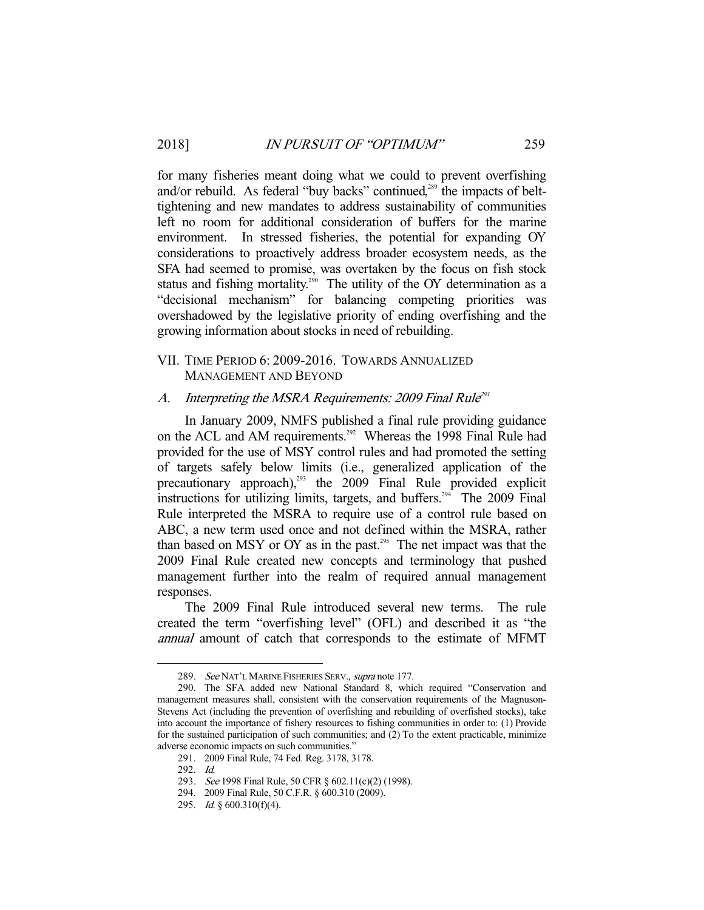for many fisheries meant doing what we could to prevent overfishing and/or rebuild. As federal "buy backs" continued,[289] the impacts of belt-tightening and new mandates to address sustainability of communities left no room for additional consideration of buffers for the marine environment. In stressed fisheries, the potential for expanding OY considerations to proactively address broader ecosystem needs, as the SFA had seemed to promise, was overtaken by the focus on fish stock status and fishing mortality.[290] The utility of the OY determination as a "decisional mechanism" for balancing competing priorities was overshadowed by the legislative priority of ending overfishing and the growing information about stocks in need of rebuilding.

## VII. Time Period 6: 2009-2016. Towards Annualized Management and Beyond

### A. *Interpreting the MSRA Requirements: 2009 Final Rule*[291]

In January 2009, NMFS published a final rule providing guidance on the ACL and AM requirements.[292] Whereas the 1998 Final Rule had provided for the use of MSY control rules and had promoted the setting of targets safely below limits (i.e., generalized application of the precautionary approach),[293] the 2009 Final Rule provided explicit instructions for utilizing limits, targets, and buffers.[294] The 2009 Final Rule interpreted the MSRA to require use of a control rule based on ABC, a new term used once and not defined within the MSRA, rather than based on MSY or OY as in the past.[295] The net impact was that the 2009 Final Rule created new concepts and terminology that pushed management further into the realm of required annual management responses.

The 2009 Final Rule introduced several new terms. The rule created the term "overfishing level" (OFL) and described it as "the *annual* amount of catch that corresponds to the estimate of MFMT

---

289. *See* Nat'l Marine Fisheries Serv., *supra* note 177.

290. The SFA added new National Standard 8, which required "Conservation and management measures shall, consistent with the conservation requirements of the Magnuson-Stevens Act (including the prevention of overfishing and rebuilding of overfished stocks), take into account the importance of fishery resources to fishing communities in order to: (1) Provide for the sustained participation of such communities; and (2) To the extent practicable, minimize adverse economic impacts on such communities."

291. 2009 Final Rule, 74 Fed. Reg. 3178, 3178.

292. *Id.*

293. *See* 1998 Final Rule, 50 CFR § 602.11(c)(2) (1998).

294. 2009 Final Rule, 50 C.F.R. § 600.310 (2009).

295. *Id.* § 600.310(f)(4).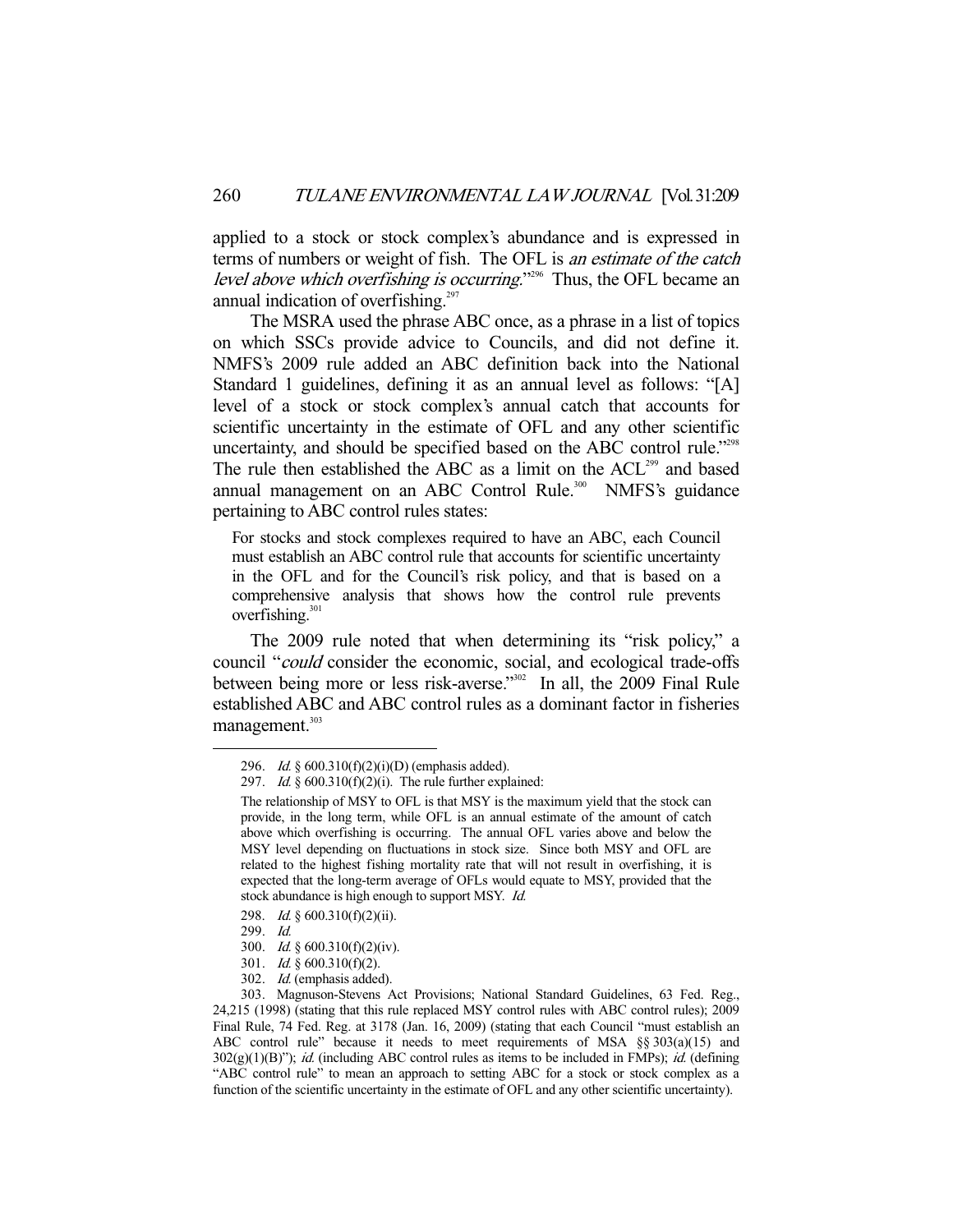applied to a stock or stock complex's abundance and is expressed in terms of numbers or weight of fish. The OFL is *an estimate of the catch level above which overfishing is occurring*."[296] Thus, the OFL became an annual indication of overfishing.[297]

The MSRA used the phrase ABC once, as a phrase in a list of topics on which SSCs provide advice to Councils, and did not define it. NMFS's 2009 rule added an ABC definition back into the National Standard 1 guidelines, defining it as an annual level as follows: "[A] level of a stock or stock complex's annual catch that accounts for scientific uncertainty in the estimate of OFL and any other scientific uncertainty, and should be specified based on the ABC control rule."[298] The rule then established the ABC as a limit on the ACL[299] and based annual management on an ABC Control Rule.[300] NMFS's guidance pertaining to ABC control rules states:

> For stocks and stock complexes required to have an ABC, each Council must establish an ABC control rule that accounts for scientific uncertainty in the OFL and for the Council's risk policy, and that is based on a comprehensive analysis that shows how the control rule prevents overfishing.[301]

The 2009 rule noted that when determining its "risk policy," a council "*could* consider the economic, social, and ecological trade-offs between being more or less risk-averse."[302] In all, the 2009 Final Rule established ABC and ABC control rules as a dominant factor in fisheries management.[303]

---

296. *Id.* § 600.310(f)(2)(i)(D) (emphasis added).

297. *Id.* § 600.310(f)(2)(i). The rule further explained:

> The relationship of MSY to OFL is that MSY is the maximum yield that the stock can provide, in the long term, while OFL is an annual estimate of the amount of catch above which overfishing is occurring. The annual OFL varies above and below the MSY level depending on fluctuations in stock size. Since both MSY and OFL are related to the highest fishing mortality rate that will not result in overfishing, it is expected that the long-term average of OFLs would equate to MSY, provided that the stock abundance is high enough to support MSY. *Id.*

298. *Id.* § 600.310(f)(2)(ii).

299. *Id.*

300. *Id.* § 600.310(f)(2)(iv).

301. *Id.* § 600.310(f)(2).

302. *Id.* (emphasis added).

303. Magnuson-Stevens Act Provisions; National Standard Guidelines, 63 Fed. Reg., 24,215 (1998) (stating that this rule replaced MSY control rules with ABC control rules); 2009 Final Rule, 74 Fed. Reg. at 3178 (Jan. 16, 2009) (stating that each Council "must establish an ABC control rule" because it needs to meet requirements of MSA §§ 303(a)(15) and 302(g)(1)(B)"); *id.* (including ABC control rules as items to be included in FMPs); *id.* (defining "ABC control rule" to mean an approach to setting ABC for a stock or stock complex as a function of the scientific uncertainty in the estimate of OFL and any other scientific uncertainty).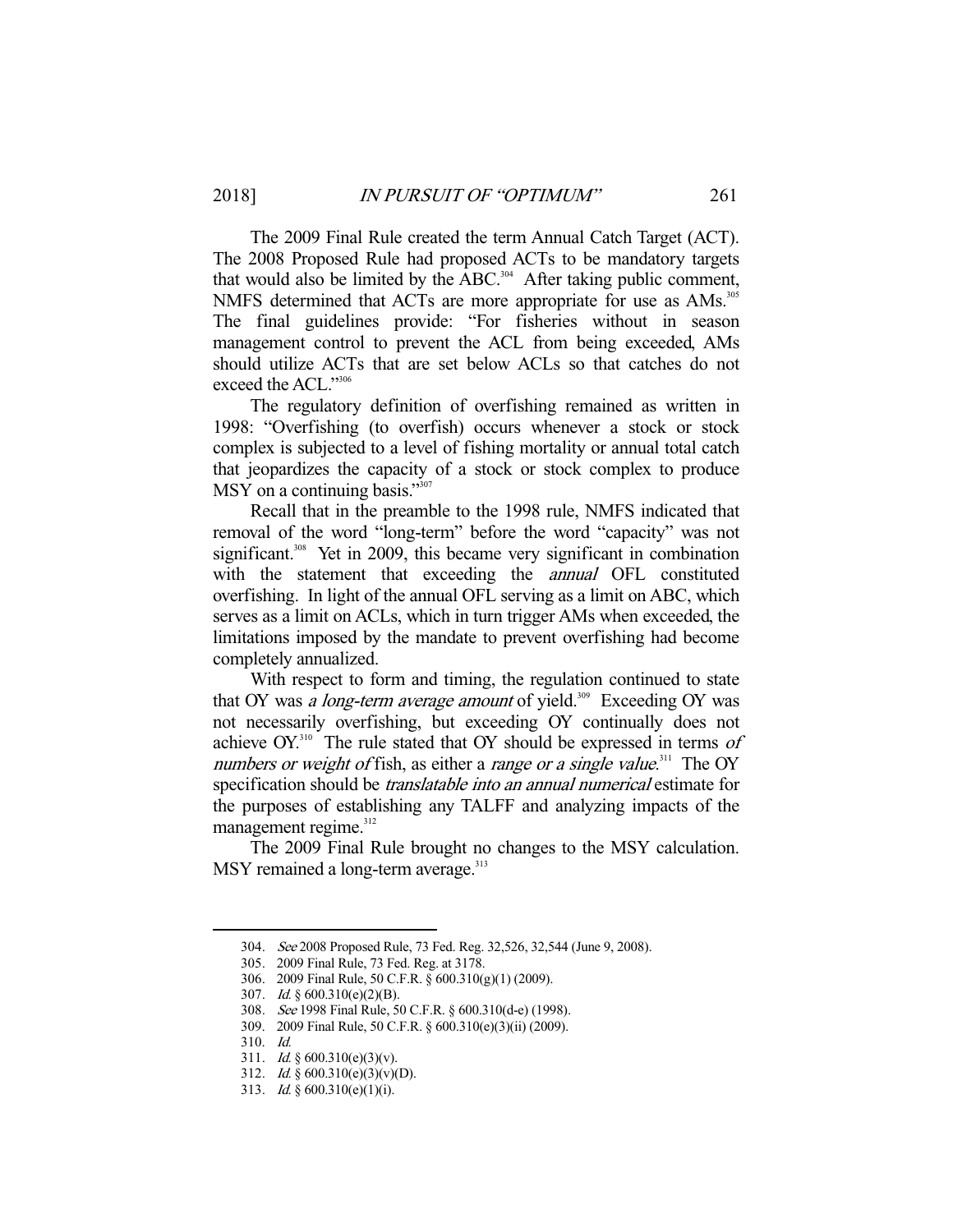The 2009 Final Rule created the term Annual Catch Target (ACT). The 2008 Proposed Rule had proposed ACTs to be mandatory targets that would also be limited by the ABC.[304] After taking public comment, NMFS determined that ACTs are more appropriate for use as AMs.[305] The final guidelines provide: "For fisheries without in season management control to prevent the ACL from being exceeded, AMs should utilize ACTs that are set below ACLs so that catches do not exceed the ACL."[306]

The regulatory definition of overfishing remained as written in 1998: "Overfishing (to overfish) occurs whenever a stock or stock complex is subjected to a level of fishing mortality or annual total catch that jeopardizes the capacity of a stock or stock complex to produce MSY on a continuing basis."[307]

Recall that in the preamble to the 1998 rule, NMFS indicated that removal of the word "long-term" before the word "capacity" was not significant.[308] Yet in 2009, this became very significant in combination with the statement that exceeding the *annual* OFL constituted overfishing. In light of the annual OFL serving as a limit on ABC, which serves as a limit on ACLs, which in turn trigger AMs when exceeded, the limitations imposed by the mandate to prevent overfishing had become completely annualized.

With respect to form and timing, the regulation continued to state that OY was *a long-term average amount* of yield.[309] Exceeding OY was not necessarily overfishing, but exceeding OY continually does not achieve OY.[310] The rule stated that OY should be expressed in terms *of numbers or weight of* fish, as either a *range or a single value*.[311] The OY specification should be *translatable into an annual numerical* estimate for the purposes of establishing any TALFF and analyzing impacts of the management regime.[312]

The 2009 Final Rule brought no changes to the MSY calculation. MSY remained a long-term average.[313]

---

304. *See* 2008 Proposed Rule, 73 Fed. Reg. 32,526, 32,544 (June 9, 2008).
305. 2009 Final Rule, 73 Fed. Reg. at 3178.
306. 2009 Final Rule, 50 C.F.R. § 600.310(g)(1) (2009).
307. *Id.* § 600.310(e)(2)(B).
308. *See* 1998 Final Rule, 50 C.F.R. § 600.310(d-e) (1998).
309. 2009 Final Rule, 50 C.F.R. § 600.310(e)(3)(ii) (2009).
310. *Id.*
311. *Id.* § 600.310(e)(3)(v).
312. *Id.* § 600.310(e)(3)(v)(D).
313. *Id.* § 600.310(e)(1)(i).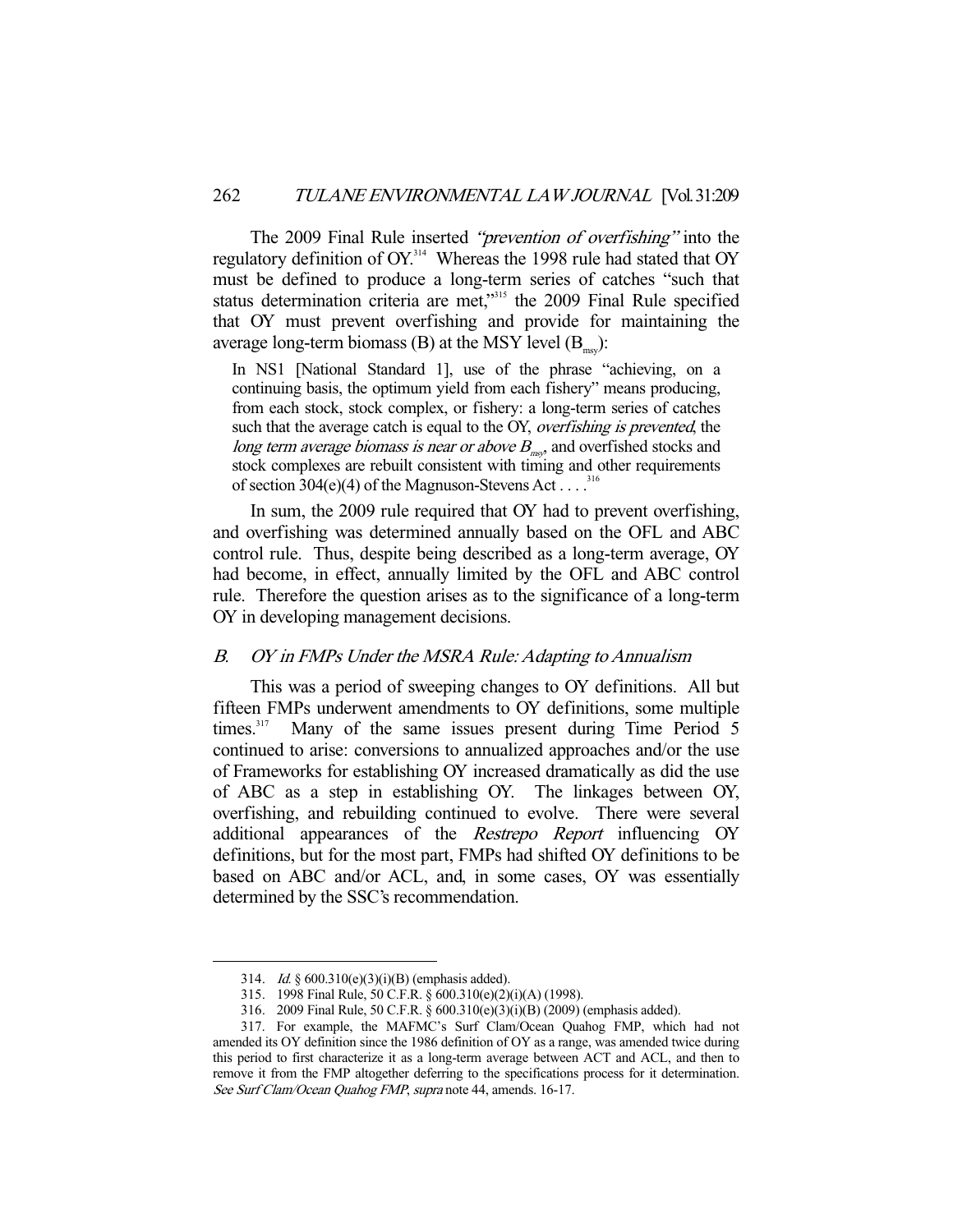The 2009 Final Rule inserted *"prevention of overfishing"* into the regulatory definition of OY.[314] Whereas the 1998 rule had stated that OY must be defined to produce a long-term series of catches "such that status determination criteria are met,"[315] the 2009 Final Rule specified that OY must prevent overfishing and provide for maintaining the average long-term biomass (B) at the MSY level ($B_{msy}$):

> In NS1 [National Standard 1], use of the phrase "achieving, on a continuing basis, the optimum yield from each fishery" means producing, from each stock, stock complex, or fishery: a long-term series of catches such that the average catch is equal to the OY, *overfishing is prevented*, the *long term average biomass is near or above $B_{msy}$*, and overfished stocks and stock complexes are rebuilt consistent with timing and other requirements of section 304(e)(4) of the Magnuson-Stevens Act . . . .[316]

In sum, the 2009 rule required that OY had to prevent overfishing, and overfishing was determined annually based on the OFL and ABC control rule. Thus, despite being described as a long-term average, OY had become, in effect, annually limited by the OFL and ABC control rule. Therefore the question arises as to the significance of a long-term OY in developing management decisions.

## B. OY in FMPs Under the MSRA Rule: Adapting to Annualism

This was a period of sweeping changes to OY definitions. All but fifteen FMPs underwent amendments to OY definitions, some multiple times.[317] Many of the same issues present during Time Period 5 continued to arise: conversions to annualized approaches and/or the use of Frameworks for establishing OY increased dramatically as did the use of ABC as a step in establishing OY. The linkages between OY, overfishing, and rebuilding continued to evolve. There were several additional appearances of the *Restrepo Report* influencing OY definitions, but for the most part, FMPs had shifted OY definitions to be based on ABC and/or ACL, and, in some cases, OY was essentially determined by the SSC's recommendation.

---

314. *Id.* § 600.310(e)(3)(i)(B) (emphasis added).

315. 1998 Final Rule, 50 C.F.R. § 600.310(e)(2)(i)(A) (1998).

316. 2009 Final Rule, 50 C.F.R. § 600.310(e)(3)(i)(B) (2009) (emphasis added).

317. For example, the MAFMC's Surf Clam/Ocean Quahog FMP, which had not amended its OY definition since the 1986 definition of OY as a range, was amended twice during this period to first characterize it as a long-term average between ACT and ACL, and then to remove it from the FMP altogether deferring to the specifications process for it determination. *See Surf Clam/Ocean Quahog FMP*, *supra* note 44, amends. 16-17.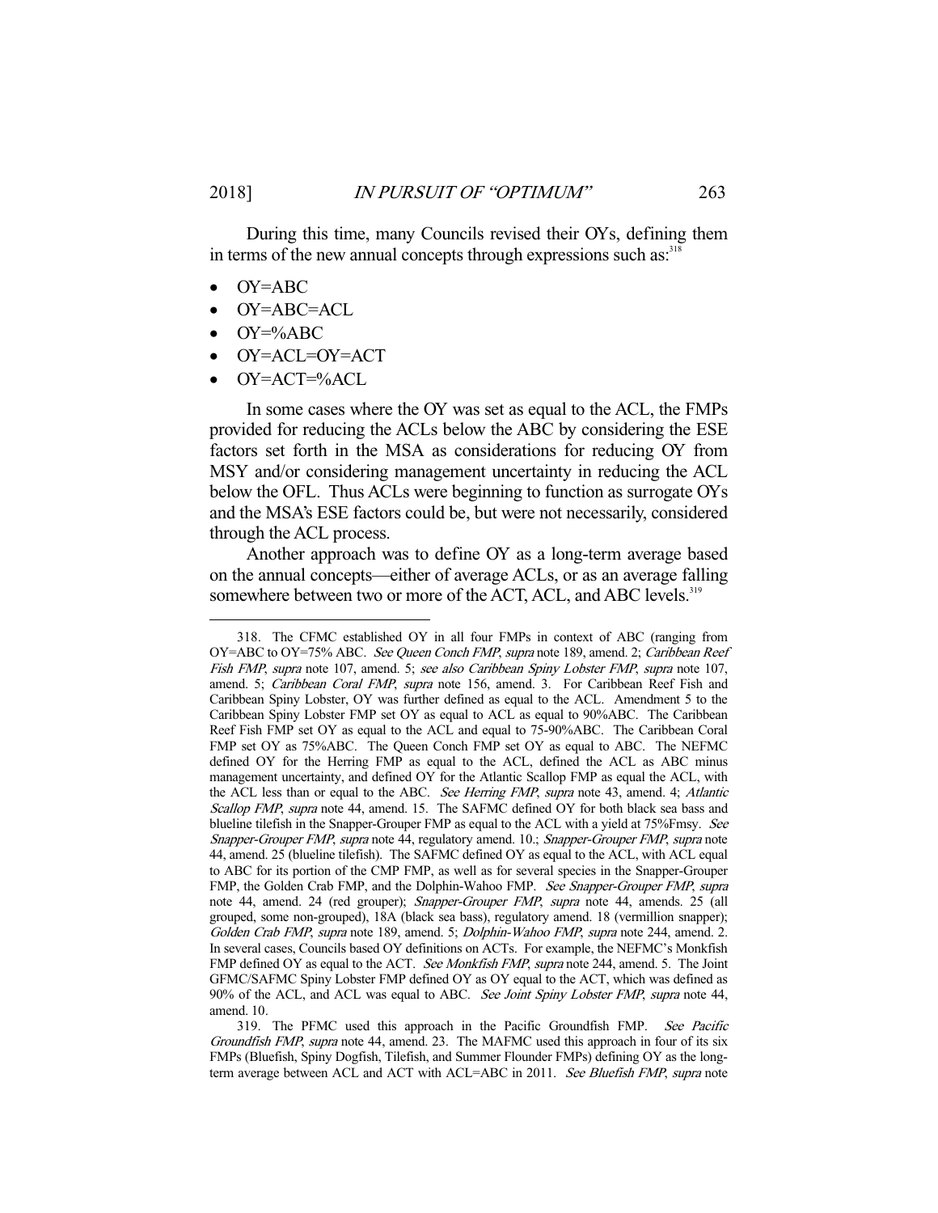During this time, many Councils revised their OYs, defining them in terms of the new annual concepts through expressions such as:[318]

- OY=ABC
- OY=ABC=ACL
- OY=%ABC
- OY=ACL=OY=ACT
- OY=ACT=%ACL

In some cases where the OY was set as equal to the ACL, the FMPs provided for reducing the ACLs below the ABC by considering the ESE factors set forth in the MSA as considerations for reducing OY from MSY and/or considering management uncertainty in reducing the ACL below the OFL. Thus ACLs were beginning to function as surrogate OYs and the MSA's ESE factors could be, but were not necessarily, considered through the ACL process.

Another approach was to define OY as a long-term average based on the annual concepts—either of average ACLs, or as an average falling somewhere between two or more of the ACT, ACL, and ABC levels.[319]

---

318. The CFMC established OY in all four FMPs in context of ABC (ranging from OY=ABC to OY=75% ABC. *See Queen Conch FMP*, *supra* note 189, amend. 2; *Caribbean Reef Fish FMP*, *supra* note 107, amend. 5; *see also Caribbean Spiny Lobster FMP*, *supra* note 107, amend. 5; *Caribbean Coral FMP*, *supra* note 156, amend. 3. For Caribbean Reef Fish and Caribbean Spiny Lobster, OY was further defined as equal to the ACL. Amendment 5 to the Caribbean Spiny Lobster FMP set OY as equal to ACL as equal to 90%ABC. The Caribbean Reef Fish FMP set OY as equal to the ACL and equal to 75-90%ABC. The Caribbean Coral FMP set OY as 75%ABC. The Queen Conch FMP set OY as equal to ABC. The NEFMC defined OY for the Herring FMP as equal to the ACL, defined the ACL as ABC minus management uncertainty, and defined OY for the Atlantic Scallop FMP as equal the ACL, with the ACL less than or equal to the ABC. *See Herring FMP*, *supra* note 43, amend. 4; *Atlantic Scallop FMP*, *supra* note 44, amend. 15. The SAFMC defined OY for both black sea bass and blueline tilefish in the Snapper-Grouper FMP as equal to the ACL with a yield at 75%Fmsy. *See Snapper-Grouper FMP*, *supra* note 44, regulatory amend. 10.; *Snapper-Grouper FMP*, *supra* note 44, amend. 25 (blueline tilefish). The SAFMC defined OY as equal to the ACL, with ACL equal to ABC for its portion of the CMP FMP, as well as for several species in the Snapper-Grouper FMP, the Golden Crab FMP, and the Dolphin-Wahoo FMP. *See Snapper-Grouper FMP*, *supra* note 44, amend. 24 (red grouper); *Snapper-Grouper FMP*, *supra* note 44, amends. 25 (all grouped, some non-grouped), 18A (black sea bass), regulatory amend. 18 (vermillion snapper); *Golden Crab FMP*, *supra* note 189, amend. 5; *Dolphin-Wahoo FMP*, *supra* note 244, amend. 2. In several cases, Councils based OY definitions on ACTs. For example, the NEFMC's Monkfish FMP defined OY as equal to the ACT. *See Monkfish FMP*, *supra* note 244, amend. 5. The Joint GFMC/SAFMC Spiny Lobster FMP defined OY as OY equal to the ACT, which was defined as 90% of the ACL, and ACL was equal to ABC. *See Joint Spiny Lobster FMP*, *supra* note 44, amend. 10.

319. The PFMC used this approach in the Pacific Groundfish FMP. *See Pacific Groundfish FMP*, *supra* note 44, amend. 23. The MAFMC used this approach in four of its six FMPs (Bluefish, Spiny Dogfish, Tilefish, and Summer Flounder FMPs) defining OY as the long-term average between ACL and ACT with ACL=ABC in 2011. *See Bluefish FMP*, *supra* note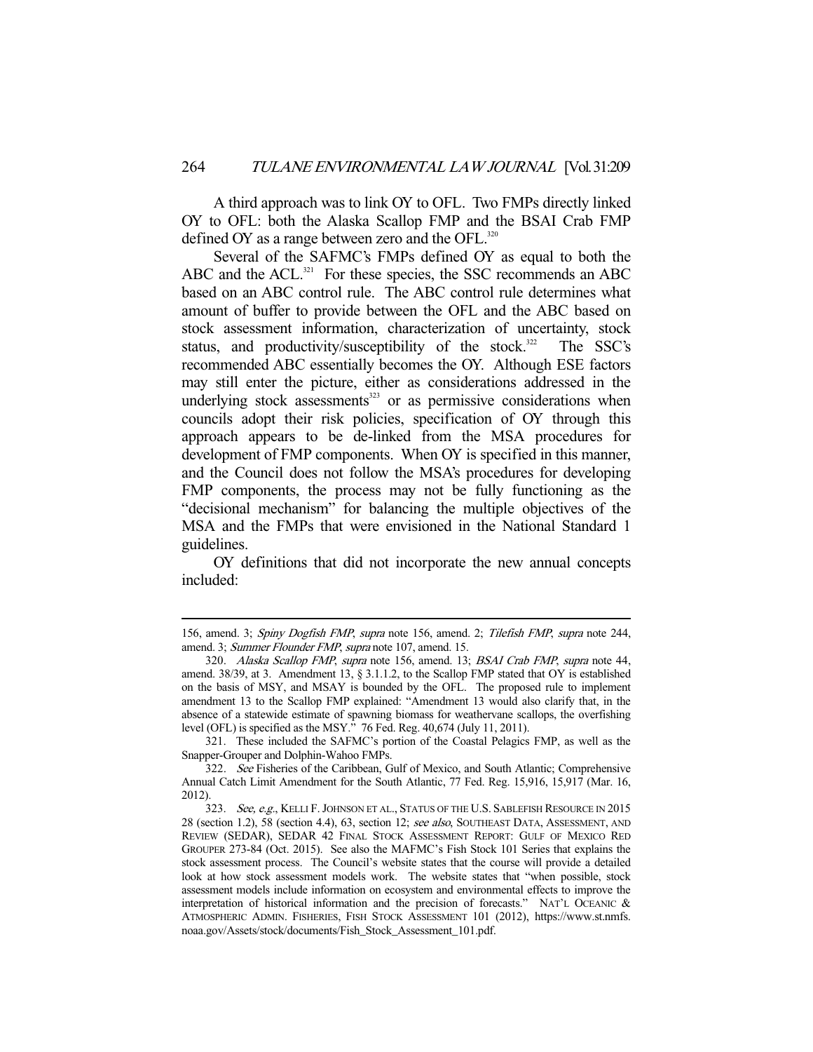A third approach was to link OY to OFL. Two FMPs directly linked OY to OFL: both the Alaska Scallop FMP and the BSAI Crab FMP defined OY as a range between zero and the OFL.[320]

Several of the SAFMC's FMPs defined OY as equal to both the ABC and the ACL.[321] For these species, the SSC recommends an ABC based on an ABC control rule. The ABC control rule determines what amount of buffer to provide between the OFL and the ABC based on stock assessment information, characterization of uncertainty, stock status, and productivity/susceptibility of the stock.[322] The SSC's recommended ABC essentially becomes the OY. Although ESE factors may still enter the picture, either as considerations addressed in the underlying stock assessments[323] or as permissive considerations when councils adopt their risk policies, specification of OY through this approach appears to be de-linked from the MSA procedures for development of FMP components. When OY is specified in this manner, and the Council does not follow the MSA's procedures for developing FMP components, the process may not be fully functioning as the "decisional mechanism" for balancing the multiple objectives of the MSA and the FMPs that were envisioned in the National Standard 1 guidelines.

OY definitions that did not incorporate the new annual concepts included:

---

156, amend. 3; *Spiny Dogfish FMP*, *supra* note 156, amend. 2; *Tilefish FMP*, *supra* note 244, amend. 3; *Summer Flounder FMP*, *supra* note 107, amend. 15.

320. *Alaska Scallop FMP*, *supra* note 156, amend. 13; *BSAI Crab FMP*, *supra* note 44, amend. 38/39, at 3. Amendment 13, § 3.1.1.2, to the Scallop FMP stated that OY is established on the basis of MSY, and MSAY is bounded by the OFL. The proposed rule to implement amendment 13 to the Scallop FMP explained: "Amendment 13 would also clarify that, in the absence of a statewide estimate of spawning biomass for weathervane scallops, the overfishing level (OFL) is specified as the MSY." 76 Fed. Reg. 40,674 (July 11, 2011).

321. These included the SAFMC's portion of the Coastal Pelagics FMP, as well as the Snapper-Grouper and Dolphin-Wahoo FMPs.

322. *See* Fisheries of the Caribbean, Gulf of Mexico, and South Atlantic; Comprehensive Annual Catch Limit Amendment for the South Atlantic, 77 Fed. Reg. 15,916, 15,917 (Mar. 16, 2012).

323. *See, e.g.*, KELLI F. JOHNSON ET AL., STATUS OF THE U.S. SABLEFISH RESOURCE IN 2015 28 (section 1.2), 58 (section 4.4), 63, section 12; *see also*, SOUTHEAST DATA, ASSESSMENT, AND REVIEW (SEDAR), SEDAR 42 FINAL STOCK ASSESSMENT REPORT: GULF OF MEXICO RED GROUPER 273-84 (Oct. 2015). See also the MAFMC's Fish Stock 101 Series that explains the stock assessment process. The Council's website states that the course will provide a detailed look at how stock assessment models work. The website states that "when possible, stock assessment models include information on ecosystem and environmental effects to improve the interpretation of historical information and the precision of forecasts." NAT'L OCEANIC & ATMOSPHERIC ADMIN. FISHERIES, FISH STOCK ASSESSMENT 101 (2012), https://www.st.nmfs.noaa.gov/Assets/stock/documents/Fish_Stock_Assessment_101.pdf.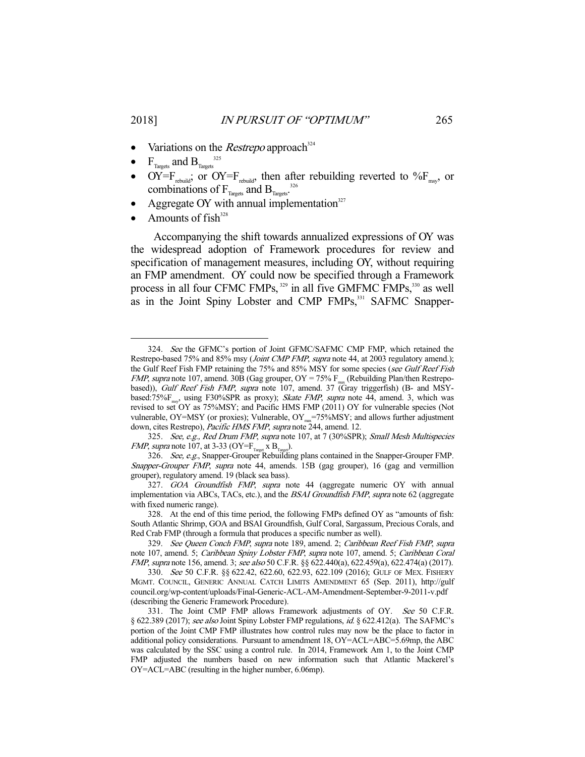- Variations on the *Restrepo* approach[324]
- $F_{Targets}$ and $B_{Targets}$[325]
- $OY=F_{rebuild}$; or $OY=F_{rebuild}$, then after rebuilding reverted to $\%F_{msy}$, or combinations of $F_{Targets}$ and $B_{Targets}$.[326]
- Aggregate OY with annual implementation[327]
- Amounts of fish[328]

Accompanying the shift towards annualized expressions of OY was the widespread adoption of Framework procedures for review and specification of management measures, including OY, without requiring an FMP amendment. OY could now be specified through a Framework process in all four CFMC FMPs,[329] in all five GMFMC FMPs,[330] as well as in the Joint Spiny Lobster and CMP FMPs,[331] SAFMC Snapper-

---

324. *See* the GFMC's portion of Joint GFMC/SAFMC CMP FMP, which retained the Restrepo-based 75% and 85% msy (*Joint CMP FMP*, *supra* note 44, at 2003 regulatory amend.); the Gulf Reef Fish FMP retaining the 75% and 85% MSY for some species (*see Gulf Reef Fish FMP*, *supra* note 107, amend. 30B (Gag grouper, OY = 75% $F_{max}$ (Rebuilding Plan/then Restrepo-based)), *Gulf Reef Fish FMP*, *supra* note 107, amend. 37 (Gray triggerfish) (B- and MSY-based:75%$F_{msy}$, using F30%SPR as proxy); *Skate FMP*, *supra* note 44, amend. 3, which was revised to set OY as 75%MSY; and Pacific HMS FMP (2011) OY for vulnerable species (Not vulnerable, OY=MSY (or proxies); Vulnerable, $OY_{max}$=75%MSY; and allows further adjustment down, cites Restrepo), *Pacific HMS FMP*, *supra* note 244, amend. 12.

325. *See, e.g.*, *Red Drum FMP*, *supra* note 107, at 7 (30%SPR); *Small Mesh Multispecies FMP*, *supra* note 107, at 3-33 ($OY=F_{Target} \times B_{Target}$).

326. *See, e.g.*, Snapper-Grouper Rebuilding plans contained in the Snapper-Grouper FMP. *Snapper-Grouper FMP*, *supra* note 44, amends. 15B (gag grouper), 16 (gag and vermillion grouper), regulatory amend. 19 (black sea bass).

327. *GOA Groundfish FMP*, *supra* note 44 (aggregate numeric OY with annual implementation via ABCs, TACs, etc.), and the *BSAI Groundfish FMP*, *supra* note 62 (aggregate with fixed numeric range).

328. At the end of this time period, the following FMPs defined OY as "amounts of fish: South Atlantic Shrimp, GOA and BSAI Groundfish, Gulf Coral, Sargassum, Precious Corals, and Red Crab FMP (through a formula that produces a specific number as well).

329. *See Queen Conch FMP*, *supra* note 189, amend. 2; *Caribbean Reef Fish FMP*, *supra* note 107, amend. 5; *Caribbean Spiny Lobster FMP*, *supra* note 107, amend. 5; *Caribbean Coral FMP*, *supra* note 156, amend. 3; *see also* 50 C.F.R. §§ 622.440(a), 622.459(a), 622.474(a) (2017).

330. *See* 50 C.F.R. §§ 622.42, 622.60, 622.93, 622.109 (2016); GULF OF MEX. FISHERY MGMT. COUNCIL, GENERIC ANNUAL CATCH LIMITS AMENDMENT 65 (Sep. 2011), http://gulfcouncil.org/wp-content/uploads/Final-Generic-ACL-AM-Amendment-September-9-2011-v.pdf (describing the Generic Framework Procedure).

331. The Joint CMP FMP allows Framework adjustments of OY. *See* 50 C.F.R. § 622.389 (2017); *see also* Joint Spiny Lobster FMP regulations, *id.* § 622.412(a). The SAFMC's portion of the Joint CMP FMP illustrates how control rules may now be the place to factor in additional policy considerations. Pursuant to amendment 18, OY=ACL=ABC=5.69mp, the ABC was calculated by the SSC using a control rule. In 2014, Framework Am 1, to the Joint CMP FMP adjusted the numbers based on new information such that Atlantic Mackerel's OY=ACL=ABC (resulting in the higher number, 6.06mp).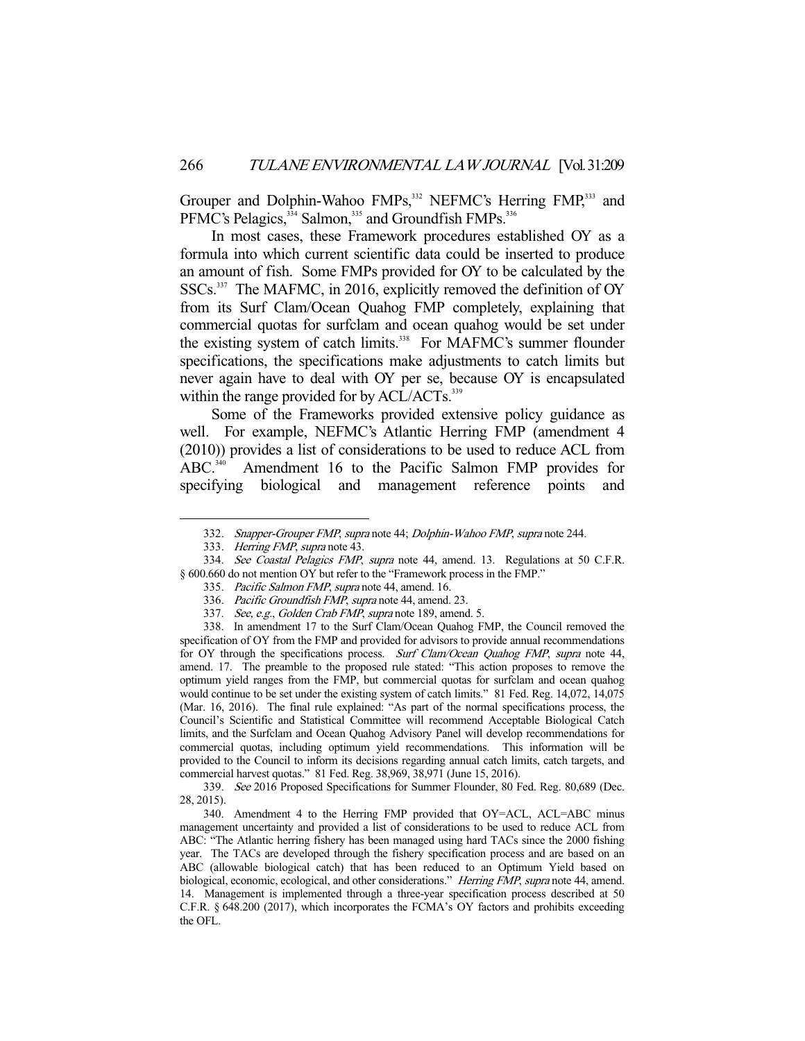Grouper and Dolphin-Wahoo FMPs,[332] NEFMC's Herring FMP,[333] and PFMC's Pelagics,[334] Salmon,[335] and Groundfish FMPs.[336]

In most cases, these Framework procedures established OY as a formula into which current scientific data could be inserted to produce an amount of fish. Some FMPs provided for OY to be calculated by the SSCs.[337] The MAFMC, in 2016, explicitly removed the definition of OY from its Surf Clam/Ocean Quahog FMP completely, explaining that commercial quotas for surfclam and ocean quahog would be set under the existing system of catch limits.[338] For MAFMC's summer flounder specifications, the specifications make adjustments to catch limits but never again have to deal with OY per se, because OY is encapsulated within the range provided for by ACL/ACTs.[339]

Some of the Frameworks provided extensive policy guidance as well. For example, NEFMC's Atlantic Herring FMP (amendment 4 (2010)) provides a list of considerations to be used to reduce ACL from ABC.[340] Amendment 16 to the Pacific Salmon FMP provides for specifying biological and management reference points and

---

332. *Snapper-Grouper FMP*, *supra* note 44; *Dolphin-Wahoo FMP*, *supra* note 244.

333. *Herring FMP*, *supra* note 43.

334. *See Coastal Pelagics FMP*, *supra* note 44, amend. 13. Regulations at 50 C.F.R. § 600.660 do not mention OY but refer to the "Framework process in the FMP."

335. *Pacific Salmon FMP*, *supra* note 44, amend. 16.

336. *Pacific Groundfish FMP*, *supra* note 44, amend. 23.

337. *See, e.g.*, *Golden Crab FMP*, *supra* note 189, amend. 5.

338. In amendment 17 to the Surf Clam/Ocean Quahog FMP, the Council removed the specification of OY from the FMP and provided for advisors to provide annual recommendations for OY through the specifications process. *Surf Clam/Ocean Quahog FMP*, *supra* note 44, amend. 17. The preamble to the proposed rule stated: "This action proposes to remove the optimum yield ranges from the FMP, but commercial quotas for surfclam and ocean quahog would continue to be set under the existing system of catch limits." 81 Fed. Reg. 14,072, 14,075 (Mar. 16, 2016). The final rule explained: "As part of the normal specifications process, the Council's Scientific and Statistical Committee will recommend Acceptable Biological Catch limits, and the Surfclam and Ocean Quahog Advisory Panel will develop recommendations for commercial quotas, including optimum yield recommendations. This information will be provided to the Council to inform its decisions regarding annual catch limits, catch targets, and commercial harvest quotas." 81 Fed. Reg. 38,969, 38,971 (June 15, 2016).

339. *See* 2016 Proposed Specifications for Summer Flounder, 80 Fed. Reg. 80,689 (Dec. 28, 2015).

340. Amendment 4 to the Herring FMP provided that OY=ACL, ACL=ABC minus management uncertainty and provided a list of considerations to be used to reduce ACL from ABC: "The Atlantic herring fishery has been managed using hard TACs since the 2000 fishing year. The TACs are developed through the fishery specification process and are based on an ABC (allowable biological catch) that has been reduced to an Optimum Yield based on biological, economic, ecological, and other considerations." *Herring FMP*, *supra* note 44, amend. 14. Management is implemented through a three-year specification process described at 50 C.F.R. § 648.200 (2017), which incorporates the FCMA's OY factors and prohibits exceeding the OFL.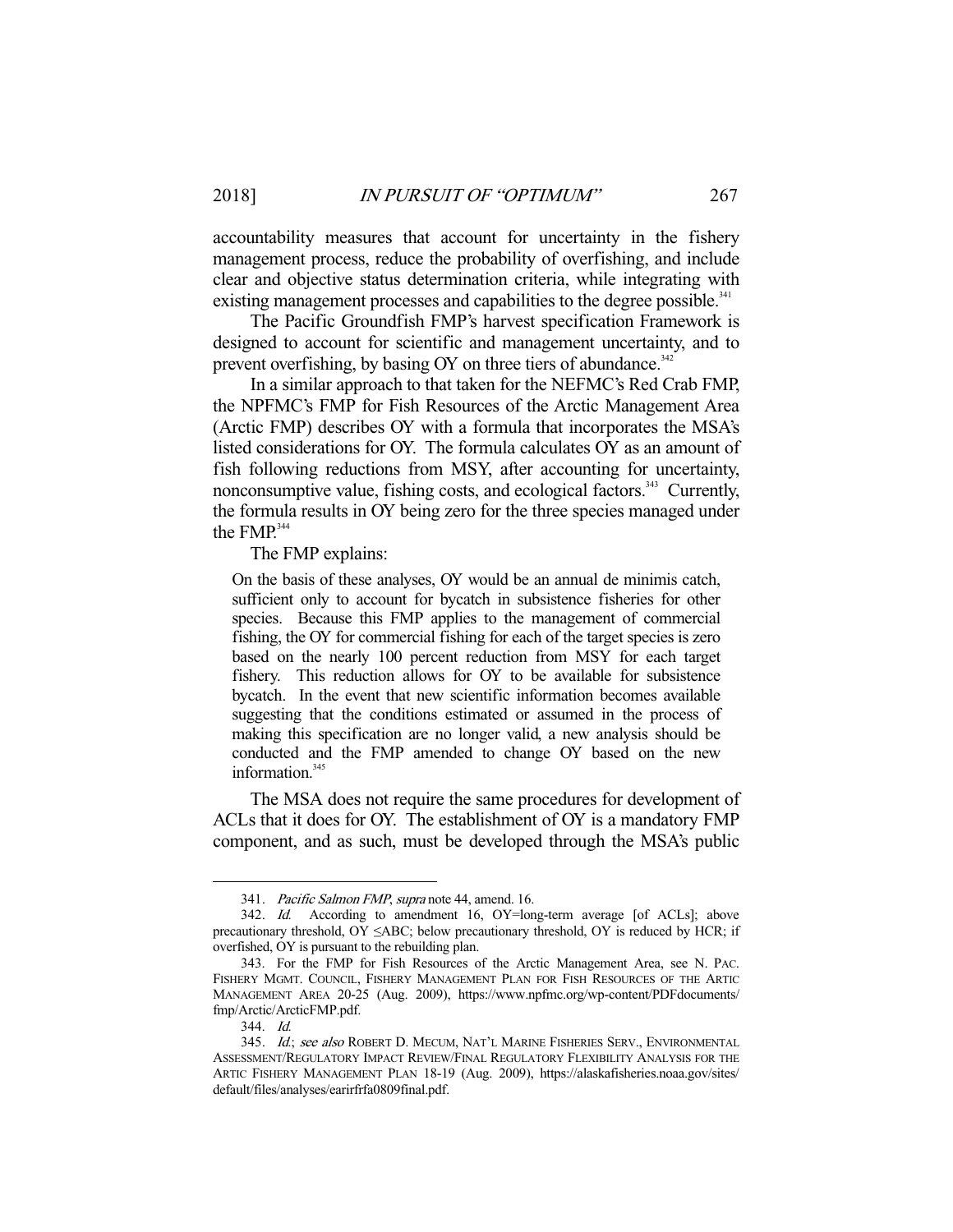accountability measures that account for uncertainty in the fishery management process, reduce the probability of overfishing, and include clear and objective status determination criteria, while integrating with existing management processes and capabilities to the degree possible.[341]

The Pacific Groundfish FMP's harvest specification Framework is designed to account for scientific and management uncertainty, and to prevent overfishing, by basing OY on three tiers of abundance.[342]

In a similar approach to that taken for the NEFMC's Red Crab FMP, the NPFMC's FMP for Fish Resources of the Arctic Management Area (Arctic FMP) describes OY with a formula that incorporates the MSA's listed considerations for OY. The formula calculates OY as an amount of fish following reductions from MSY, after accounting for uncertainty, nonconsumptive value, fishing costs, and ecological factors.[343] Currently, the formula results in OY being zero for the three species managed under the FMP.[344]

The FMP explains:

> On the basis of these analyses, OY would be an annual de minimis catch, sufficient only to account for bycatch in subsistence fisheries for other species. Because this FMP applies to the management of commercial fishing, the OY for commercial fishing for each of the target species is zero based on the nearly 100 percent reduction from MSY for each target fishery. This reduction allows for OY to be available for subsistence bycatch. In the event that new scientific information becomes available suggesting that the conditions estimated or assumed in the process of making this specification are no longer valid, a new analysis should be conducted and the FMP amended to change OY based on the new information.[345]

The MSA does not require the same procedures for development of ACLs that it does for OY. The establishment of OY is a mandatory FMP component, and as such, must be developed through the MSA's public

---

341. *Pacific Salmon FMP*, *supra* note 44, amend. 16.

342. *Id.* According to amendment 16, OY=long-term average [of ACLs]; above precautionary threshold, OY ≤ABC; below precautionary threshold, OY is reduced by HCR; if overfished, OY is pursuant to the rebuilding plan.

343. For the FMP for Fish Resources of the Arctic Management Area, see N. PAC. FISHERY MGMT. COUNCIL, FISHERY MANAGEMENT PLAN FOR FISH RESOURCES OF THE ARTIC MANAGEMENT AREA 20-25 (Aug. 2009), https://www.npfmc.org/wp-content/PDFdocuments/fmp/Arctic/ArcticFMP.pdf.

344. *Id.*

345. *Id.*; *see also* ROBERT D. MECUM, NAT'L MARINE FISHERIES SERV., ENVIRONMENTAL ASSESSMENT/REGULATORY IMPACT REVIEW/FINAL REGULATORY FLEXIBILITY ANALYSIS FOR THE ARTIC FISHERY MANAGEMENT PLAN 18-19 (Aug. 2009), https://alaskafisheries.noaa.gov/sites/default/files/analyses/earirfrfa0809final.pdf.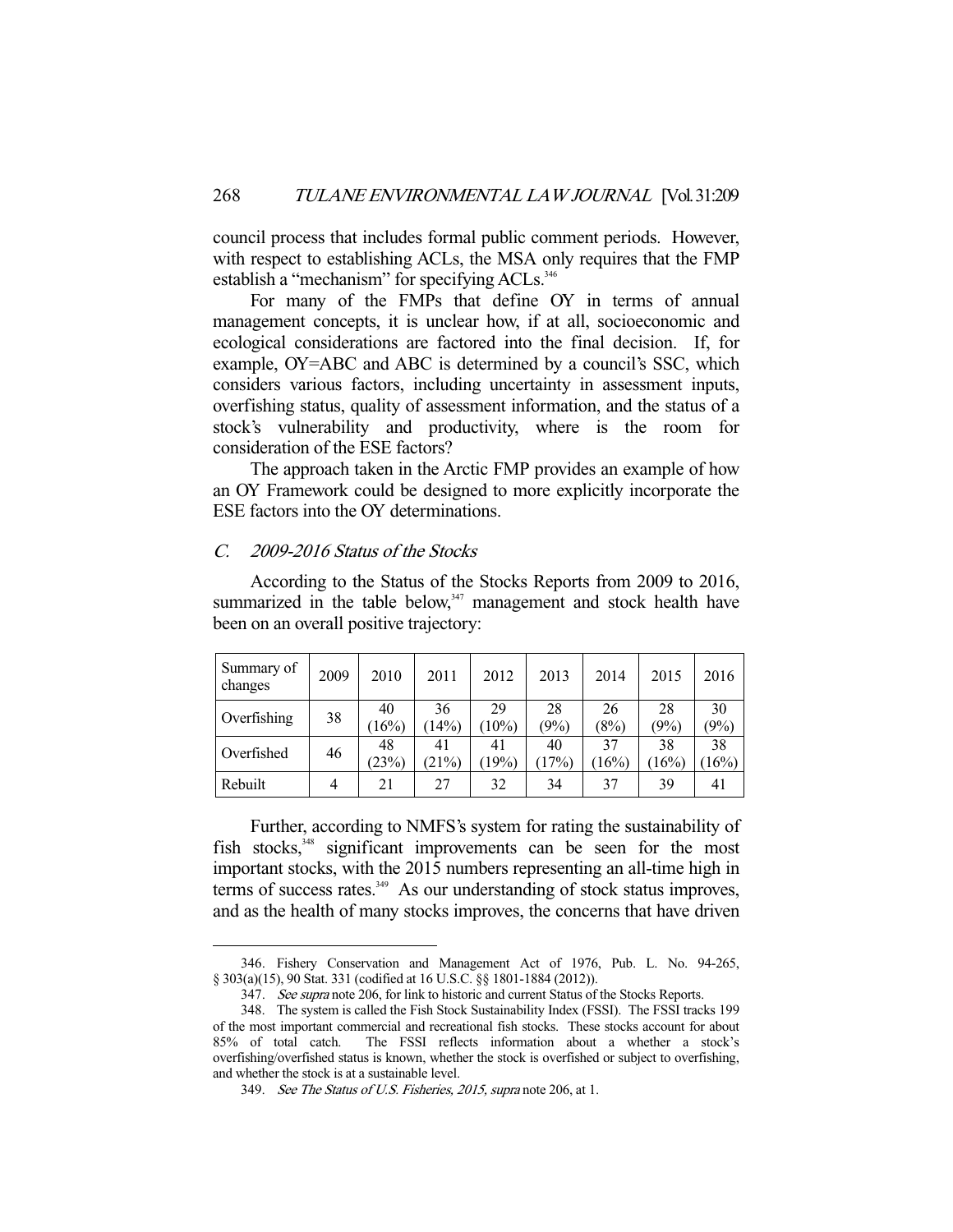council process that includes formal public comment periods. However, with respect to establishing ACLs, the MSA only requires that the FMP establish a "mechanism" for specifying ACLs.[346]

For many of the FMPs that define OY in terms of annual management concepts, it is unclear how, if at all, socioeconomic and ecological considerations are factored into the final decision. If, for example, OY=ABC and ABC is determined by a council's SSC, which considers various factors, including uncertainty in assessment inputs, overfishing status, quality of assessment information, and the status of a stock's vulnerability and productivity, where is the room for consideration of the ESE factors?

The approach taken in the Arctic FMP provides an example of how an OY Framework could be designed to more explicitly incorporate the ESE factors into the OY determinations.

### *C. 2009-2016 Status of the Stocks*

According to the Status of the Stocks Reports from 2009 to 2016, summarized in the table below,[347] management and stock health have been on an overall positive trajectory:

| Summary of changes | 2009 | 2010 | 2011 | 2012 | 2013 | 2014 | 2015 | 2016 |
|---|---|---|---|---|---|---|---|---|
| Overfishing | 38 | 40 (16%) | 36 (14%) | 29 (10%) | 28 (9%) | 26 (8%) | 28 (9%) | 30 (9%) |
| Overfished | 46 | 48 (23%) | 41 (21%) | 41 (19%) | 40 (17%) | 37 (16%) | 38 (16%) | 38 (16%) |
| Rebuilt | 4 | 21 | 27 | 32 | 34 | 37 | 39 | 41 |

Further, according to NMFS's system for rating the sustainability of fish stocks,[348] significant improvements can be seen for the most important stocks, with the 2015 numbers representing an all-time high in terms of success rates.[349] As our understanding of stock status improves, and as the health of many stocks improves, the concerns that have driven

---

346. Fishery Conservation and Management Act of 1976, Pub. L. No. 94-265, § 303(a)(15), 90 Stat. 331 (codified at 16 U.S.C. §§ 1801-1884 (2012)).

347. *See supra* note 206, for link to historic and current Status of the Stocks Reports.

348. The system is called the Fish Stock Sustainability Index (FSSI). The FSSI tracks 199 of the most important commercial and recreational fish stocks. These stocks account for about 85% of total catch. The FSSI reflects information about a whether a stock's overfishing/overfished status is known, whether the stock is overfished or subject to overfishing, and whether the stock is at a sustainable level.

349. *See The Status of U.S. Fisheries, 2015, supra* note 206, at 1.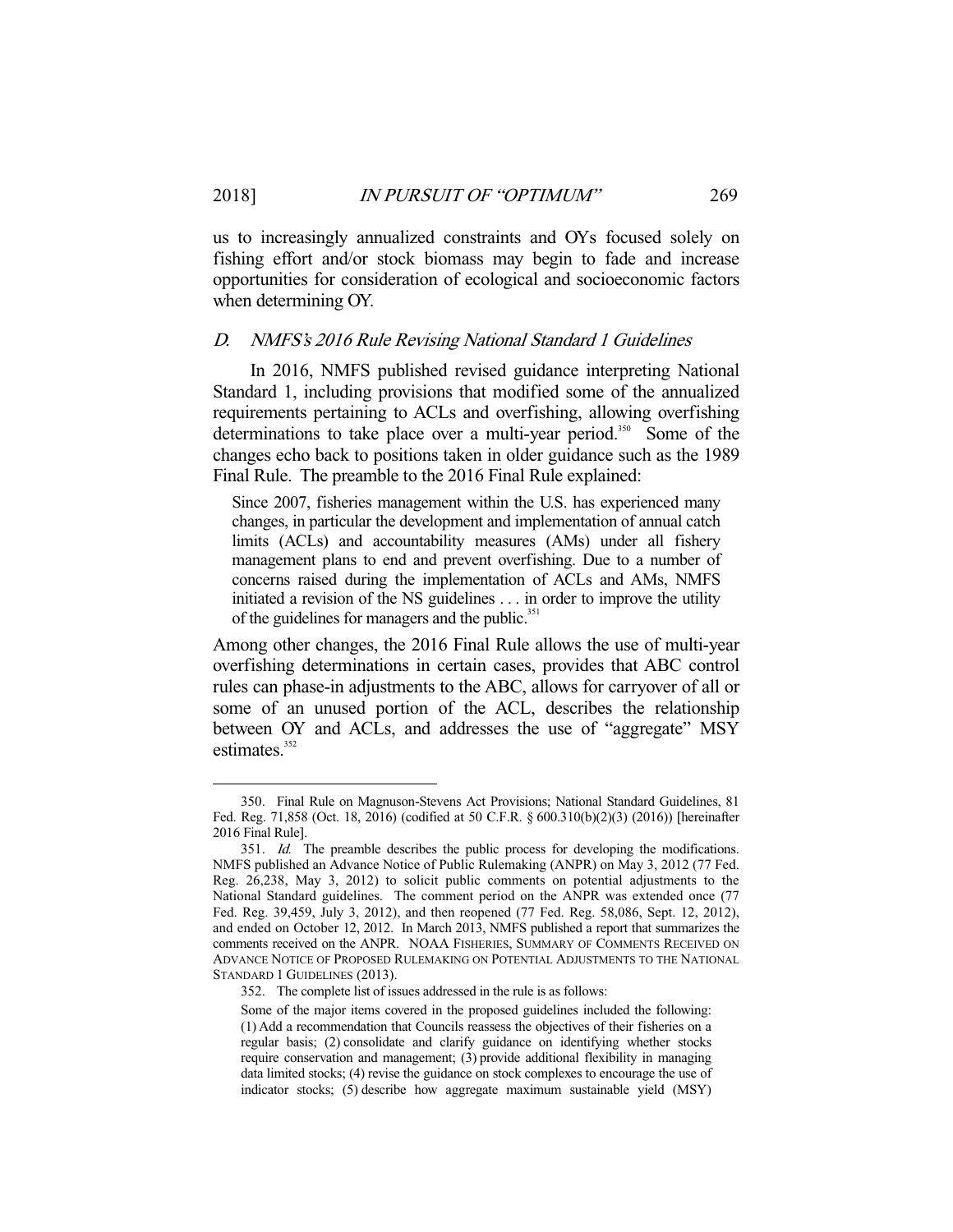us to increasingly annualized constraints and OYs focused solely on fishing effort and/or stock biomass may begin to fade and increase opportunities for consideration of ecological and socioeconomic factors when determining OY.

### *D. NMFS's 2016 Rule Revising National Standard 1 Guidelines*

In 2016, NMFS published revised guidance interpreting National Standard 1, including provisions that modified some of the annualized requirements pertaining to ACLs and overfishing, allowing overfishing determinations to take place over a multi-year period.[350] Some of the changes echo back to positions taken in older guidance such as the 1989 Final Rule. The preamble to the 2016 Final Rule explained:

> Since 2007, fisheries management within the U.S. has experienced many changes, in particular the development and implementation of annual catch limits (ACLs) and accountability measures (AMs) under all fishery management plans to end and prevent overfishing. Due to a number of concerns raised during the implementation of ACLs and AMs, NMFS initiated a revision of the NS guidelines . . . in order to improve the utility of the guidelines for managers and the public.[351]

Among other changes, the 2016 Final Rule allows the use of multi-year overfishing determinations in certain cases, provides that ABC control rules can phase-in adjustments to the ABC, allows for carryover of all or some of an unused portion of the ACL, describes the relationship between OY and ACLs, and addresses the use of "aggregate" MSY estimates.[352]

---

350. Final Rule on Magnuson-Stevens Act Provisions; National Standard Guidelines, 81 Fed. Reg. 71,858 (Oct. 18, 2016) (codified at 50 C.F.R. § 600.310(b)(2)(3) (2016)) [hereinafter 2016 Final Rule].

351. *Id.* The preamble describes the public process for developing the modifications. NMFS published an Advance Notice of Public Rulemaking (ANPR) on May 3, 2012 (77 Fed. Reg. 26,238, May 3, 2012) to solicit public comments on potential adjustments to the National Standard guidelines. The comment period on the ANPR was extended once (77 Fed. Reg. 39,459, July 3, 2012), and then reopened (77 Fed. Reg. 58,086, Sept. 12, 2012), and ended on October 12, 2012. In March 2013, NMFS published a report that summarizes the comments received on the ANPR. NOAA FISHERIES, SUMMARY OF COMMENTS RECEIVED ON ADVANCE NOTICE OF PROPOSED RULEMAKING ON POTENTIAL ADJUSTMENTS TO THE NATIONAL STANDARD 1 GUIDELINES (2013).

352. The complete list of issues addressed in the rule is as follows:

> Some of the major items covered in the proposed guidelines included the following: (1) Add a recommendation that Councils reassess the objectives of their fisheries on a regular basis; (2) consolidate and clarify guidance on identifying whether stocks require conservation and management; (3) provide additional flexibility in managing data limited stocks; (4) revise the guidance on stock complexes to encourage the use of indicator stocks; (5) describe how aggregate maximum sustainable yield (MSY)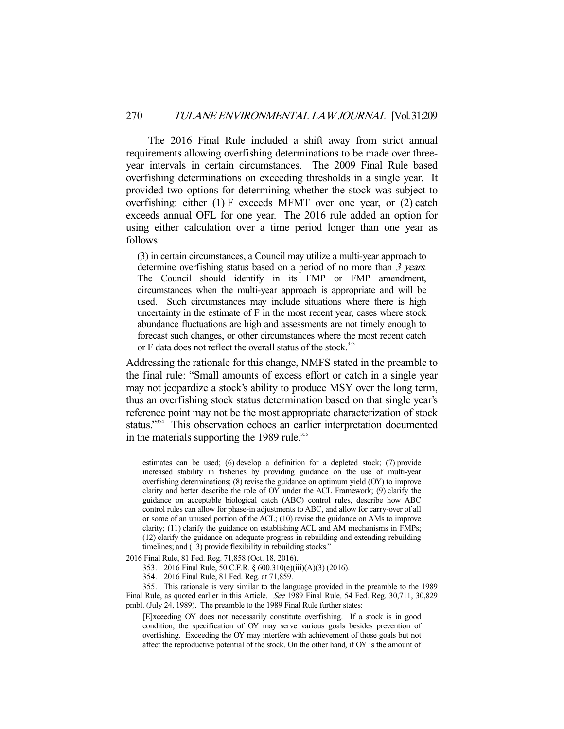The 2016 Final Rule included a shift away from strict annual requirements allowing overfishing determinations to be made over three-year intervals in certain circumstances. The 2009 Final Rule based overfishing determinations on exceeding thresholds in a single year. It provided two options for determining whether the stock was subject to overfishing: either (1) F exceeds MFMT over one year, or (2) catch exceeds annual OFL for one year. The 2016 rule added an option for using either calculation over a time period longer than one year as follows:

> (3) in certain circumstances, a Council may utilize a multi-year approach to determine overfishing status based on a period of no more than *3 years*. The Council should identify in its FMP or FMP amendment, circumstances when the multi-year approach is appropriate and will be used. Such circumstances may include situations where there is high uncertainty in the estimate of F in the most recent year, cases where stock abundance fluctuations are high and assessments are not timely enough to forecast such changes, or other circumstances where the most recent catch or F data does not reflect the overall status of the stock.[353]

Addressing the rationale for this change, NMFS stated in the preamble to the final rule: "Small amounts of excess effort or catch in a single year may not jeopardize a stock's ability to produce MSY over the long term, thus an overfishing stock status determination based on that single year's reference point may not be the most appropriate characterization of stock status."[354] This observation echoes an earlier interpretation documented in the materials supporting the 1989 rule.[355]

---

estimates can be used; (6) develop a definition for a depleted stock; (7) provide increased stability in fisheries by providing guidance on the use of multi-year overfishing determinations; (8) revise the guidance on optimum yield (OY) to improve clarity and better describe the role of OY under the ACL Framework; (9) clarify the guidance on acceptable biological catch (ABC) control rules, describe how ABC control rules can allow for phase-in adjustments to ABC, and allow for carry-over of all or some of an unused portion of the ACL; (10) revise the guidance on AMs to improve clarity; (11) clarify the guidance on establishing ACL and AM mechanisms in FMPs; (12) clarify the guidance on adequate progress in rebuilding and extending rebuilding timelines; and (13) provide flexibility in rebuilding stocks."

2016 Final Rule, 81 Fed. Reg. 71,858 (Oct. 18, 2016).

353. 2016 Final Rule, 50 C.F.R. § 600.310(e)(iii)(A)(3) (2016).

354. 2016 Final Rule, 81 Fed. Reg. at 71,859.

355. This rationale is very similar to the language provided in the preamble to the 1989 Final Rule, as quoted earlier in this Article. *See* 1989 Final Rule, 54 Fed. Reg. 30,711, 30,829 pmbl. (July 24, 1989). The preamble to the 1989 Final Rule further states:

> [E]xceeding OY does not necessarily constitute overfishing. If a stock is in good condition, the specification of OY may serve various goals besides prevention of overfishing. Exceeding the OY may interfere with achievement of those goals but not affect the reproductive potential of the stock. On the other hand, if OY is the amount of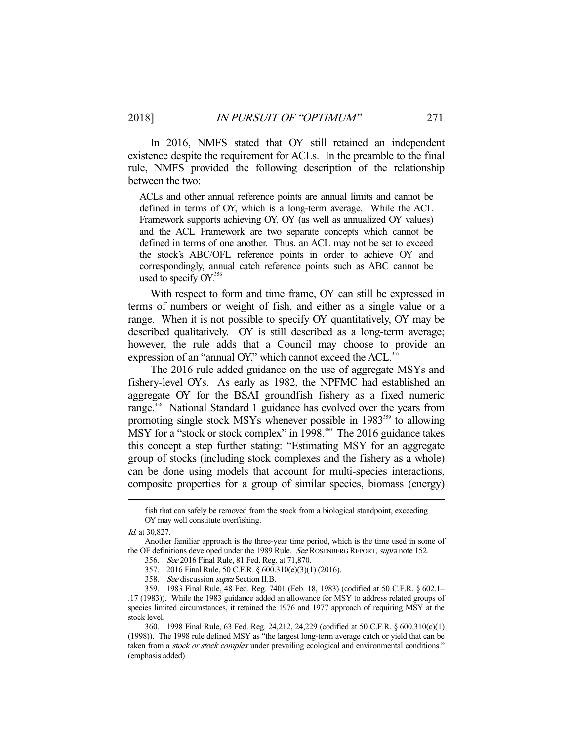In 2016, NMFS stated that OY still retained an independent existence despite the requirement for ACLs. In the preamble to the final rule, NMFS provided the following description of the relationship between the two:

> ACLs and other annual reference points are annual limits and cannot be defined in terms of OY, which is a long-term average. While the ACL Framework supports achieving OY, OY (as well as annualized OY values) and the ACL Framework are two separate concepts which cannot be defined in terms of one another. Thus, an ACL may not be set to exceed the stock's ABC/OFL reference points in order to achieve OY and correspondingly, annual catch reference points such as ABC cannot be used to specify OY.[356]

With respect to form and time frame, OY can still be expressed in terms of numbers or weight of fish, and either as a single value or a range. When it is not possible to specify OY quantitatively, OY may be described qualitatively. OY is still described as a long-term average; however, the rule adds that a Council may choose to provide an expression of an "annual OY," which cannot exceed the ACL.[357]

The 2016 rule added guidance on the use of aggregate MSYs and fishery-level OYs. As early as 1982, the NPFMC had established an aggregate OY for the BSAI groundfish fishery as a fixed numeric range.[358] National Standard 1 guidance has evolved over the years from promoting single stock MSYs whenever possible in 1983[359] to allowing MSY for a "stock or stock complex" in 1998.[360] The 2016 guidance takes this concept a step further stating: "Estimating MSY for an aggregate group of stocks (including stock complexes and the fishery as a whole) can be done using models that account for multi-species interactions, composite properties for a group of similar species, biomass (energy)

---

fish that can safely be removed from the stock from a biological standpoint, exceeding OY may well constitute overfishing.

*Id.* at 30,827.

Another familiar approach is the three-year time period, which is the time used in some of the OF definitions developed under the 1989 Rule. *See* ROSENBERG REPORT, *supra* note 152.

356. *See* 2016 Final Rule, 81 Fed. Reg. at 71,870.

357. 2016 Final Rule, 50 C.F.R. § 600.310(e)(3)(1) (2016).

358. *See* discussion *supra* Section II.B.

359. 1983 Final Rule, 48 Fed. Reg. 7401 (Feb. 18, 1983) (codified at 50 C.F.R. § 602.1–.17 (1983)). While the 1983 guidance added an allowance for MSY to address related groups of species limited circumstances, it retained the 1976 and 1977 approach of requiring MSY at the stock level.

360. 1998 Final Rule, 63 Fed. Reg. 24,212, 24,229 (codified at 50 C.F.R. § 600.310(c)(1) (1998)). The 1998 rule defined MSY as "the largest long-term average catch or yield that can be taken from a *stock or stock complex* under prevailing ecological and environmental conditions." (emphasis added).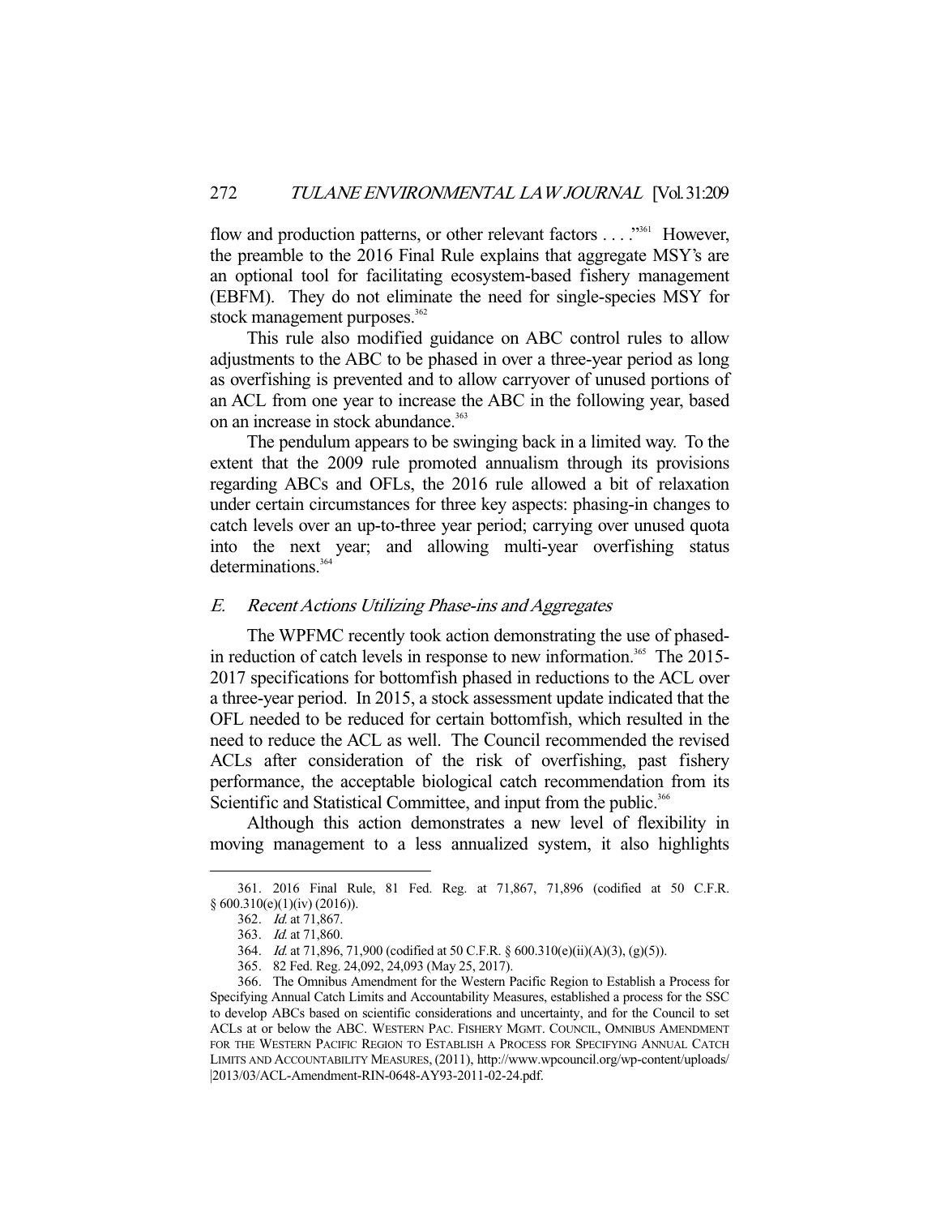flow and production patterns, or other relevant factors . . . ."[361] However, the preamble to the 2016 Final Rule explains that aggregate MSY's are an optional tool for facilitating ecosystem-based fishery management (EBFM). They do not eliminate the need for single-species MSY for stock management purposes.[362]

This rule also modified guidance on ABC control rules to allow adjustments to the ABC to be phased in over a three-year period as long as overfishing is prevented and to allow carryover of unused portions of an ACL from one year to increase the ABC in the following year, based on an increase in stock abundance.[363]

The pendulum appears to be swinging back in a limited way. To the extent that the 2009 rule promoted annualism through its provisions regarding ABCs and OFLs, the 2016 rule allowed a bit of relaxation under certain circumstances for three key aspects: phasing-in changes to catch levels over an up-to-three year period; carrying over unused quota into the next year; and allowing multi-year overfishing status determinations.[364]

## *E. Recent Actions Utilizing Phase-ins and Aggregates*

The WPFMC recently took action demonstrating the use of phased-in reduction of catch levels in response to new information.[365] The 2015-2017 specifications for bottomfish phased in reductions to the ACL over a three-year period. In 2015, a stock assessment update indicated that the OFL needed to be reduced for certain bottomfish, which resulted in the need to reduce the ACL as well. The Council recommended the revised ACLs after consideration of the risk of overfishing, past fishery performance, the acceptable biological catch recommendation from its Scientific and Statistical Committee, and input from the public.[366]

Although this action demonstrates a new level of flexibility in moving management to a less annualized system, it also highlights

---

361. 2016 Final Rule, 81 Fed. Reg. at 71,867, 71,896 (codified at 50 C.F.R. § 600.310(e)(1)(iv) (2016)).

362. *Id.* at 71,867.

363. *Id.* at 71,860.

364. *Id.* at 71,896, 71,900 (codified at 50 C.F.R. § 600.310(e)(ii)(A)(3), (g)(5)).

365. 82 Fed. Reg. 24,092, 24,093 (May 25, 2017).

366. The Omnibus Amendment for the Western Pacific Region to Establish a Process for Specifying Annual Catch Limits and Accountability Measures, established a process for the SSC to develop ABCs based on scientific considerations and uncertainty, and for the Council to set ACLs at or below the ABC. WESTERN PAC. FISHERY MGMT. COUNCIL, OMNIBUS AMENDMENT FOR THE WESTERN PACIFIC REGION TO ESTABLISH A PROCESS FOR SPECIFYING ANNUAL CATCH LIMITS AND ACCOUNTABILITY MEASURES, (2011), http://www.wpcouncil.org/wp-content/uploads/|2013/03/ACL-Amendment-RIN-0648-AY93-2011-02-24.pdf.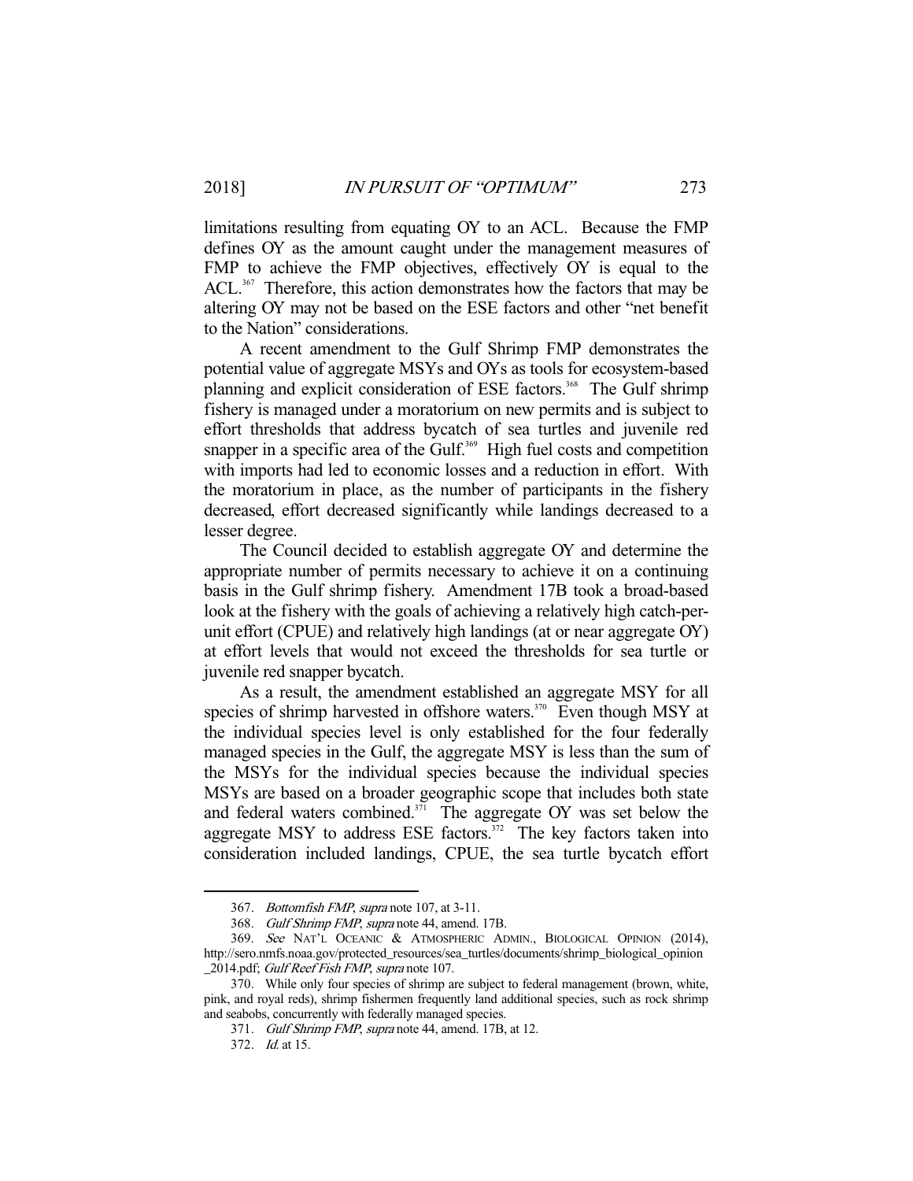limitations resulting from equating OY to an ACL. Because the FMP defines OY as the amount caught under the management measures of FMP to achieve the FMP objectives, effectively OY is equal to the ACL.[367] Therefore, this action demonstrates how the factors that may be altering OY may not be based on the ESE factors and other "net benefit to the Nation" considerations.

A recent amendment to the Gulf Shrimp FMP demonstrates the potential value of aggregate MSYs and OYs as tools for ecosystem-based planning and explicit consideration of ESE factors.[368] The Gulf shrimp fishery is managed under a moratorium on new permits and is subject to effort thresholds that address bycatch of sea turtles and juvenile red snapper in a specific area of the Gulf.[369] High fuel costs and competition with imports had led to economic losses and a reduction in effort. With the moratorium in place, as the number of participants in the fishery decreased, effort decreased significantly while landings decreased to a lesser degree.

The Council decided to establish aggregate OY and determine the appropriate number of permits necessary to achieve it on a continuing basis in the Gulf shrimp fishery. Amendment 17B took a broad-based look at the fishery with the goals of achieving a relatively high catch-per-unit effort (CPUE) and relatively high landings (at or near aggregate OY) at effort levels that would not exceed the thresholds for sea turtle or juvenile red snapper bycatch.

As a result, the amendment established an aggregate MSY for all species of shrimp harvested in offshore waters.[370] Even though MSY at the individual species level is only established for the four federally managed species in the Gulf, the aggregate MSY is less than the sum of the MSYs for the individual species because the individual species MSYs are based on a broader geographic scope that includes both state and federal waters combined.[371] The aggregate OY was set below the aggregate MSY to address ESE factors.[372] The key factors taken into consideration included landings, CPUE, the sea turtle bycatch effort

---

367. *Bottomfish FMP*, *supra* note 107, at 3-11.

368. *Gulf Shrimp FMP*, *supra* note 44, amend. 17B.

369. *See* NAT'L OCEANIC & ATMOSPHERIC ADMIN., BIOLOGICAL OPINION (2014), http://sero.nmfs.noaa.gov/protected_resources/sea_turtles/documents/shrimp_biological_opinion_2014.pdf; *Gulf Reef Fish FMP*, *supra* note 107.

370. While only four species of shrimp are subject to federal management (brown, white, pink, and royal reds), shrimp fishermen frequently land additional species, such as rock shrimp and seabobs, concurrently with federally managed species.

371. *Gulf Shrimp FMP*, *supra* note 44, amend. 17B, at 12.

372. *Id.* at 15.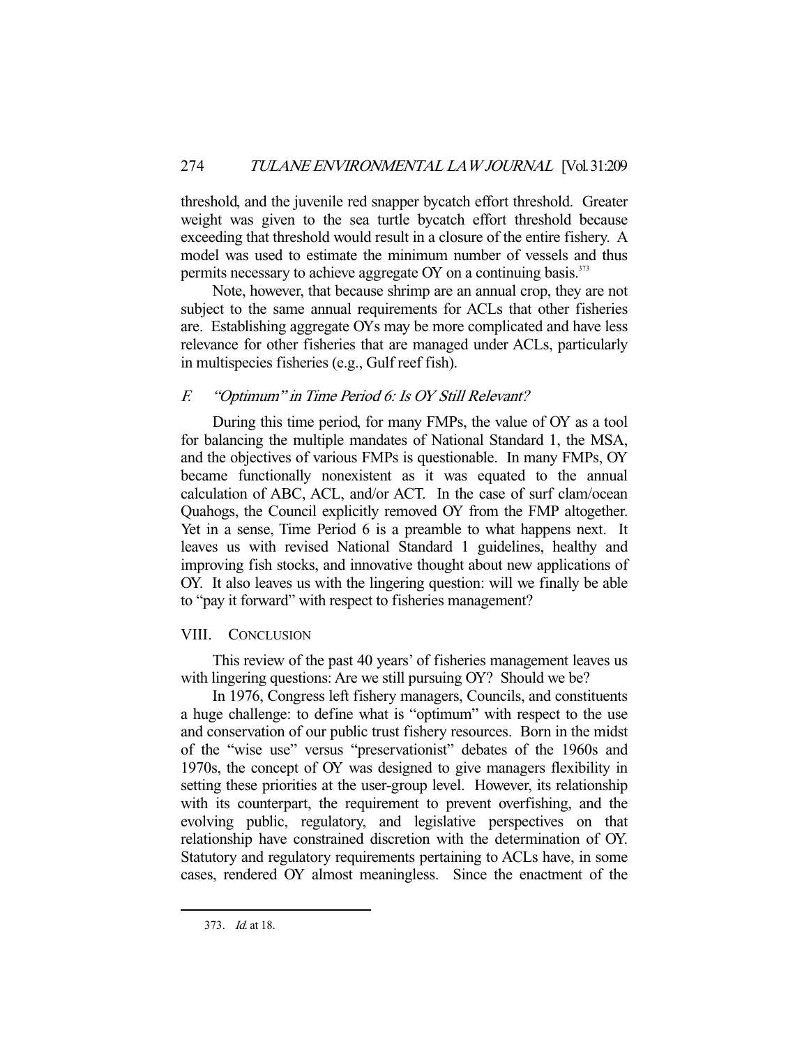threshold, and the juvenile red snapper bycatch effort threshold. Greater weight was given to the sea turtle bycatch effort threshold because exceeding that threshold would result in a closure of the entire fishery. A model was used to estimate the minimum number of vessels and thus permits necessary to achieve aggregate OY on a continuing basis.[373]

Note, however, that because shrimp are an annual crop, they are not subject to the same annual requirements for ACLs that other fisheries are. Establishing aggregate OYs may be more complicated and have less relevance for other fisheries that are managed under ACLs, particularly in multispecies fisheries (e.g., Gulf reef fish).

### *F. "Optimum" in Time Period 6: Is OY Still Relevant?*

During this time period, for many FMPs, the value of OY as a tool for balancing the multiple mandates of National Standard 1, the MSA, and the objectives of various FMPs is questionable. In many FMPs, OY became functionally nonexistent as it was equated to the annual calculation of ABC, ACL, and/or ACT. In the case of surf clam/ocean Quahogs, the Council explicitly removed OY from the FMP altogether. Yet in a sense, Time Period 6 is a preamble to what happens next. It leaves us with revised National Standard 1 guidelines, healthy and improving fish stocks, and innovative thought about new applications of OY. It also leaves us with the lingering question: will we finally be able to "pay it forward" with respect to fisheries management?

## VIII. CONCLUSION

This review of the past 40 years' of fisheries management leaves us with lingering questions: Are we still pursuing OY? Should we be?

In 1976, Congress left fishery managers, Councils, and constituents a huge challenge: to define what is "optimum" with respect to the use and conservation of our public trust fishery resources. Born in the midst of the "wise use" versus "preservationist" debates of the 1960s and 1970s, the concept of OY was designed to give managers flexibility in setting these priorities at the user-group level. However, its relationship with its counterpart, the requirement to prevent overfishing, and the evolving public, regulatory, and legislative perspectives on that relationship have constrained discretion with the determination of OY. Statutory and regulatory requirements pertaining to ACLs have, in some cases, rendered OY almost meaningless. Since the enactment of the

373. *Id.* at 18.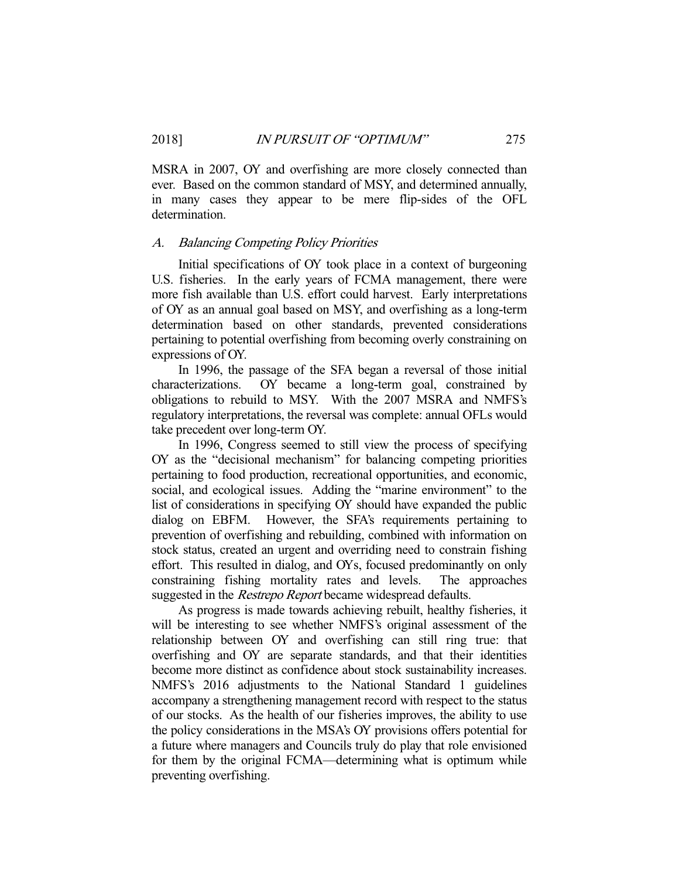MSRA in 2007, OY and overfishing are more closely connected than ever. Based on the common standard of MSY, and determined annually, in many cases they appear to be mere flip-sides of the OFL determination.

### *A. Balancing Competing Policy Priorities*

Initial specifications of OY took place in a context of burgeoning U.S. fisheries. In the early years of FCMA management, there were more fish available than U.S. effort could harvest. Early interpretations of OY as an annual goal based on MSY, and overfishing as a long-term determination based on other standards, prevented considerations pertaining to potential overfishing from becoming overly constraining on expressions of OY.

In 1996, the passage of the SFA began a reversal of those initial characterizations. OY became a long-term goal, constrained by obligations to rebuild to MSY. With the 2007 MSRA and NMFS's regulatory interpretations, the reversal was complete: annual OFLs would take precedent over long-term OY.

In 1996, Congress seemed to still view the process of specifying OY as the "decisional mechanism" for balancing competing priorities pertaining to food production, recreational opportunities, and economic, social, and ecological issues. Adding the "marine environment" to the list of considerations in specifying OY should have expanded the public dialog on EBFM. However, the SFA's requirements pertaining to prevention of overfishing and rebuilding, combined with information on stock status, created an urgent and overriding need to constrain fishing effort. This resulted in dialog, and OYs, focused predominantly on only constraining fishing mortality rates and levels. The approaches suggested in the *Restrepo Report* became widespread defaults.

As progress is made towards achieving rebuilt, healthy fisheries, it will be interesting to see whether NMFS's original assessment of the relationship between OY and overfishing can still ring true: that overfishing and OY are separate standards, and that their identities become more distinct as confidence about stock sustainability increases. NMFS's 2016 adjustments to the National Standard 1 guidelines accompany a strengthening management record with respect to the status of our stocks. As the health of our fisheries improves, the ability to use the policy considerations in the MSA's OY provisions offers potential for a future where managers and Councils truly do play that role envisioned for them by the original FCMA—determining what is optimum while preventing overfishing.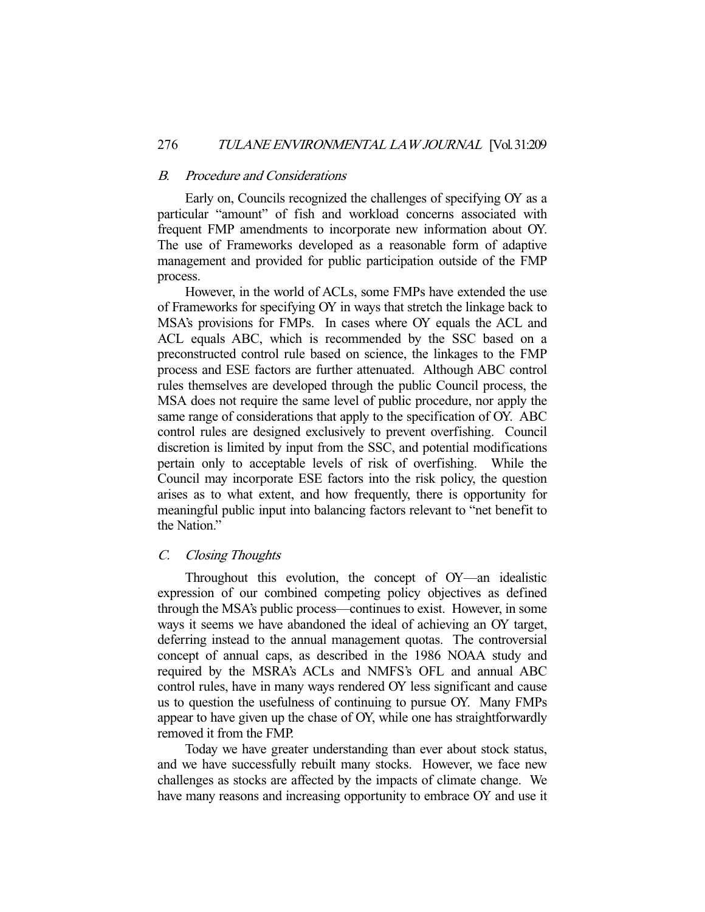### *B. Procedure and Considerations*

Early on, Councils recognized the challenges of specifying OY as a particular "amount" of fish and workload concerns associated with frequent FMP amendments to incorporate new information about OY. The use of Frameworks developed as a reasonable form of adaptive management and provided for public participation outside of the FMP process.

However, in the world of ACLs, some FMPs have extended the use of Frameworks for specifying OY in ways that stretch the linkage back to MSA's provisions for FMPs. In cases where OY equals the ACL and ACL equals ABC, which is recommended by the SSC based on a preconstructed control rule based on science, the linkages to the FMP process and ESE factors are further attenuated. Although ABC control rules themselves are developed through the public Council process, the MSA does not require the same level of public procedure, nor apply the same range of considerations that apply to the specification of OY. ABC control rules are designed exclusively to prevent overfishing. Council discretion is limited by input from the SSC, and potential modifications pertain only to acceptable levels of risk of overfishing. While the Council may incorporate ESE factors into the risk policy, the question arises as to what extent, and how frequently, there is opportunity for meaningful public input into balancing factors relevant to "net benefit to the Nation."

### *C. Closing Thoughts*

Throughout this evolution, the concept of OY—an idealistic expression of our combined competing policy objectives as defined through the MSA's public process—continues to exist. However, in some ways it seems we have abandoned the ideal of achieving an OY target, deferring instead to the annual management quotas. The controversial concept of annual caps, as described in the 1986 NOAA study and required by the MSRA's ACLs and NMFS's OFL and annual ABC control rules, have in many ways rendered OY less significant and cause us to question the usefulness of continuing to pursue OY. Many FMPs appear to have given up the chase of OY, while one has straightforwardly removed it from the FMP.

Today we have greater understanding than ever about stock status, and we have successfully rebuilt many stocks. However, we face new challenges as stocks are affected by the impacts of climate change. We have many reasons and increasing opportunity to embrace OY and use it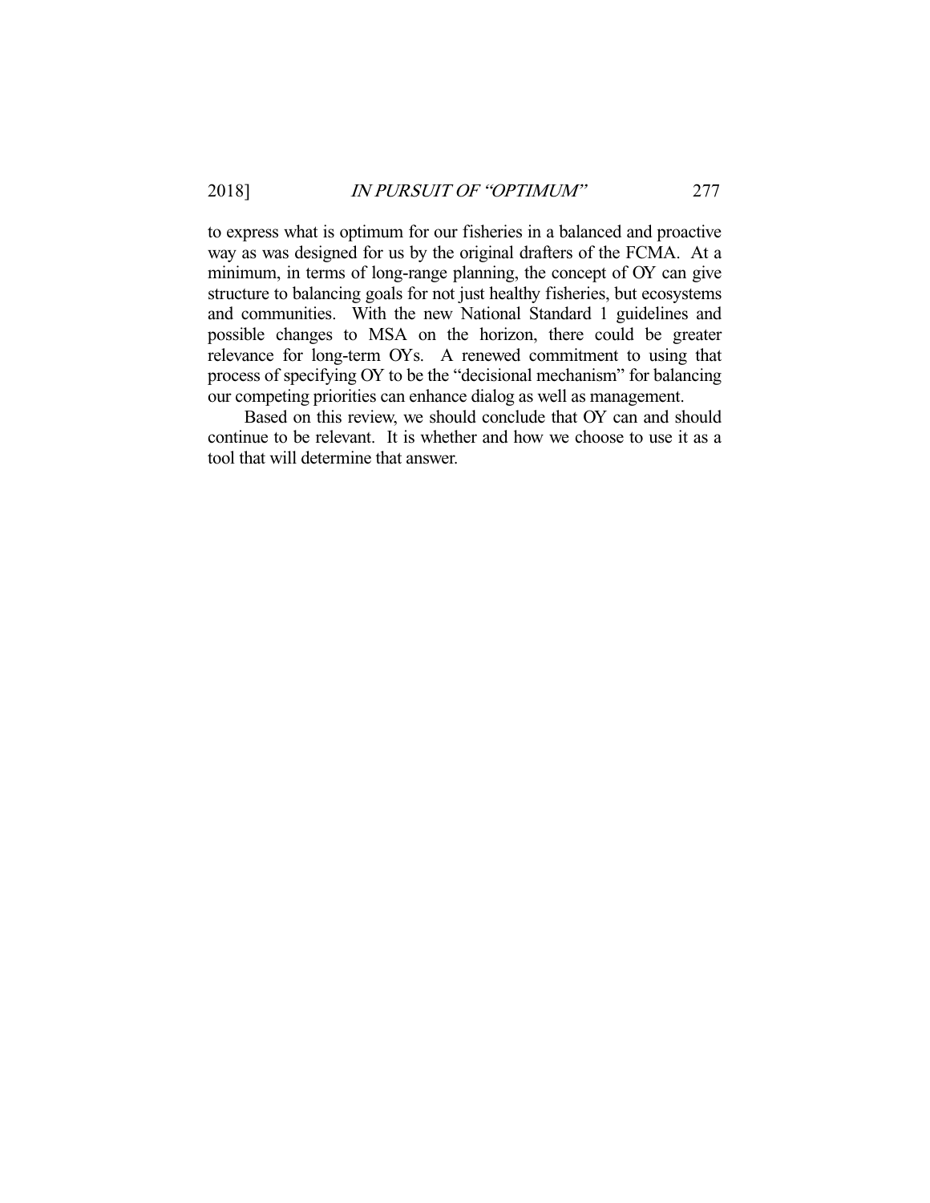to express what is optimum for our fisheries in a balanced and proactive way as was designed for us by the original drafters of the FCMA. At a minimum, in terms of long-range planning, the concept of OY can give structure to balancing goals for not just healthy fisheries, but ecosystems and communities. With the new National Standard 1 guidelines and possible changes to MSA on the horizon, there could be greater relevance for long-term OYs. A renewed commitment to using that process of specifying OY to be the "decisional mechanism" for balancing our competing priorities can enhance dialog as well as management.

Based on this review, we should conclude that OY can and should continue to be relevant. It is whether and how we choose to use it as a tool that will determine that answer.